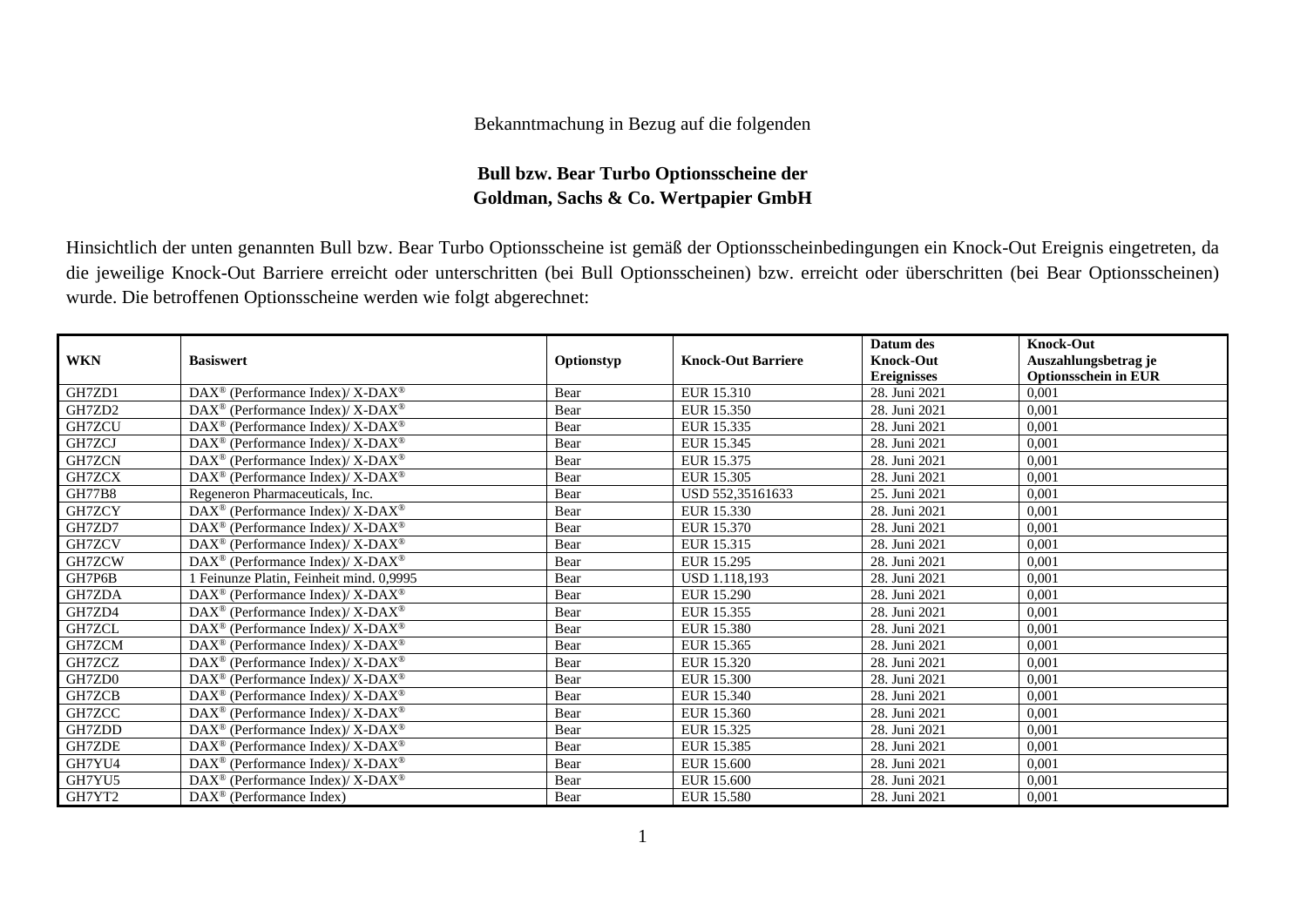Bekanntmachung in Bezug auf die folgenden

**Bull bzw. Bear Turbo Optionsscheine der Goldman, Sachs & Co. Wertpapier GmbH**

Hinsichtlich der unten genannten Bull bzw. Bear Turbo Optionsscheine ist gemäß der Optionsscheinbedingungen ein Knock-Out Ereignis eingetreten, da die jeweilige Knock-Out Barriere erreicht oder unterschritten (bei Bull Optionsscheinen) bzw. erreicht oder überschritten (bei Bear Optionsscheinen) wurde. Die betroffenen Optionsscheine werden wie folgt abgerechnet:

| WKN | Basiswert | Optionstyp | Knock-Out Barriere | Datum des Knock-Out Ereignisses | Knock-Out Auszahlungsbetrag je Optionsschein in EUR |
|---|---|---|---|---|---|
| GH7ZD1 | DAX® (Performance Index)/ X-DAX® | Bear | EUR 15.310 | 28. Juni 2021 | 0,001 |
| GH7ZD2 | DAX® (Performance Index)/ X-DAX® | Bear | EUR 15.350 | 28. Juni 2021 | 0,001 |
| GH7ZCU | DAX® (Performance Index)/ X-DAX® | Bear | EUR 15.335 | 28. Juni 2021 | 0,001 |
| GH7ZCJ | DAX® (Performance Index)/ X-DAX® | Bear | EUR 15.345 | 28. Juni 2021 | 0,001 |
| GH7ZCN | DAX® (Performance Index)/ X-DAX® | Bear | EUR 15.375 | 28. Juni 2021 | 0,001 |
| GH7ZCX | DAX® (Performance Index)/ X-DAX® | Bear | EUR 15.305 | 28. Juni 2021 | 0,001 |
| GH77B8 | Regeneron Pharmaceuticals, Inc. | Bear | USD 552,35161633 | 25. Juni 2021 | 0,001 |
| GH7ZCY | DAX® (Performance Index)/ X-DAX® | Bear | EUR 15.330 | 28. Juni 2021 | 0,001 |
| GH7ZD7 | DAX® (Performance Index)/ X-DAX® | Bear | EUR 15.370 | 28. Juni 2021 | 0,001 |
| GH7ZCV | DAX® (Performance Index)/ X-DAX® | Bear | EUR 15.315 | 28. Juni 2021 | 0,001 |
| GH7ZCW | DAX® (Performance Index)/ X-DAX® | Bear | EUR 15.295 | 28. Juni 2021 | 0,001 |
| GH7P6B | 1 Feinunze Platin, Feinheit mind. 0,9995 | Bear | USD 1.118,193 | 28. Juni 2021 | 0,001 |
| GH7ZDA | DAX® (Performance Index)/ X-DAX® | Bear | EUR 15.290 | 28. Juni 2021 | 0,001 |
| GH7ZD4 | DAX® (Performance Index)/ X-DAX® | Bear | EUR 15.355 | 28. Juni 2021 | 0,001 |
| GH7ZCL | DAX® (Performance Index)/ X-DAX® | Bear | EUR 15.380 | 28. Juni 2021 | 0,001 |
| GH7ZCM | DAX® (Performance Index)/ X-DAX® | Bear | EUR 15.365 | 28. Juni 2021 | 0,001 |
| GH7ZCZ | DAX® (Performance Index)/ X-DAX® | Bear | EUR 15.320 | 28. Juni 2021 | 0,001 |
| GH7ZD0 | DAX® (Performance Index)/ X-DAX® | Bear | EUR 15.300 | 28. Juni 2021 | 0,001 |
| GH7ZCB | DAX® (Performance Index)/ X-DAX® | Bear | EUR 15.340 | 28. Juni 2021 | 0,001 |
| GH7ZCC | DAX® (Performance Index)/ X-DAX® | Bear | EUR 15.360 | 28. Juni 2021 | 0,001 |
| GH7ZDD | DAX® (Performance Index)/ X-DAX® | Bear | EUR 15.325 | 28. Juni 2021 | 0,001 |
| GH7ZDE | DAX® (Performance Index)/ X-DAX® | Bear | EUR 15.385 | 28. Juni 2021 | 0,001 |
| GH7YU4 | DAX® (Performance Index)/ X-DAX® | Bear | EUR 15.600 | 28. Juni 2021 | 0,001 |
| GH7YU5 | DAX® (Performance Index)/ X-DAX® | Bear | EUR 15.600 | 28. Juni 2021 | 0,001 |
| GH7YT2 | DAX® (Performance Index) | Bear | EUR 15.580 | 28. Juni 2021 | 0,001 |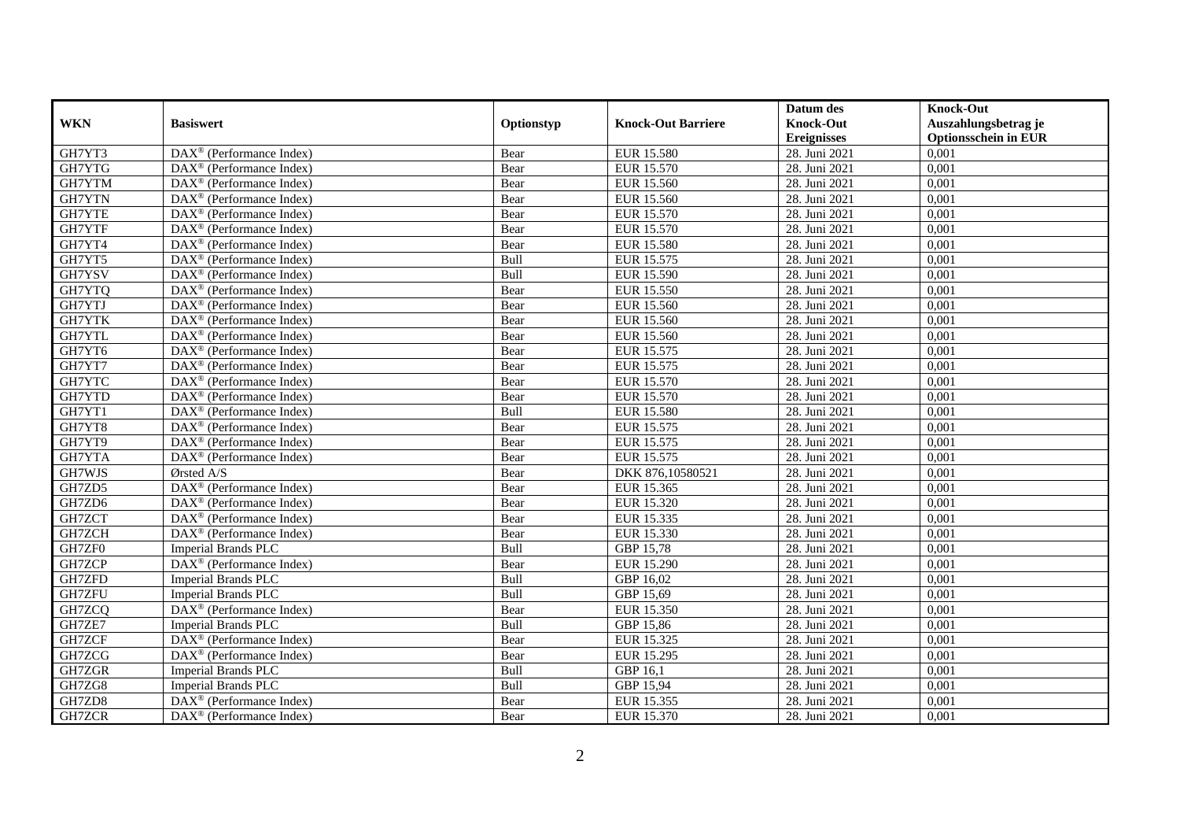| WKN | Basiswert | Optionstyp | Knock-Out Barriere | Datum des Knock-Out Ereignisses | Knock-Out Auszahlungsbetrag je Optionsschein in EUR |
|---|---|---|---|---|---|
| GH7YT3 | DAX® (Performance Index) | Bear | EUR 15.580 | 28. Juni 2021 | 0,001 |
| GH7YTG | DAX® (Performance Index) | Bear | EUR 15.570 | 28. Juni 2021 | 0,001 |
| GH7YTM | DAX® (Performance Index) | Bear | EUR 15.560 | 28. Juni 2021 | 0,001 |
| GH7YTN | DAX® (Performance Index) | Bear | EUR 15.560 | 28. Juni 2021 | 0,001 |
| GH7YTE | DAX® (Performance Index) | Bear | EUR 15.570 | 28. Juni 2021 | 0,001 |
| GH7YTF | DAX® (Performance Index) | Bear | EUR 15.570 | 28. Juni 2021 | 0,001 |
| GH7YT4 | DAX® (Performance Index) | Bear | EUR 15.580 | 28. Juni 2021 | 0,001 |
| GH7YT5 | DAX® (Performance Index) | Bull | EUR 15.575 | 28. Juni 2021 | 0,001 |
| GH7YSV | DAX® (Performance Index) | Bull | EUR 15.590 | 28. Juni 2021 | 0,001 |
| GH7YTQ | DAX® (Performance Index) | Bear | EUR 15.550 | 28. Juni 2021 | 0,001 |
| GH7YTJ | DAX® (Performance Index) | Bear | EUR 15.560 | 28. Juni 2021 | 0,001 |
| GH7YTK | DAX® (Performance Index) | Bear | EUR 15.560 | 28. Juni 2021 | 0,001 |
| GH7YTL | DAX® (Performance Index) | Bear | EUR 15.560 | 28. Juni 2021 | 0,001 |
| GH7YT6 | DAX® (Performance Index) | Bear | EUR 15.575 | 28. Juni 2021 | 0,001 |
| GH7YT7 | DAX® (Performance Index) | Bear | EUR 15.575 | 28. Juni 2021 | 0,001 |
| GH7YTC | DAX® (Performance Index) | Bear | EUR 15.570 | 28. Juni 2021 | 0,001 |
| GH7YTD | DAX® (Performance Index) | Bear | EUR 15.570 | 28. Juni 2021 | 0,001 |
| GH7YT1 | DAX® (Performance Index) | Bull | EUR 15.580 | 28. Juni 2021 | 0,001 |
| GH7YT8 | DAX® (Performance Index) | Bear | EUR 15.575 | 28. Juni 2021 | 0,001 |
| GH7YT9 | DAX® (Performance Index) | Bear | EUR 15.575 | 28. Juni 2021 | 0,001 |
| GH7YTA | DAX® (Performance Index) | Bear | EUR 15.575 | 28. Juni 2021 | 0,001 |
| GH7WJS | Ørsted A/S | Bear | DKK 876,10580521 | 28. Juni 2021 | 0,001 |
| GH7ZD5 | DAX® (Performance Index) | Bear | EUR 15.365 | 28. Juni 2021 | 0,001 |
| GH7ZD6 | DAX® (Performance Index) | Bear | EUR 15.320 | 28. Juni 2021 | 0,001 |
| GH7ZCT | DAX® (Performance Index) | Bear | EUR 15.335 | 28. Juni 2021 | 0,001 |
| GH7ZCH | DAX® (Performance Index) | Bear | EUR 15.330 | 28. Juni 2021 | 0,001 |
| GH7ZF0 | Imperial Brands PLC | Bull | GBP 15,78 | 28. Juni 2021 | 0,001 |
| GH7ZCP | DAX® (Performance Index) | Bear | EUR 15.290 | 28. Juni 2021 | 0,001 |
| GH7ZFD | Imperial Brands PLC | Bull | GBP 16,02 | 28. Juni 2021 | 0,001 |
| GH7ZFU | Imperial Brands PLC | Bull | GBP 15,69 | 28. Juni 2021 | 0,001 |
| GH7ZCQ | DAX® (Performance Index) | Bear | EUR 15.350 | 28. Juni 2021 | 0,001 |
| GH7ZE7 | Imperial Brands PLC | Bull | GBP 15,86 | 28. Juni 2021 | 0,001 |
| GH7ZCF | DAX® (Performance Index) | Bear | EUR 15.325 | 28. Juni 2021 | 0,001 |
| GH7ZCG | DAX® (Performance Index) | Bear | EUR 15.295 | 28. Juni 2021 | 0,001 |
| GH7ZGR | Imperial Brands PLC | Bull | GBP 16,1 | 28. Juni 2021 | 0,001 |
| GH7ZG8 | Imperial Brands PLC | Bull | GBP 15,94 | 28. Juni 2021 | 0,001 |
| GH7ZD8 | DAX® (Performance Index) | Bear | EUR 15.355 | 28. Juni 2021 | 0,001 |
| GH7ZCR | DAX® (Performance Index) | Bear | EUR 15.370 | 28. Juni 2021 | 0,001 |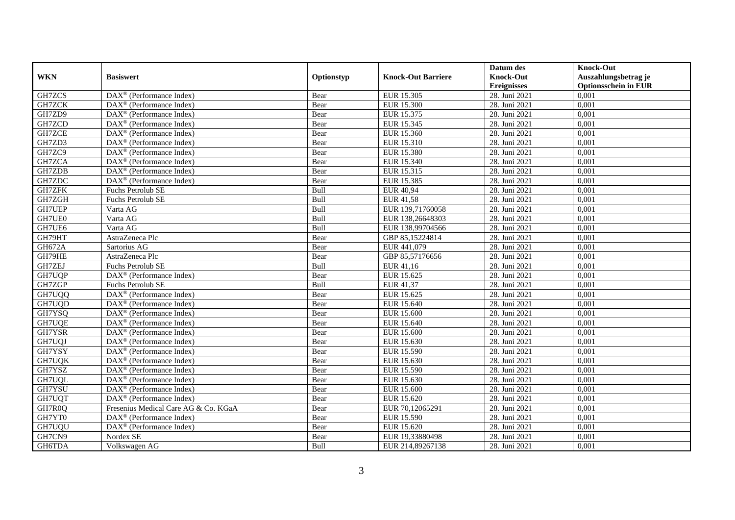| WKN | Basiswert | Optionstyp | Knock-Out Barriere | Datum des Knock-Out Ereignisses | Knock-Out Auszahlungsbetrag je Optionsschein in EUR |
|---|---|---|---|---|---|
| GH7ZCS | DAX® (Performance Index) | Bear | EUR 15.305 | 28. Juni 2021 | 0,001 |
| GH7ZCK | DAX® (Performance Index) | Bear | EUR 15.300 | 28. Juni 2021 | 0,001 |
| GH7ZD9 | DAX® (Performance Index) | Bear | EUR 15.375 | 28. Juni 2021 | 0,001 |
| GH7ZCD | DAX® (Performance Index) | Bear | EUR 15.345 | 28. Juni 2021 | 0,001 |
| GH7ZCE | DAX® (Performance Index) | Bear | EUR 15.360 | 28. Juni 2021 | 0,001 |
| GH7ZD3 | DAX® (Performance Index) | Bear | EUR 15.310 | 28. Juni 2021 | 0,001 |
| GH7ZC9 | DAX® (Performance Index) | Bear | EUR 15.380 | 28. Juni 2021 | 0,001 |
| GH7ZCA | DAX® (Performance Index) | Bear | EUR 15.340 | 28. Juni 2021 | 0,001 |
| GH7ZDB | DAX® (Performance Index) | Bear | EUR 15.315 | 28. Juni 2021 | 0,001 |
| GH7ZDC | DAX® (Performance Index) | Bear | EUR 15.385 | 28. Juni 2021 | 0,001 |
| GH7ZFK | Fuchs Petrolub SE | Bull | EUR 40,94 | 28. Juni 2021 | 0,001 |
| GH7ZGH | Fuchs Petrolub SE | Bull | EUR 41,58 | 28. Juni 2021 | 0,001 |
| GH7UEP | Varta AG | Bull | EUR 139,71760058 | 28. Juni 2021 | 0,001 |
| GH7UE0 | Varta AG | Bull | EUR 138,26648303 | 28. Juni 2021 | 0,001 |
| GH7UE6 | Varta AG | Bull | EUR 138,99704566 | 28. Juni 2021 | 0,001 |
| GH79HT | AstraZeneca Plc | Bear | GBP 85,15224814 | 28. Juni 2021 | 0,001 |
| GH672A | Sartorius AG | Bear | EUR 441,079 | 28. Juni 2021 | 0,001 |
| GH79HE | AstraZeneca Plc | Bear | GBP 85,57176656 | 28. Juni 2021 | 0,001 |
| GH7ZEJ | Fuchs Petrolub SE | Bull | EUR 41,16 | 28. Juni 2021 | 0,001 |
| GH7UQP | DAX® (Performance Index) | Bear | EUR 15.625 | 28. Juni 2021 | 0,001 |
| GH7ZGP | Fuchs Petrolub SE | Bull | EUR 41,37 | 28. Juni 2021 | 0,001 |
| GH7UQQ | DAX® (Performance Index) | Bear | EUR 15.625 | 28. Juni 2021 | 0,001 |
| GH7UQD | DAX® (Performance Index) | Bear | EUR 15.640 | 28. Juni 2021 | 0,001 |
| GH7YSQ | DAX® (Performance Index) | Bear | EUR 15.600 | 28. Juni 2021 | 0,001 |
| GH7UQE | DAX® (Performance Index) | Bear | EUR 15.640 | 28. Juni 2021 | 0,001 |
| GH7YSR | DAX® (Performance Index) | Bear | EUR 15.600 | 28. Juni 2021 | 0,001 |
| GH7UQJ | DAX® (Performance Index) | Bear | EUR 15.630 | 28. Juni 2021 | 0,001 |
| GH7YSY | DAX® (Performance Index) | Bear | EUR 15.590 | 28. Juni 2021 | 0,001 |
| GH7UQK | DAX® (Performance Index) | Bear | EUR 15.630 | 28. Juni 2021 | 0,001 |
| GH7YSZ | DAX® (Performance Index) | Bear | EUR 15.590 | 28. Juni 2021 | 0,001 |
| GH7UQL | DAX® (Performance Index) | Bear | EUR 15.630 | 28. Juni 2021 | 0,001 |
| GH7YSU | DAX® (Performance Index) | Bear | EUR 15.600 | 28. Juni 2021 | 0,001 |
| GH7UQT | DAX® (Performance Index) | Bear | EUR 15.620 | 28. Juni 2021 | 0,001 |
| GH7R0Q | Fresenius Medical Care AG & Co. KGaA | Bear | EUR 70,12065291 | 28. Juni 2021 | 0,001 |
| GH7YT0 | DAX® (Performance Index) | Bear | EUR 15.590 | 28. Juni 2021 | 0,001 |
| GH7UQU | DAX® (Performance Index) | Bear | EUR 15.620 | 28. Juni 2021 | 0,001 |
| GH7CN9 | Nordex SE | Bear | EUR 19,33880498 | 28. Juni 2021 | 0,001 |
| GH6TDA | Volkswagen AG | Bull | EUR 214,89267138 | 28. Juni 2021 | 0,001 |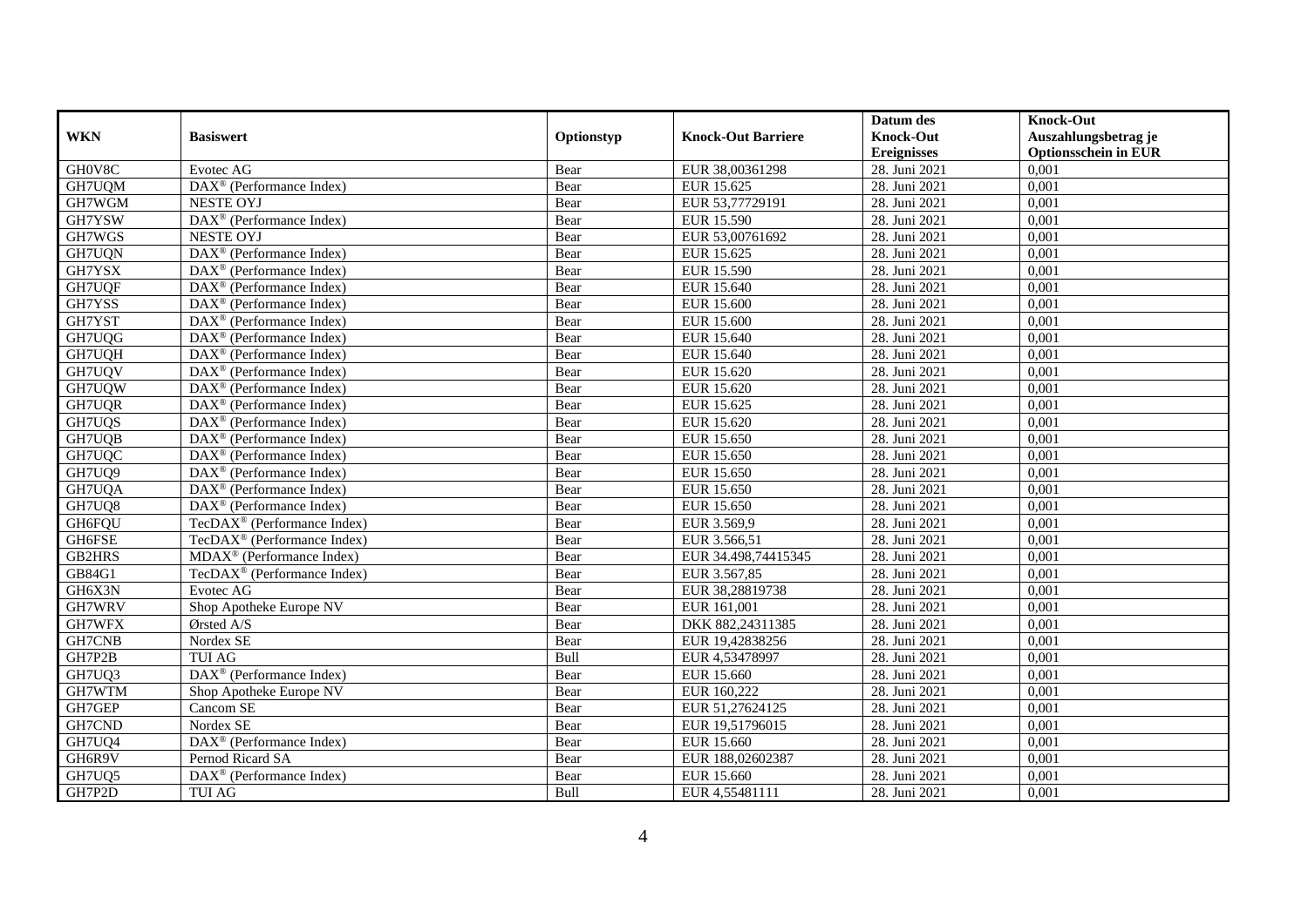| WKN | Basiswert | Optionstyp | Knock-Out Barriere | Datum des Knock-Out Ereignisses | Knock-Out Auszahlungsbetrag je Optionsschein in EUR |
|---|---|---|---|---|---|
| GH0V8C | Evotec AG | Bear | EUR 38,00361298 | 28. Juni 2021 | 0,001 |
| GH7UQM | DAX® (Performance Index) | Bear | EUR 15.625 | 28. Juni 2021 | 0,001 |
| GH7WGM | NESTE OYJ | Bear | EUR 53,77729191 | 28. Juni 2021 | 0,001 |
| GH7YSW | DAX® (Performance Index) | Bear | EUR 15.590 | 28. Juni 2021 | 0,001 |
| GH7WGS | NESTE OYJ | Bear | EUR 53,00761692 | 28. Juni 2021 | 0,001 |
| GH7UQN | DAX® (Performance Index) | Bear | EUR 15.625 | 28. Juni 2021 | 0,001 |
| GH7YSX | DAX® (Performance Index) | Bear | EUR 15.590 | 28. Juni 2021 | 0,001 |
| GH7UQF | DAX® (Performance Index) | Bear | EUR 15.640 | 28. Juni 2021 | 0,001 |
| GH7YSS | DAX® (Performance Index) | Bear | EUR 15.600 | 28. Juni 2021 | 0,001 |
| GH7YST | DAX® (Performance Index) | Bear | EUR 15.600 | 28. Juni 2021 | 0,001 |
| GH7UQG | DAX® (Performance Index) | Bear | EUR 15.640 | 28. Juni 2021 | 0,001 |
| GH7UQH | DAX® (Performance Index) | Bear | EUR 15.640 | 28. Juni 2021 | 0,001 |
| GH7UQV | DAX® (Performance Index) | Bear | EUR 15.620 | 28. Juni 2021 | 0,001 |
| GH7UQW | DAX® (Performance Index) | Bear | EUR 15.620 | 28. Juni 2021 | 0,001 |
| GH7UQR | DAX® (Performance Index) | Bear | EUR 15.625 | 28. Juni 2021 | 0,001 |
| GH7UQS | DAX® (Performance Index) | Bear | EUR 15.620 | 28. Juni 2021 | 0,001 |
| GH7UQB | DAX® (Performance Index) | Bear | EUR 15.650 | 28. Juni 2021 | 0,001 |
| GH7UQC | DAX® (Performance Index) | Bear | EUR 15.650 | 28. Juni 2021 | 0,001 |
| GH7UQ9 | DAX® (Performance Index) | Bear | EUR 15.650 | 28. Juni 2021 | 0,001 |
| GH7UQA | DAX® (Performance Index) | Bear | EUR 15.650 | 28. Juni 2021 | 0,001 |
| GH7UQ8 | DAX® (Performance Index) | Bear | EUR 15.650 | 28. Juni 2021 | 0,001 |
| GH6FQU | TecDAX® (Performance Index) | Bear | EUR 3.569,9 | 28. Juni 2021 | 0,001 |
| GH6FSE | TecDAX® (Performance Index) | Bear | EUR 3.566,51 | 28. Juni 2021 | 0,001 |
| GB2HRS | MDAX® (Performance Index) | Bear | EUR 34.498,74415345 | 28. Juni 2021 | 0,001 |
| GB84G1 | TecDAX® (Performance Index) | Bear | EUR 3.567,85 | 28. Juni 2021 | 0,001 |
| GH6X3N | Evotec AG | Bear | EUR 38,28819738 | 28. Juni 2021 | 0,001 |
| GH7WRV | Shop Apotheke Europe NV | Bear | EUR 161,001 | 28. Juni 2021 | 0,001 |
| GH7WFX | Ørsted A/S | Bear | DKK 882,24311385 | 28. Juni 2021 | 0,001 |
| GH7CNB | Nordex SE | Bear | EUR 19,42838256 | 28. Juni 2021 | 0,001 |
| GH7P2B | TUI AG | Bull | EUR 4,53478997 | 28. Juni 2021 | 0,001 |
| GH7UQ3 | DAX® (Performance Index) | Bear | EUR 15.660 | 28. Juni 2021 | 0,001 |
| GH7WTM | Shop Apotheke Europe NV | Bear | EUR 160,222 | 28. Juni 2021 | 0,001 |
| GH7GEP | Cancom SE | Bear | EUR 51,27624125 | 28. Juni 2021 | 0,001 |
| GH7CND | Nordex SE | Bear | EUR 19,51796015 | 28. Juni 2021 | 0,001 |
| GH7UQ4 | DAX® (Performance Index) | Bear | EUR 15.660 | 28. Juni 2021 | 0,001 |
| GH6R9V | Pernod Ricard SA | Bear | EUR 188,02602387 | 28. Juni 2021 | 0,001 |
| GH7UQ5 | DAX® (Performance Index) | Bear | EUR 15.660 | 28. Juni 2021 | 0,001 |
| GH7P2D | TUI AG | Bull | EUR 4,55481111 | 28. Juni 2021 | 0,001 |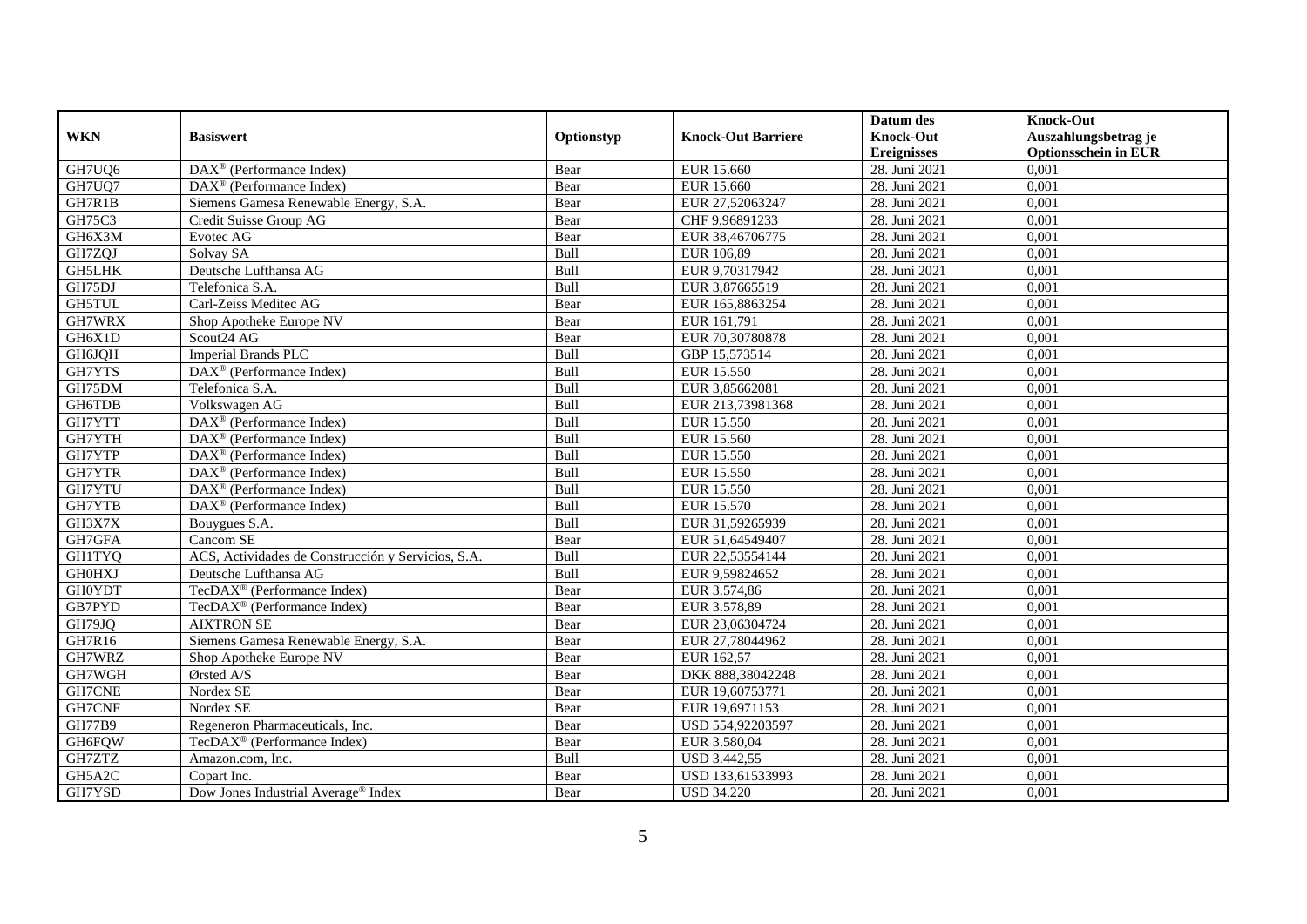| WKN | Basiswert | Optionstyp | Knock-Out Barriere | Datum des Knock-Out Ereignisses | Knock-Out Auszahlungsbetrag je Optionsschein in EUR |
|---|---|---|---|---|---|
| GH7UQ6 | DAX® (Performance Index) | Bear | EUR 15.660 | 28. Juni 2021 | 0,001 |
| GH7UQ7 | DAX® (Performance Index) | Bear | EUR 15.660 | 28. Juni 2021 | 0,001 |
| GH7R1B | Siemens Gamesa Renewable Energy, S.A. | Bear | EUR 27,52063247 | 28. Juni 2021 | 0,001 |
| GH75C3 | Credit Suisse Group AG | Bear | CHF 9,96891233 | 28. Juni 2021 | 0,001 |
| GH6X3M | Evotec AG | Bear | EUR 38,46706775 | 28. Juni 2021 | 0,001 |
| GH7ZQJ | Solvay SA | Bull | EUR 106,89 | 28. Juni 2021 | 0,001 |
| GH5LHK | Deutsche Lufthansa AG | Bull | EUR 9,70317942 | 28. Juni 2021 | 0,001 |
| GH75DJ | Telefonica S.A. | Bull | EUR 3,87665519 | 28. Juni 2021 | 0,001 |
| GH5TUL | Carl-Zeiss Meditec AG | Bear | EUR 165,8863254 | 28. Juni 2021 | 0,001 |
| GH7WRX | Shop Apotheke Europe NV | Bear | EUR 161,791 | 28. Juni 2021 | 0,001 |
| GH6X1D | Scout24 AG | Bear | EUR 70,30780878 | 28. Juni 2021 | 0,001 |
| GH6JQH | Imperial Brands PLC | Bull | GBP 15,573514 | 28. Juni 2021 | 0,001 |
| GH7YTS | DAX® (Performance Index) | Bull | EUR 15.550 | 28. Juni 2021 | 0,001 |
| GH75DM | Telefonica S.A. | Bull | EUR 3,85662081 | 28. Juni 2021 | 0,001 |
| GH6TDB | Volkswagen AG | Bull | EUR 213,73981368 | 28. Juni 2021 | 0,001 |
| GH7YTT | DAX® (Performance Index) | Bull | EUR 15.550 | 28. Juni 2021 | 0,001 |
| GH7YTH | DAX® (Performance Index) | Bull | EUR 15.560 | 28. Juni 2021 | 0,001 |
| GH7YTP | DAX® (Performance Index) | Bull | EUR 15.550 | 28. Juni 2021 | 0,001 |
| GH7YTR | DAX® (Performance Index) | Bull | EUR 15.550 | 28. Juni 2021 | 0,001 |
| GH7YTU | DAX® (Performance Index) | Bull | EUR 15.550 | 28. Juni 2021 | 0,001 |
| GH7YTB | DAX® (Performance Index) | Bull | EUR 15.570 | 28. Juni 2021 | 0,001 |
| GH3X7X | Bouygues S.A. | Bull | EUR 31,59265939 | 28. Juni 2021 | 0,001 |
| GH7GFA | Cancom SE | Bear | EUR 51,64549407 | 28. Juni 2021 | 0,001 |
| GH1TYQ | ACS, Actividades de Construcción y Servicios, S.A. | Bull | EUR 22,53554144 | 28. Juni 2021 | 0,001 |
| GH0HXJ | Deutsche Lufthansa AG | Bull | EUR 9,59824652 | 28. Juni 2021 | 0,001 |
| GH0YDT | TecDAX® (Performance Index) | Bear | EUR 3.574,86 | 28. Juni 2021 | 0,001 |
| GB7PYD | TecDAX® (Performance Index) | Bear | EUR 3.578,89 | 28. Juni 2021 | 0,001 |
| GH79JQ | AIXTRON SE | Bear | EUR 23,06304724 | 28. Juni 2021 | 0,001 |
| GH7R16 | Siemens Gamesa Renewable Energy, S.A. | Bear | EUR 27,78044962 | 28. Juni 2021 | 0,001 |
| GH7WRZ | Shop Apotheke Europe NV | Bear | EUR 162,57 | 28. Juni 2021 | 0,001 |
| GH7WGH | Ørsted A/S | Bear | DKK 888,38042248 | 28. Juni 2021 | 0,001 |
| GH7CNE | Nordex SE | Bear | EUR 19,60753771 | 28. Juni 2021 | 0,001 |
| GH7CNF | Nordex SE | Bear | EUR 19,6971153 | 28. Juni 2021 | 0,001 |
| GH77B9 | Regeneron Pharmaceuticals, Inc. | Bear | USD 554,92203597 | 28. Juni 2021 | 0,001 |
| GH6FQW | TecDAX® (Performance Index) | Bear | EUR 3.580,04 | 28. Juni 2021 | 0,001 |
| GH7ZTZ | Amazon.com, Inc. | Bull | USD 3.442,55 | 28. Juni 2021 | 0,001 |
| GH5A2C | Copart Inc. | Bear | USD 133,61533993 | 28. Juni 2021 | 0,001 |
| GH7YSD | Dow Jones Industrial Average® Index | Bear | USD 34.220 | 28. Juni 2021 | 0,001 |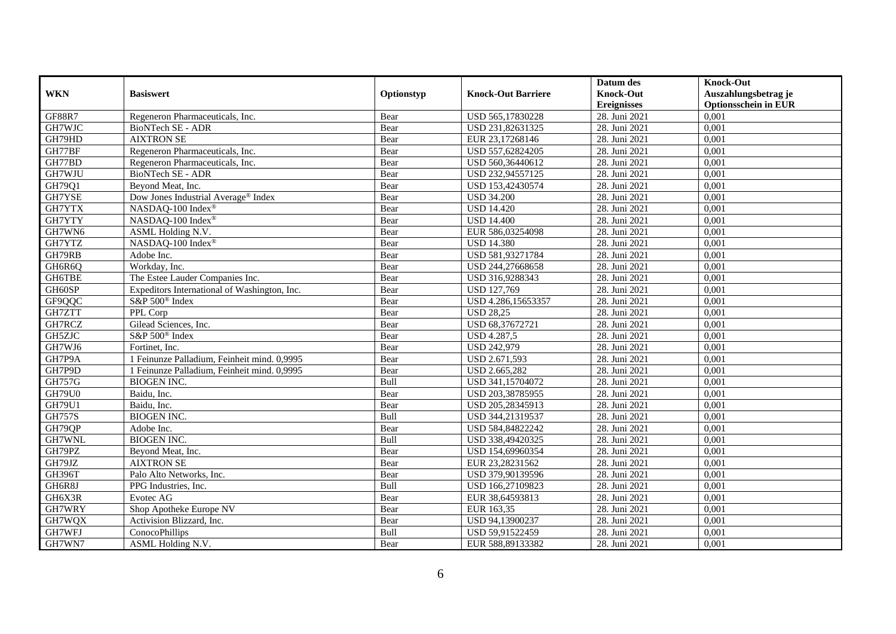| WKN | Basiswert | Optionstyp | Knock-Out Barriere | Datum des Knock-Out Ereignisses | Knock-Out Auszahlungsbetrag je Optionsschein in EUR |
|---|---|---|---|---|---|
| GF88R7 | Regeneron Pharmaceuticals, Inc. | Bear | USD 565,17830228 | 28. Juni 2021 | 0,001 |
| GH7WJC | BioNTech SE - ADR | Bear | USD 231,82631325 | 28. Juni 2021 | 0,001 |
| GH79HD | AIXTRON SE | Bear | EUR 23,17268146 | 28. Juni 2021 | 0,001 |
| GH77BF | Regeneron Pharmaceuticals, Inc. | Bear | USD 557,62824205 | 28. Juni 2021 | 0,001 |
| GH77BD | Regeneron Pharmaceuticals, Inc. | Bear | USD 560,36440612 | 28. Juni 2021 | 0,001 |
| GH7WJU | BioNTech SE - ADR | Bear | USD 232,94557125 | 28. Juni 2021 | 0,001 |
| GH79Q1 | Beyond Meat, Inc. | Bear | USD 153,42430574 | 28. Juni 2021 | 0,001 |
| GH7YSE | Dow Jones Industrial Average® Index | Bear | USD 34.200 | 28. Juni 2021 | 0,001 |
| GH7YTX | NASDAQ-100 Index® | Bear | USD 14.420 | 28. Juni 2021 | 0,001 |
| GH7YTY | NASDAQ-100 Index® | Bear | USD 14.400 | 28. Juni 2021 | 0,001 |
| GH7WN6 | ASML Holding N.V. | Bear | EUR 586,03254098 | 28. Juni 2021 | 0,001 |
| GH7YTZ | NASDAQ-100 Index® | Bear | USD 14.380 | 28. Juni 2021 | 0,001 |
| GH79RB | Adobe Inc. | Bear | USD 581,93271784 | 28. Juni 2021 | 0,001 |
| GH6R6Q | Workday, Inc. | Bear | USD 244,27668658 | 28. Juni 2021 | 0,001 |
| GH6TBE | The Estee Lauder Companies Inc. | Bear | USD 316,9288343 | 28. Juni 2021 | 0,001 |
| GH60SP | Expeditors International of Washington, Inc. | Bear | USD 127,769 | 28. Juni 2021 | 0,001 |
| GF9QQC | S&P 500® Index | Bear | USD 4.286,15653357 | 28. Juni 2021 | 0,001 |
| GH7ZTT | PPL Corp | Bear | USD 28,25 | 28. Juni 2021 | 0,001 |
| GH7RCZ | Gilead Sciences, Inc. | Bear | USD 68,37672721 | 28. Juni 2021 | 0,001 |
| GH5ZJC | S&P 500® Index | Bear | USD 4.287,5 | 28. Juni 2021 | 0,001 |
| GH7WJ6 | Fortinet, Inc. | Bear | USD 242,979 | 28. Juni 2021 | 0,001 |
| GH7P9A | 1 Feinunze Palladium, Feinheit mind. 0,9995 | Bear | USD 2.671,593 | 28. Juni 2021 | 0,001 |
| GH7P9D | 1 Feinunze Palladium, Feinheit mind. 0,9995 | Bear | USD 2.665,282 | 28. Juni 2021 | 0,001 |
| GH757G | BIOGEN INC. | Bull | USD 341,15704072 | 28. Juni 2021 | 0,001 |
| GH79U0 | Baidu, Inc. | Bear | USD 203,38785955 | 28. Juni 2021 | 0,001 |
| GH79U1 | Baidu, Inc. | Bear | USD 205,28345913 | 28. Juni 2021 | 0,001 |
| GH757S | BIOGEN INC. | Bull | USD 344,21319537 | 28. Juni 2021 | 0,001 |
| GH79QP | Adobe Inc. | Bear | USD 584,84822242 | 28. Juni 2021 | 0,001 |
| GH7WNL | BIOGEN INC. | Bull | USD 338,49420325 | 28. Juni 2021 | 0,001 |
| GH79PZ | Beyond Meat, Inc. | Bear | USD 154,69960354 | 28. Juni 2021 | 0,001 |
| GH79JZ | AIXTRON SE | Bear | EUR 23,28231562 | 28. Juni 2021 | 0,001 |
| GH396T | Palo Alto Networks, Inc. | Bear | USD 379,90139596 | 28. Juni 2021 | 0,001 |
| GH6R8J | PPG Industries, Inc. | Bull | USD 166,27109823 | 28. Juni 2021 | 0,001 |
| GH6X3R | Evotec AG | Bear | EUR 38,64593813 | 28. Juni 2021 | 0,001 |
| GH7WRY | Shop Apotheke Europe NV | Bear | EUR 163,35 | 28. Juni 2021 | 0,001 |
| GH7WQX | Activision Blizzard, Inc. | Bear | USD 94,13900237 | 28. Juni 2021 | 0,001 |
| GH7WFJ | ConocoPhillips | Bull | USD 59,91522459 | 28. Juni 2021 | 0,001 |
| GH7WN7 | ASML Holding N.V. | Bear | EUR 588,89133382 | 28. Juni 2021 | 0,001 |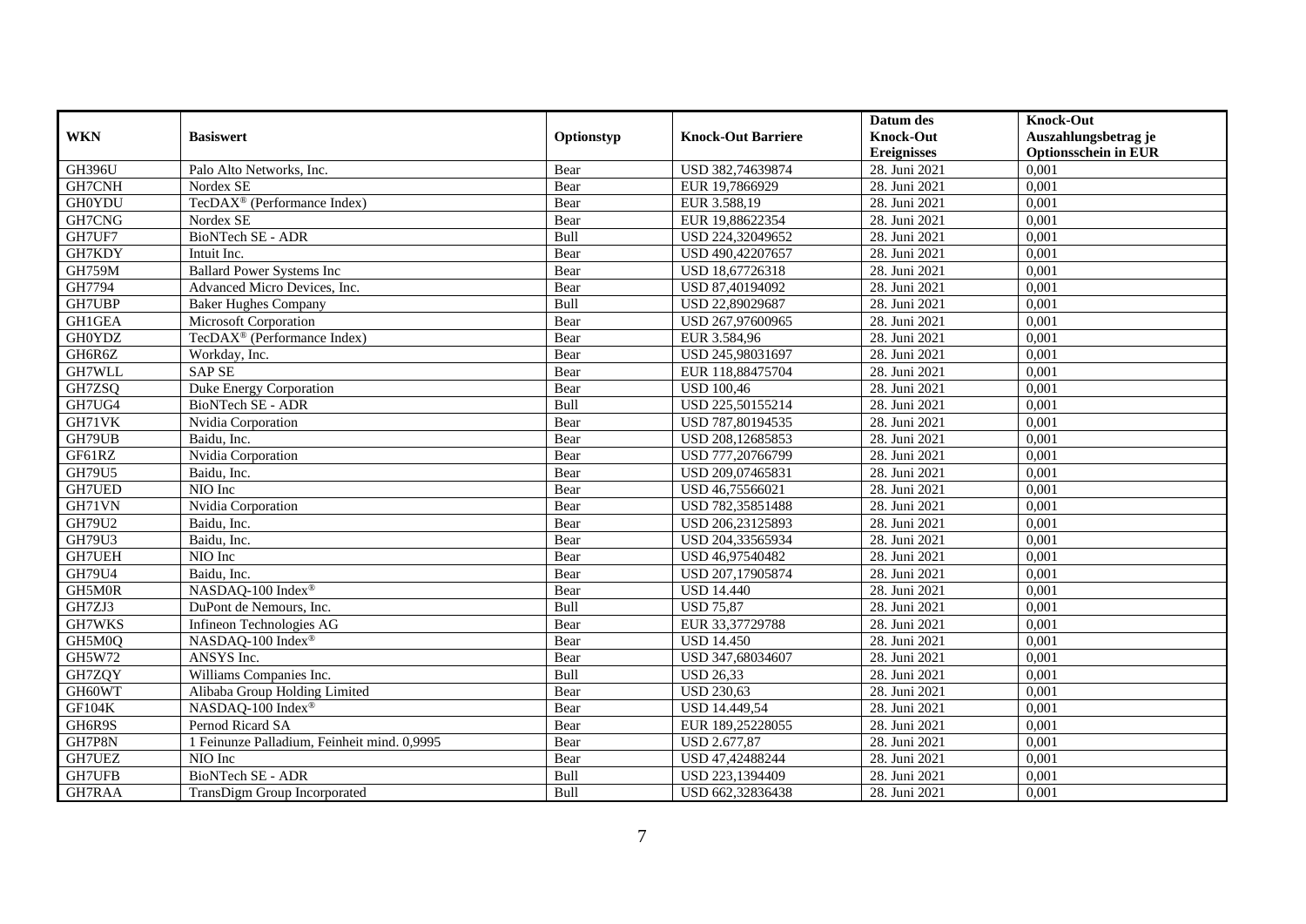| WKN | Basiswert | Optionstyp | Knock-Out Barriere | Datum des Knock-Out Ereignisses | Knock-Out Auszahlungsbetrag je Optionsschein in EUR |
|---|---|---|---|---|---|
| GH396U | Palo Alto Networks, Inc. | Bear | USD 382,74639874 | 28. Juni 2021 | 0,001 |
| GH7CNH | Nordex SE | Bear | EUR 19,7866929 | 28. Juni 2021 | 0,001 |
| GH0YDU | TecDAX® (Performance Index) | Bear | EUR 3.588,19 | 28. Juni 2021 | 0,001 |
| GH7CNG | Nordex SE | Bear | EUR 19,88622354 | 28. Juni 2021 | 0,001 |
| GH7UF7 | BioNTech SE - ADR | Bull | USD 224,32049652 | 28. Juni 2021 | 0,001 |
| GH7KDY | Intuit Inc. | Bear | USD 490,42207657 | 28. Juni 2021 | 0,001 |
| GH759M | Ballard Power Systems Inc | Bear | USD 18,67726318 | 28. Juni 2021 | 0,001 |
| GH7794 | Advanced Micro Devices, Inc. | Bear | USD 87,40194092 | 28. Juni 2021 | 0,001 |
| GH7UBP | Baker Hughes Company | Bull | USD 22,89029687 | 28. Juni 2021 | 0,001 |
| GH1GEA | Microsoft Corporation | Bear | USD 267,97600965 | 28. Juni 2021 | 0,001 |
| GH0YDZ | TecDAX® (Performance Index) | Bear | EUR 3.584,96 | 28. Juni 2021 | 0,001 |
| GH6R6Z | Workday, Inc. | Bear | USD 245,98031697 | 28. Juni 2021 | 0,001 |
| GH7WLL | SAP SE | Bear | EUR 118,88475704 | 28. Juni 2021 | 0,001 |
| GH7ZSQ | Duke Energy Corporation | Bear | USD 100,46 | 28. Juni 2021 | 0,001 |
| GH7UG4 | BioNTech SE - ADR | Bull | USD 225,50155214 | 28. Juni 2021 | 0,001 |
| GH71VK | Nvidia Corporation | Bear | USD 787,80194535 | 28. Juni 2021 | 0,001 |
| GH79UB | Baidu, Inc. | Bear | USD 208,12685853 | 28. Juni 2021 | 0,001 |
| GF61RZ | Nvidia Corporation | Bear | USD 777,20766799 | 28. Juni 2021 | 0,001 |
| GH79U5 | Baidu, Inc. | Bear | USD 209,07465831 | 28. Juni 2021 | 0,001 |
| GH7UED | NIO Inc | Bear | USD 46,75566021 | 28. Juni 2021 | 0,001 |
| GH71VN | Nvidia Corporation | Bear | USD 782,35851488 | 28. Juni 2021 | 0,001 |
| GH79U2 | Baidu, Inc. | Bear | USD 206,23125893 | 28. Juni 2021 | 0,001 |
| GH79U3 | Baidu, Inc. | Bear | USD 204,33565934 | 28. Juni 2021 | 0,001 |
| GH7UEH | NIO Inc | Bear | USD 46,97540482 | 28. Juni 2021 | 0,001 |
| GH79U4 | Baidu, Inc. | Bear | USD 207,17905874 | 28. Juni 2021 | 0,001 |
| GH5M0R | NASDAQ-100 Index® | Bear | USD 14.440 | 28. Juni 2021 | 0,001 |
| GH7ZJ3 | DuPont de Nemours, Inc. | Bull | USD 75,87 | 28. Juni 2021 | 0,001 |
| GH7WKS | Infineon Technologies AG | Bear | EUR 33,37729788 | 28. Juni 2021 | 0,001 |
| GH5M0Q | NASDAQ-100 Index® | Bear | USD 14.450 | 28. Juni 2021 | 0,001 |
| GH5W72 | ANSYS Inc. | Bear | USD 347,68034607 | 28. Juni 2021 | 0,001 |
| GH7ZQY | Williams Companies Inc. | Bull | USD 26,33 | 28. Juni 2021 | 0,001 |
| GH60WT | Alibaba Group Holding Limited | Bear | USD 230,63 | 28. Juni 2021 | 0,001 |
| GF104K | NASDAQ-100 Index® | Bear | USD 14.449,54 | 28. Juni 2021 | 0,001 |
| GH6R9S | Pernod Ricard SA | Bear | EUR 189,25228055 | 28. Juni 2021 | 0,001 |
| GH7P8N | 1 Feinunze Palladium, Feinheit mind. 0,9995 | Bear | USD 2.677,87 | 28. Juni 2021 | 0,001 |
| GH7UEZ | NIO Inc | Bear | USD 47,42488244 | 28. Juni 2021 | 0,001 |
| GH7UFB | BioNTech SE - ADR | Bull | USD 223,1394409 | 28. Juni 2021 | 0,001 |
| GH7RAA | TransDigm Group Incorporated | Bull | USD 662,32836438 | 28. Juni 2021 | 0,001 |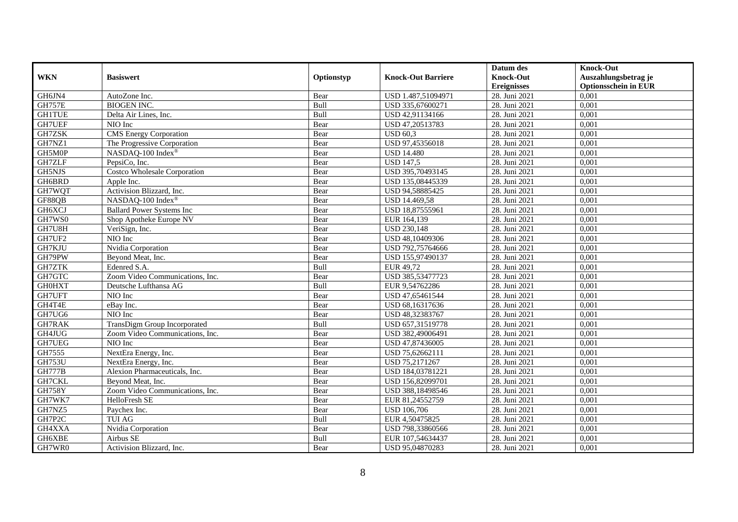| WKN | Basiswert | Optionstyp | Knock-Out Barriere | Datum des Knock-Out Ereignisses | Knock-Out Auszahlungsbetrag je Optionsschein in EUR |
|---|---|---|---|---|---|
| GH6JN4 | AutoZone Inc. | Bear | USD 1.487,51094971 | 28. Juni 2021 | 0,001 |
| GH757E | BIOGEN INC. | Bull | USD 335,67600271 | 28. Juni 2021 | 0,001 |
| GH1TUE | Delta Air Lines, Inc. | Bull | USD 42,91134166 | 28. Juni 2021 | 0,001 |
| GH7UEF | NIO Inc | Bear | USD 47,20513783 | 28. Juni 2021 | 0,001 |
| GH7ZSK | CMS Energy Corporation | Bear | USD 60,3 | 28. Juni 2021 | 0,001 |
| GH7NZ1 | The Progressive Corporation | Bear | USD 97,45356018 | 28. Juni 2021 | 0,001 |
| GH5M0P | NASDAQ-100 Index® | Bear | USD 14.480 | 28. Juni 2021 | 0,001 |
| GH7ZLF | PepsiCo, Inc. | Bear | USD 147,5 | 28. Juni 2021 | 0,001 |
| GH5NJS | Costco Wholesale Corporation | Bear | USD 395,70493145 | 28. Juni 2021 | 0,001 |
| GH6BRD | Apple Inc. | Bear | USD 135,08445339 | 28. Juni 2021 | 0,001 |
| GH7WQT | Activision Blizzard, Inc. | Bear | USD 94,58885425 | 28. Juni 2021 | 0,001 |
| GF88QB | NASDAQ-100 Index® | Bear | USD 14.469,58 | 28. Juni 2021 | 0,001 |
| GH6XCJ | Ballard Power Systems Inc | Bear | USD 18,87555961 | 28. Juni 2021 | 0,001 |
| GH7WS0 | Shop Apotheke Europe NV | Bear | EUR 164,139 | 28. Juni 2021 | 0,001 |
| GH7U8H | VeriSign, Inc. | Bear | USD 230,148 | 28. Juni 2021 | 0,001 |
| GH7UF2 | NIO Inc | Bear | USD 48,10409306 | 28. Juni 2021 | 0,001 |
| GH7KJU | Nvidia Corporation | Bear | USD 792,75764666 | 28. Juni 2021 | 0,001 |
| GH79PW | Beyond Meat, Inc. | Bear | USD 155,97490137 | 28. Juni 2021 | 0,001 |
| GH7ZTK | Edenred S.A. | Bull | EUR 49,72 | 28. Juni 2021 | 0,001 |
| GH7GTC | Zoom Video Communications, Inc. | Bear | USD 385,53477723 | 28. Juni 2021 | 0,001 |
| GH0HXT | Deutsche Lufthansa AG | Bull | EUR 9,54762286 | 28. Juni 2021 | 0,001 |
| GH7UFT | NIO Inc | Bear | USD 47,65461544 | 28. Juni 2021 | 0,001 |
| GH4T4E | eBay Inc. | Bear | USD 68,16317636 | 28. Juni 2021 | 0,001 |
| GH7UG6 | NIO Inc | Bear | USD 48,32383767 | 28. Juni 2021 | 0,001 |
| GH7RAK | TransDigm Group Incorporated | Bull | USD 657,31519778 | 28. Juni 2021 | 0,001 |
| GH4JUG | Zoom Video Communications, Inc. | Bear | USD 382,49006491 | 28. Juni 2021 | 0,001 |
| GH7UEG | NIO Inc | Bear | USD 47,87436005 | 28. Juni 2021 | 0,001 |
| GH7555 | NextEra Energy, Inc. | Bear | USD 75,62662111 | 28. Juni 2021 | 0,001 |
| GH753U | NextEra Energy, Inc. | Bear | USD 75,2171267 | 28. Juni 2021 | 0,001 |
| GH777B | Alexion Pharmaceuticals, Inc. | Bear | USD 184,03781221 | 28. Juni 2021 | 0,001 |
| GH7CKL | Beyond Meat, Inc. | Bear | USD 156,82099701 | 28. Juni 2021 | 0,001 |
| GH758Y | Zoom Video Communications, Inc. | Bear | USD 388,18498546 | 28. Juni 2021 | 0,001 |
| GH7WK7 | HelloFresh SE | Bear | EUR 81,24552759 | 28. Juni 2021 | 0,001 |
| GH7NZ5 | Paychex Inc. | Bear | USD 106,706 | 28. Juni 2021 | 0,001 |
| GH7P2C | TUI AG | Bull | EUR 4,50475825 | 28. Juni 2021 | 0,001 |
| GH4XXA | Nvidia Corporation | Bear | USD 798,33860566 | 28. Juni 2021 | 0,001 |
| GH6XBE | Airbus SE | Bull | EUR 107,54634437 | 28. Juni 2021 | 0,001 |
| GH7WR0 | Activision Blizzard, Inc. | Bear | USD 95,04870283 | 28. Juni 2021 | 0,001 |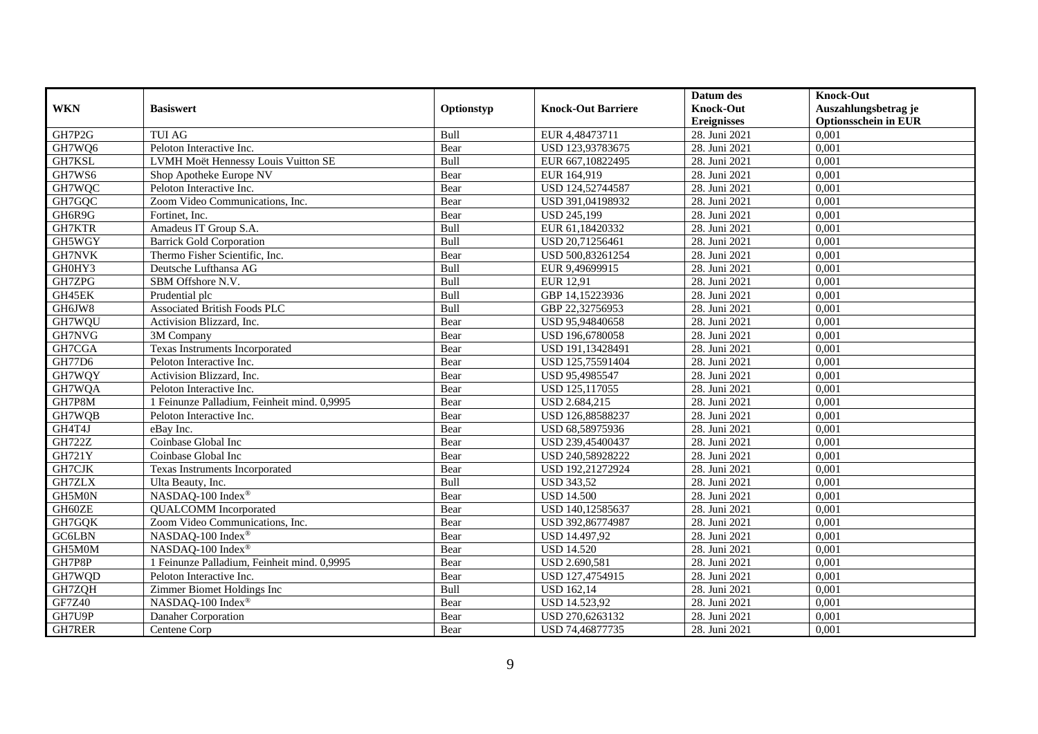| WKN | Basiswert | Optionstyp | Knock-Out Barriere | Datum des Knock-Out Ereignisses | Knock-Out Auszahlungsbetrag je Optionsschein in EUR |
|---|---|---|---|---|---|
| GH7P2G | TUI AG | Bull | EUR 4,48473711 | 28. Juni 2021 | 0,001 |
| GH7WQ6 | Peloton Interactive Inc. | Bear | USD 123,93783675 | 28. Juni 2021 | 0,001 |
| GH7KSL | LVMH Moët Hennessy Louis Vuitton SE | Bull | EUR 667,10822495 | 28. Juni 2021 | 0,001 |
| GH7WS6 | Shop Apotheke Europe NV | Bear | EUR 164,919 | 28. Juni 2021 | 0,001 |
| GH7WQC | Peloton Interactive Inc. | Bear | USD 124,52744587 | 28. Juni 2021 | 0,001 |
| GH7GQC | Zoom Video Communications, Inc. | Bear | USD 391,04198932 | 28. Juni 2021 | 0,001 |
| GH6R9G | Fortinet, Inc. | Bear | USD 245,199 | 28. Juni 2021 | 0,001 |
| GH7KTR | Amadeus IT Group S.A. | Bull | EUR 61,18420332 | 28. Juni 2021 | 0,001 |
| GH5WGY | Barrick Gold Corporation | Bull | USD 20,71256461 | 28. Juni 2021 | 0,001 |
| GH7NVK | Thermo Fisher Scientific, Inc. | Bear | USD 500,83261254 | 28. Juni 2021 | 0,001 |
| GH0HY3 | Deutsche Lufthansa AG | Bull | EUR 9,49699915 | 28. Juni 2021 | 0,001 |
| GH7ZPG | SBM Offshore N.V. | Bull | EUR 12,91 | 28. Juni 2021 | 0,001 |
| GH45EK | Prudential plc | Bull | GBP 14,15223936 | 28. Juni 2021 | 0,001 |
| GH6JW8 | Associated British Foods PLC | Bull | GBP 22,32756953 | 28. Juni 2021 | 0,001 |
| GH7WQU | Activision Blizzard, Inc. | Bear | USD 95,94840658 | 28. Juni 2021 | 0,001 |
| GH7NVG | 3M Company | Bear | USD 196,6780058 | 28. Juni 2021 | 0,001 |
| GH7CGA | Texas Instruments Incorporated | Bear | USD 191,13428491 | 28. Juni 2021 | 0,001 |
| GH77D6 | Peloton Interactive Inc. | Bear | USD 125,75591404 | 28. Juni 2021 | 0,001 |
| GH7WQY | Activision Blizzard, Inc. | Bear | USD 95,4985547 | 28. Juni 2021 | 0,001 |
| GH7WQA | Peloton Interactive Inc. | Bear | USD 125,117055 | 28. Juni 2021 | 0,001 |
| GH7P8M | 1 Feinunze Palladium, Feinheit mind. 0,9995 | Bear | USD 2.684,215 | 28. Juni 2021 | 0,001 |
| GH7WQB | Peloton Interactive Inc. | Bear | USD 126,88588237 | 28. Juni 2021 | 0,001 |
| GH4T4J | eBay Inc. | Bear | USD 68,58975936 | 28. Juni 2021 | 0,001 |
| GH722Z | Coinbase Global Inc | Bear | USD 239,45400437 | 28. Juni 2021 | 0,001 |
| GH721Y | Coinbase Global Inc | Bear | USD 240,58928222 | 28. Juni 2021 | 0,001 |
| GH7CJK | Texas Instruments Incorporated | Bear | USD 192,21272924 | 28. Juni 2021 | 0,001 |
| GH7ZLX | Ulta Beauty, Inc. | Bull | USD 343,52 | 28. Juni 2021 | 0,001 |
| GH5M0N | NASDAQ-100 Index® | Bear | USD 14.500 | 28. Juni 2021 | 0,001 |
| GH60ZE | QUALCOMM Incorporated | Bear | USD 140,12585637 | 28. Juni 2021 | 0,001 |
| GH7GQK | Zoom Video Communications, Inc. | Bear | USD 392,86774987 | 28. Juni 2021 | 0,001 |
| GC6LBN | NASDAQ-100 Index® | Bear | USD 14.497,92 | 28. Juni 2021 | 0,001 |
| GH5M0M | NASDAQ-100 Index® | Bear | USD 14.520 | 28. Juni 2021 | 0,001 |
| GH7P8P | 1 Feinunze Palladium, Feinheit mind. 0,9995 | Bear | USD 2.690,581 | 28. Juni 2021 | 0,001 |
| GH7WQD | Peloton Interactive Inc. | Bear | USD 127,4754915 | 28. Juni 2021 | 0,001 |
| GH7ZQH | Zimmer Biomet Holdings Inc | Bull | USD 162,14 | 28. Juni 2021 | 0,001 |
| GF7Z40 | NASDAQ-100 Index® | Bear | USD 14.523,92 | 28. Juni 2021 | 0,001 |
| GH7U9P | Danaher Corporation | Bear | USD 270,6263132 | 28. Juni 2021 | 0,001 |
| GH7RER | Centene Corp | Bear | USD 74,46877735 | 28. Juni 2021 | 0,001 |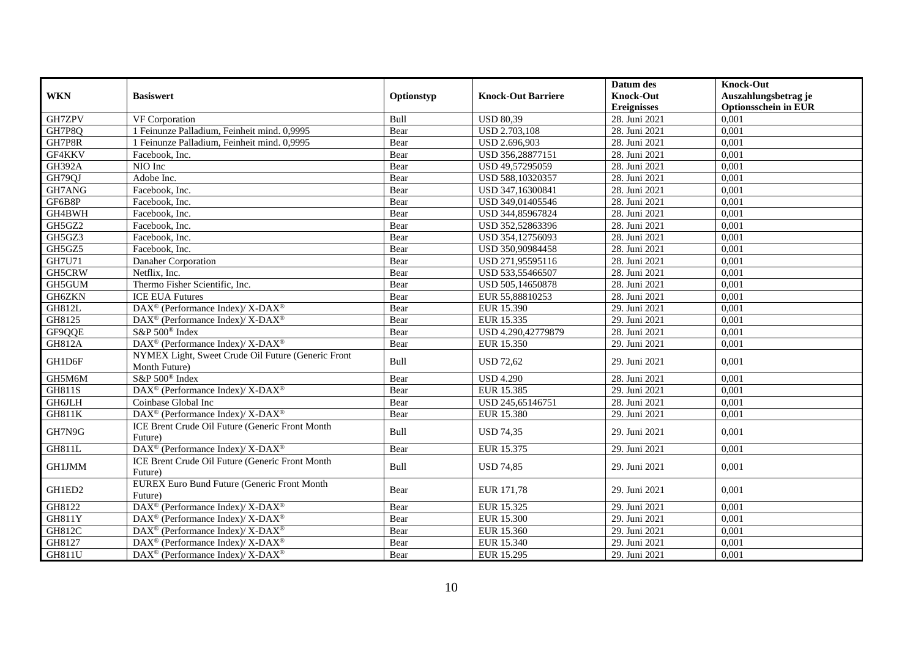| WKN | Basiswert | Optionstyp | Knock-Out Barriere | Datum des Knock-Out Ereignisses | Knock-Out Auszahlungsbetrag je Optionsschein in EUR |
|---|---|---|---|---|---|
| GH7ZPV | VF Corporation | Bull | USD 80,39 | 28. Juni 2021 | 0,001 |
| GH7P8Q | 1 Feinunze Palladium, Feinheit mind. 0,9995 | Bear | USD 2.703,108 | 28. Juni 2021 | 0,001 |
| GH7P8R | 1 Feinunze Palladium, Feinheit mind. 0,9995 | Bear | USD 2.696,903 | 28. Juni 2021 | 0,001 |
| GF4KKV | Facebook, Inc. | Bear | USD 356,28877151 | 28. Juni 2021 | 0,001 |
| GH392A | NIO Inc | Bear | USD 49,57295059 | 28. Juni 2021 | 0,001 |
| GH79QJ | Adobe Inc. | Bear | USD 588,10320357 | 28. Juni 2021 | 0,001 |
| GH7ANG | Facebook, Inc. | Bear | USD 347,16300841 | 28. Juni 2021 | 0,001 |
| GF6B8P | Facebook, Inc. | Bear | USD 349,01405546 | 28. Juni 2021 | 0,001 |
| GH4BWH | Facebook, Inc. | Bear | USD 344,85967824 | 28. Juni 2021 | 0,001 |
| GH5GZ2 | Facebook, Inc. | Bear | USD 352,52863396 | 28. Juni 2021 | 0,001 |
| GH5GZ3 | Facebook, Inc. | Bear | USD 354,12756093 | 28. Juni 2021 | 0,001 |
| GH5GZ5 | Facebook, Inc. | Bear | USD 350,90984458 | 28. Juni 2021 | 0,001 |
| GH7U71 | Danaher Corporation | Bear | USD 271,95595116 | 28. Juni 2021 | 0,001 |
| GH5CRW | Netflix, Inc. | Bear | USD 533,55466507 | 28. Juni 2021 | 0,001 |
| GH5GUM | Thermo Fisher Scientific, Inc. | Bear | USD 505,14650878 | 28. Juni 2021 | 0,001 |
| GH6ZKN | ICE EUA Futures | Bear | EUR 55,88810253 | 28. Juni 2021 | 0,001 |
| GH812L | DAX® (Performance Index)/ X-DAX® | Bear | EUR 15.390 | 29. Juni 2021 | 0,001 |
| GH8125 | DAX® (Performance Index)/ X-DAX® | Bear | EUR 15.335 | 29. Juni 2021 | 0,001 |
| GF9QQE | S&P 500® Index | Bear | USD 4.290,42779879 | 28. Juni 2021 | 0,001 |
| GH812A | DAX® (Performance Index)/ X-DAX® | Bear | EUR 15.350 | 29. Juni 2021 | 0,001 |
| GH1D6F | NYMEX Light, Sweet Crude Oil Future (Generic Front Month Future) | Bull | USD 72,62 | 29. Juni 2021 | 0,001 |
| GH5M6M | S&P 500® Index | Bear | USD 4.290 | 28. Juni 2021 | 0,001 |
| GH811S | DAX® (Performance Index)/ X-DAX® | Bear | EUR 15.385 | 29. Juni 2021 | 0,001 |
| GH6JLH | Coinbase Global Inc | Bear | USD 245,65146751 | 28. Juni 2021 | 0,001 |
| GH811K | DAX® (Performance Index)/ X-DAX® | Bear | EUR 15.380 | 29. Juni 2021 | 0,001 |
| GH7N9G | ICE Brent Crude Oil Future (Generic Front Month Future) | Bull | USD 74,35 | 29. Juni 2021 | 0,001 |
| GH811L | DAX® (Performance Index)/ X-DAX® | Bear | EUR 15.375 | 29. Juni 2021 | 0,001 |
| GH1JMM | ICE Brent Crude Oil Future (Generic Front Month Future) | Bull | USD 74,85 | 29. Juni 2021 | 0,001 |
| GH1ED2 | EUREX Euro Bund Future (Generic Front Month Future) | Bear | EUR 171,78 | 29. Juni 2021 | 0,001 |
| GH8122 | DAX® (Performance Index)/ X-DAX® | Bear | EUR 15.325 | 29. Juni 2021 | 0,001 |
| GH811Y | DAX® (Performance Index)/ X-DAX® | Bear | EUR 15.300 | 29. Juni 2021 | 0,001 |
| GH812C | DAX® (Performance Index)/ X-DAX® | Bear | EUR 15.360 | 29. Juni 2021 | 0,001 |
| GH8127 | DAX® (Performance Index)/ X-DAX® | Bear | EUR 15.340 | 29. Juni 2021 | 0,001 |
| GH811U | DAX® (Performance Index)/ X-DAX® | Bear | EUR 15.295 | 29. Juni 2021 | 0,001 |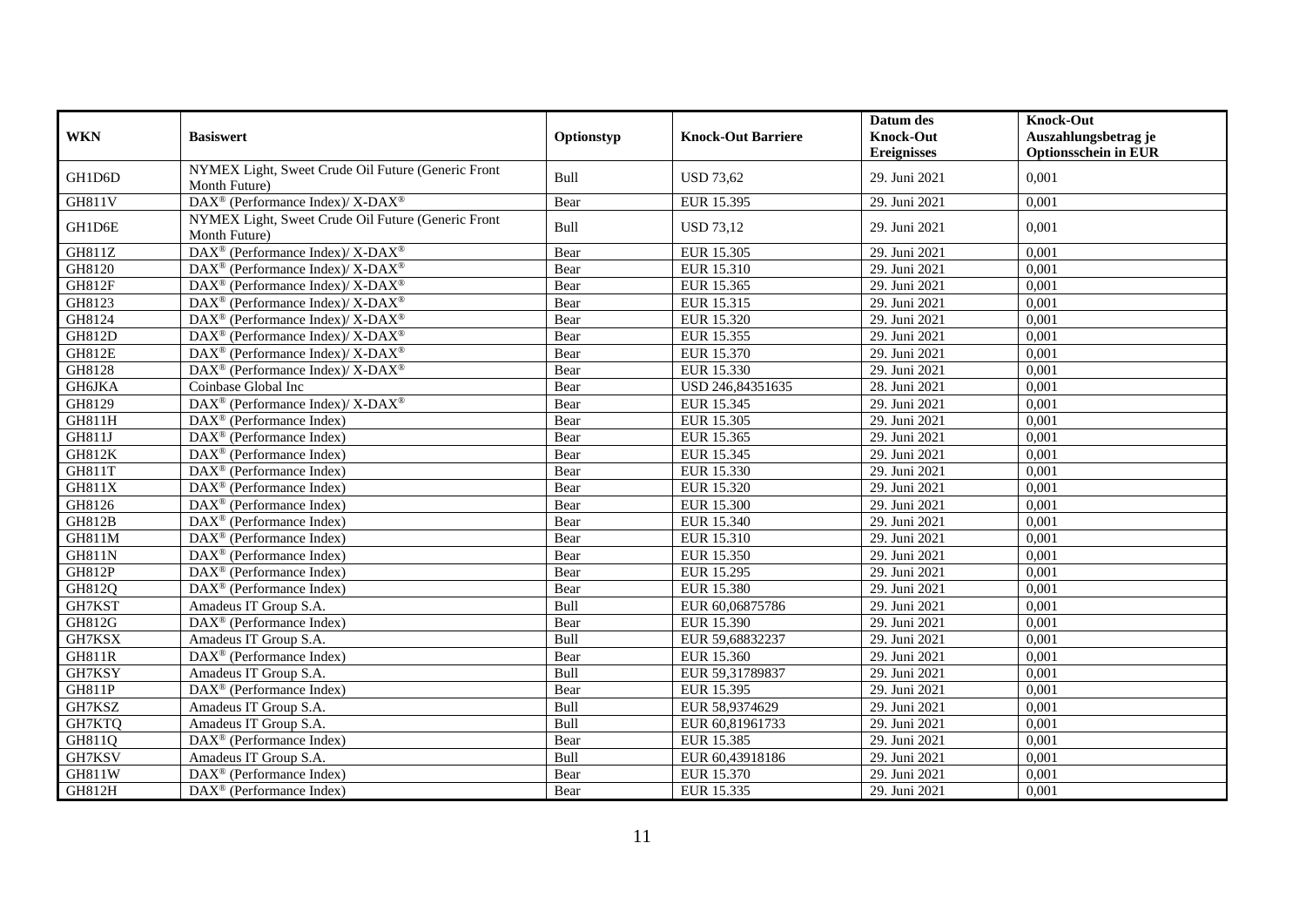| WKN | Basiswert | Optionstyp | Knock-Out Barriere | Datum des Knock-Out Ereignisses | Knock-Out Auszahlungsbetrag je Optionsschein in EUR |
|---|---|---|---|---|---|
| GH1D6D | NYMEX Light, Sweet Crude Oil Future (Generic Front Month Future) | Bull | USD 73,62 | 29. Juni 2021 | 0,001 |
| GH811V | DAX® (Performance Index)/ X-DAX® | Bear | EUR 15.395 | 29. Juni 2021 | 0,001 |
| GH1D6E | NYMEX Light, Sweet Crude Oil Future (Generic Front Month Future) | Bull | USD 73,12 | 29. Juni 2021 | 0,001 |
| GH811Z | DAX® (Performance Index)/ X-DAX® | Bear | EUR 15.305 | 29. Juni 2021 | 0,001 |
| GH8120 | DAX® (Performance Index)/ X-DAX® | Bear | EUR 15.310 | 29. Juni 2021 | 0,001 |
| GH812F | DAX® (Performance Index)/ X-DAX® | Bear | EUR 15.365 | 29. Juni 2021 | 0,001 |
| GH8123 | DAX® (Performance Index)/ X-DAX® | Bear | EUR 15.315 | 29. Juni 2021 | 0,001 |
| GH8124 | DAX® (Performance Index)/ X-DAX® | Bear | EUR 15.320 | 29. Juni 2021 | 0,001 |
| GH812D | DAX® (Performance Index)/ X-DAX® | Bear | EUR 15.355 | 29. Juni 2021 | 0,001 |
| GH812E | DAX® (Performance Index)/ X-DAX® | Bear | EUR 15.370 | 29. Juni 2021 | 0,001 |
| GH8128 | DAX® (Performance Index)/ X-DAX® | Bear | EUR 15.330 | 29. Juni 2021 | 0,001 |
| GH6JKA | Coinbase Global Inc | Bear | USD 246,84351635 | 28. Juni 2021 | 0,001 |
| GH8129 | DAX® (Performance Index)/ X-DAX® | Bear | EUR 15.345 | 29. Juni 2021 | 0,001 |
| GH811H | DAX® (Performance Index) | Bear | EUR 15.305 | 29. Juni 2021 | 0,001 |
| GH811J | DAX® (Performance Index) | Bear | EUR 15.365 | 29. Juni 2021 | 0,001 |
| GH812K | DAX® (Performance Index) | Bear | EUR 15.345 | 29. Juni 2021 | 0,001 |
| GH811T | DAX® (Performance Index) | Bear | EUR 15.330 | 29. Juni 2021 | 0,001 |
| GH811X | DAX® (Performance Index) | Bear | EUR 15.320 | 29. Juni 2021 | 0,001 |
| GH8126 | DAX® (Performance Index) | Bear | EUR 15.300 | 29. Juni 2021 | 0,001 |
| GH812B | DAX® (Performance Index) | Bear | EUR 15.340 | 29. Juni 2021 | 0,001 |
| GH811M | DAX® (Performance Index) | Bear | EUR 15.310 | 29. Juni 2021 | 0,001 |
| GH811N | DAX® (Performance Index) | Bear | EUR 15.350 | 29. Juni 2021 | 0,001 |
| GH812P | DAX® (Performance Index) | Bear | EUR 15.295 | 29. Juni 2021 | 0,001 |
| GH812Q | DAX® (Performance Index) | Bear | EUR 15.380 | 29. Juni 2021 | 0,001 |
| GH7KST | Amadeus IT Group S.A. | Bull | EUR 60,06875786 | 29. Juni 2021 | 0,001 |
| GH812G | DAX® (Performance Index) | Bear | EUR 15.390 | 29. Juni 2021 | 0,001 |
| GH7KSX | Amadeus IT Group S.A. | Bull | EUR 59,68832237 | 29. Juni 2021 | 0,001 |
| GH811R | DAX® (Performance Index) | Bear | EUR 15.360 | 29. Juni 2021 | 0,001 |
| GH7KSY | Amadeus IT Group S.A. | Bull | EUR 59,31789837 | 29. Juni 2021 | 0,001 |
| GH811P | DAX® (Performance Index) | Bear | EUR 15.395 | 29. Juni 2021 | 0,001 |
| GH7KSZ | Amadeus IT Group S.A. | Bull | EUR 58,9374629 | 29. Juni 2021 | 0,001 |
| GH7KTQ | Amadeus IT Group S.A. | Bull | EUR 60,81961733 | 29. Juni 2021 | 0,001 |
| GH811Q | DAX® (Performance Index) | Bear | EUR 15.385 | 29. Juni 2021 | 0,001 |
| GH7KSV | Amadeus IT Group S.A. | Bull | EUR 60,43918186 | 29. Juni 2021 | 0,001 |
| GH811W | DAX® (Performance Index) | Bear | EUR 15.370 | 29. Juni 2021 | 0,001 |
| GH812H | DAX® (Performance Index) | Bear | EUR 15.335 | 29. Juni 2021 | 0,001 |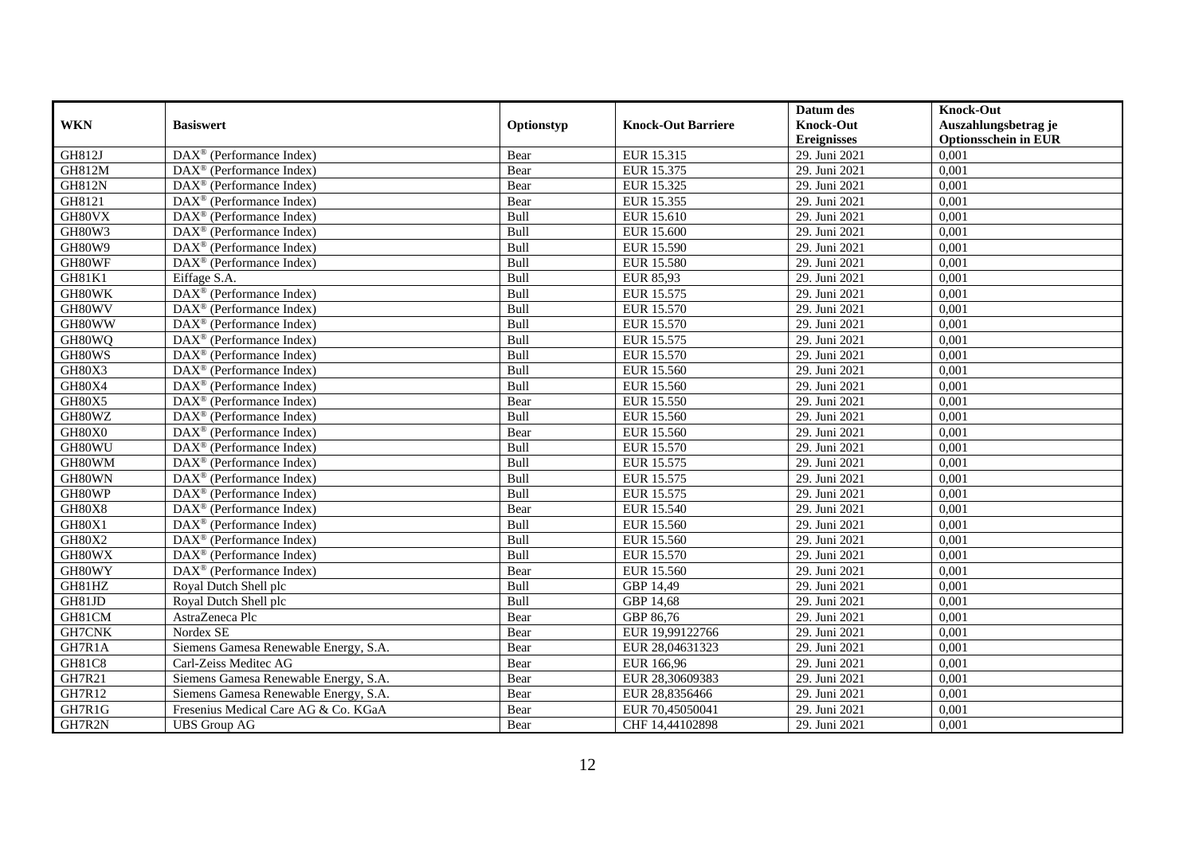| WKN | Basiswert | Optionstyp | Knock-Out Barriere | Datum des Knock-Out Ereignisses | Knock-Out Auszahlungsbetrag je Optionsschein in EUR |
|---|---|---|---|---|---|
| GH812J | DAX® (Performance Index) | Bear | EUR 15.315 | 29. Juni 2021 | 0,001 |
| GH812M | DAX® (Performance Index) | Bear | EUR 15.375 | 29. Juni 2021 | 0,001 |
| GH812N | DAX® (Performance Index) | Bear | EUR 15.325 | 29. Juni 2021 | 0,001 |
| GH8121 | DAX® (Performance Index) | Bear | EUR 15.355 | 29. Juni 2021 | 0,001 |
| GH80VX | DAX® (Performance Index) | Bull | EUR 15.610 | 29. Juni 2021 | 0,001 |
| GH80W3 | DAX® (Performance Index) | Bull | EUR 15.600 | 29. Juni 2021 | 0,001 |
| GH80W9 | DAX® (Performance Index) | Bull | EUR 15.590 | 29. Juni 2021 | 0,001 |
| GH80WF | DAX® (Performance Index) | Bull | EUR 15.580 | 29. Juni 2021 | 0,001 |
| GH81K1 | Eiffage S.A. | Bull | EUR 85,93 | 29. Juni 2021 | 0,001 |
| GH80WK | DAX® (Performance Index) | Bull | EUR 15.575 | 29. Juni 2021 | 0,001 |
| GH80WV | DAX® (Performance Index) | Bull | EUR 15.570 | 29. Juni 2021 | 0,001 |
| GH80WW | DAX® (Performance Index) | Bull | EUR 15.570 | 29. Juni 2021 | 0,001 |
| GH80WQ | DAX® (Performance Index) | Bull | EUR 15.575 | 29. Juni 2021 | 0,001 |
| GH80WS | DAX® (Performance Index) | Bull | EUR 15.570 | 29. Juni 2021 | 0,001 |
| GH80X3 | DAX® (Performance Index) | Bull | EUR 15.560 | 29. Juni 2021 | 0,001 |
| GH80X4 | DAX® (Performance Index) | Bull | EUR 15.560 | 29. Juni 2021 | 0,001 |
| GH80X5 | DAX® (Performance Index) | Bear | EUR 15.550 | 29. Juni 2021 | 0,001 |
| GH80WZ | DAX® (Performance Index) | Bull | EUR 15.560 | 29. Juni 2021 | 0,001 |
| GH80X0 | DAX® (Performance Index) | Bear | EUR 15.560 | 29. Juni 2021 | 0,001 |
| GH80WU | DAX® (Performance Index) | Bull | EUR 15.570 | 29. Juni 2021 | 0,001 |
| GH80WM | DAX® (Performance Index) | Bull | EUR 15.575 | 29. Juni 2021 | 0,001 |
| GH80WN | DAX® (Performance Index) | Bull | EUR 15.575 | 29. Juni 2021 | 0,001 |
| GH80WP | DAX® (Performance Index) | Bull | EUR 15.575 | 29. Juni 2021 | 0,001 |
| GH80X8 | DAX® (Performance Index) | Bear | EUR 15.540 | 29. Juni 2021 | 0,001 |
| GH80X1 | DAX® (Performance Index) | Bull | EUR 15.560 | 29. Juni 2021 | 0,001 |
| GH80X2 | DAX® (Performance Index) | Bull | EUR 15.560 | 29. Juni 2021 | 0,001 |
| GH80WX | DAX® (Performance Index) | Bull | EUR 15.570 | 29. Juni 2021 | 0,001 |
| GH80WY | DAX® (Performance Index) | Bear | EUR 15.560 | 29. Juni 2021 | 0,001 |
| GH81HZ | Royal Dutch Shell plc | Bull | GBP 14,49 | 29. Juni 2021 | 0,001 |
| GH81JD | Royal Dutch Shell plc | Bull | GBP 14,68 | 29. Juni 2021 | 0,001 |
| GH81CM | AstraZeneca Plc | Bear | GBP 86,76 | 29. Juni 2021 | 0,001 |
| GH7CNK | Nordex SE | Bear | EUR 19,99122766 | 29. Juni 2021 | 0,001 |
| GH7R1A | Siemens Gamesa Renewable Energy, S.A. | Bear | EUR 28,04631323 | 29. Juni 2021 | 0,001 |
| GH81C8 | Carl-Zeiss Meditec AG | Bear | EUR 166,96 | 29. Juni 2021 | 0,001 |
| GH7R21 | Siemens Gamesa Renewable Energy, S.A. | Bear | EUR 28,30609383 | 29. Juni 2021 | 0,001 |
| GH7R12 | Siemens Gamesa Renewable Energy, S.A. | Bear | EUR 28,8356466 | 29. Juni 2021 | 0,001 |
| GH7R1G | Fresenius Medical Care AG & Co. KGaA | Bear | EUR 70,45050041 | 29. Juni 2021 | 0,001 |
| GH7R2N | UBS Group AG | Bear | CHF 14,44102898 | 29. Juni 2021 | 0,001 |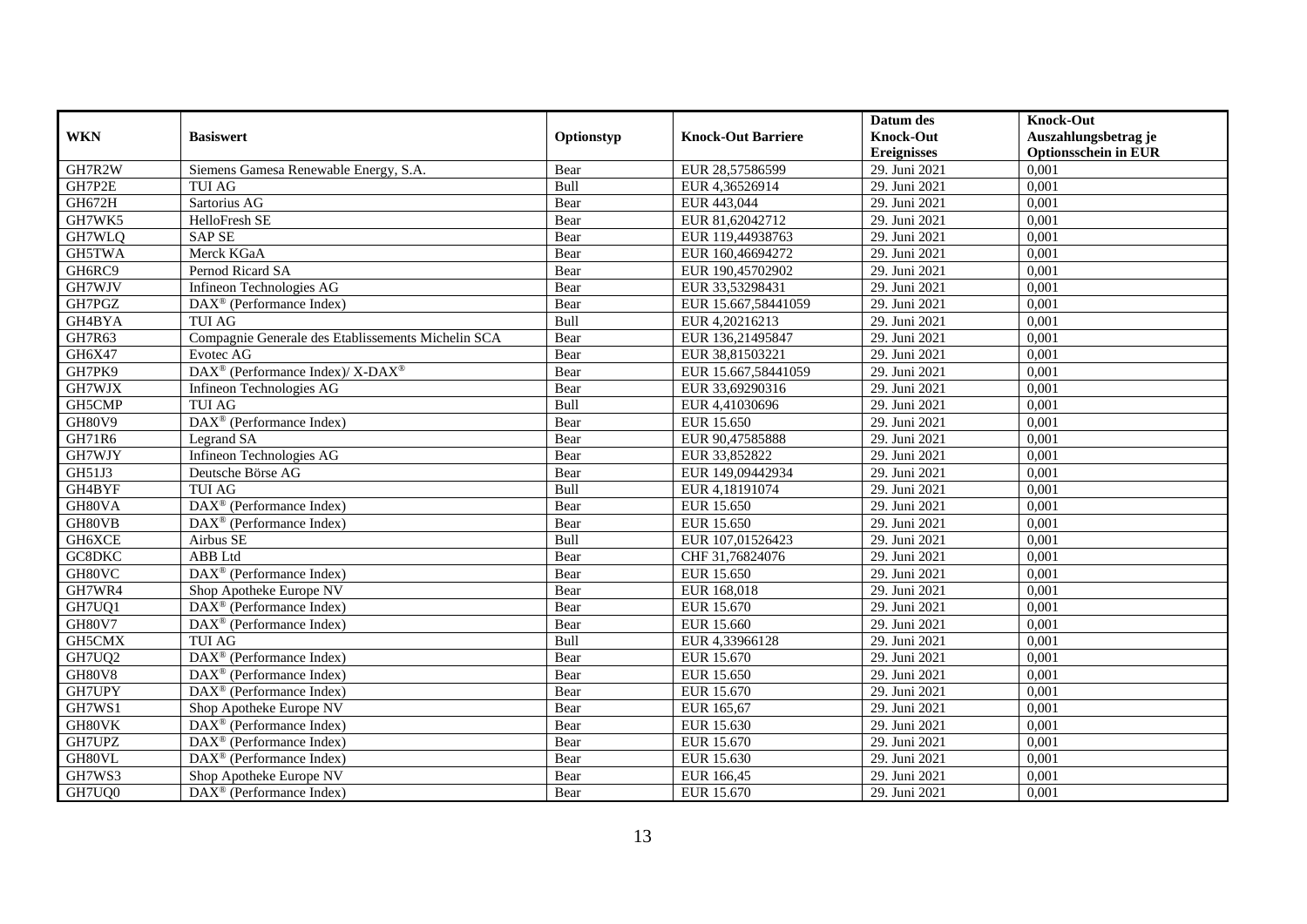| WKN | Basiswert | Optionstyp | Knock-Out Barriere | Datum des Knock-Out Ereignisses | Knock-Out Auszahlungsbetrag je Optionsschein in EUR |
|---|---|---|---|---|---|
| GH7R2W | Siemens Gamesa Renewable Energy, S.A. | Bear | EUR 28,57586599 | 29. Juni 2021 | 0,001 |
| GH7P2E | TUI AG | Bull | EUR 4,36526914 | 29. Juni 2021 | 0,001 |
| GH672H | Sartorius AG | Bear | EUR 443,044 | 29. Juni 2021 | 0,001 |
| GH7WK5 | HelloFresh SE | Bear | EUR 81,62042712 | 29. Juni 2021 | 0,001 |
| GH7WLQ | SAP SE | Bear | EUR 119,44938763 | 29. Juni 2021 | 0,001 |
| GH5TWA | Merck KGaA | Bear | EUR 160,46694272 | 29. Juni 2021 | 0,001 |
| GH6RC9 | Pernod Ricard SA | Bear | EUR 190,45702902 | 29. Juni 2021 | 0,001 |
| GH7WJV | Infineon Technologies AG | Bear | EUR 33,53298431 | 29. Juni 2021 | 0,001 |
| GH7PGZ | DAX® (Performance Index) | Bear | EUR 15.667,58441059 | 29. Juni 2021 | 0,001 |
| GH4BYA | TUI AG | Bull | EUR 4,20216213 | 29. Juni 2021 | 0,001 |
| GH7R63 | Compagnie Generale des Etablissements Michelin SCA | Bear | EUR 136,21495847 | 29. Juni 2021 | 0,001 |
| GH6X47 | Evotec AG | Bear | EUR 38,81503221 | 29. Juni 2021 | 0,001 |
| GH7PK9 | DAX® (Performance Index)/ X-DAX® | Bear | EUR 15.667,58441059 | 29. Juni 2021 | 0,001 |
| GH7WJX | Infineon Technologies AG | Bear | EUR 33,69290316 | 29. Juni 2021 | 0,001 |
| GH5CMP | TUI AG | Bull | EUR 4,41030696 | 29. Juni 2021 | 0,001 |
| GH80V9 | DAX® (Performance Index) | Bear | EUR 15.650 | 29. Juni 2021 | 0,001 |
| GH71R6 | Legrand SA | Bear | EUR 90,47585888 | 29. Juni 2021 | 0,001 |
| GH7WJY | Infineon Technologies AG | Bear | EUR 33,852822 | 29. Juni 2021 | 0,001 |
| GH51J3 | Deutsche Börse AG | Bear | EUR 149,09442934 | 29. Juni 2021 | 0,001 |
| GH4BYF | TUI AG | Bull | EUR 4,18191074 | 29. Juni 2021 | 0,001 |
| GH80VA | DAX® (Performance Index) | Bear | EUR 15.650 | 29. Juni 2021 | 0,001 |
| GH80VB | DAX® (Performance Index) | Bear | EUR 15.650 | 29. Juni 2021 | 0,001 |
| GH6XCE | Airbus SE | Bull | EUR 107,01526423 | 29. Juni 2021 | 0,001 |
| GC8DKC | ABB Ltd | Bear | CHF 31,76824076 | 29. Juni 2021 | 0,001 |
| GH80VC | DAX® (Performance Index) | Bear | EUR 15.650 | 29. Juni 2021 | 0,001 |
| GH7WR4 | Shop Apotheke Europe NV | Bear | EUR 168,018 | 29. Juni 2021 | 0,001 |
| GH7UQ1 | DAX® (Performance Index) | Bear | EUR 15.670 | 29. Juni 2021 | 0,001 |
| GH80V7 | DAX® (Performance Index) | Bear | EUR 15.660 | 29. Juni 2021 | 0,001 |
| GH5CMX | TUI AG | Bull | EUR 4,33966128 | 29. Juni 2021 | 0,001 |
| GH7UQ2 | DAX® (Performance Index) | Bear | EUR 15.670 | 29. Juni 2021 | 0,001 |
| GH80V8 | DAX® (Performance Index) | Bear | EUR 15.650 | 29. Juni 2021 | 0,001 |
| GH7UPY | DAX® (Performance Index) | Bear | EUR 15.670 | 29. Juni 2021 | 0,001 |
| GH7WS1 | Shop Apotheke Europe NV | Bear | EUR 165,67 | 29. Juni 2021 | 0,001 |
| GH80VK | DAX® (Performance Index) | Bear | EUR 15.630 | 29. Juni 2021 | 0,001 |
| GH7UPZ | DAX® (Performance Index) | Bear | EUR 15.670 | 29. Juni 2021 | 0,001 |
| GH80VL | DAX® (Performance Index) | Bear | EUR 15.630 | 29. Juni 2021 | 0,001 |
| GH7WS3 | Shop Apotheke Europe NV | Bear | EUR 166,45 | 29. Juni 2021 | 0,001 |
| GH7UQ0 | DAX® (Performance Index) | Bear | EUR 15.670 | 29. Juni 2021 | 0,001 |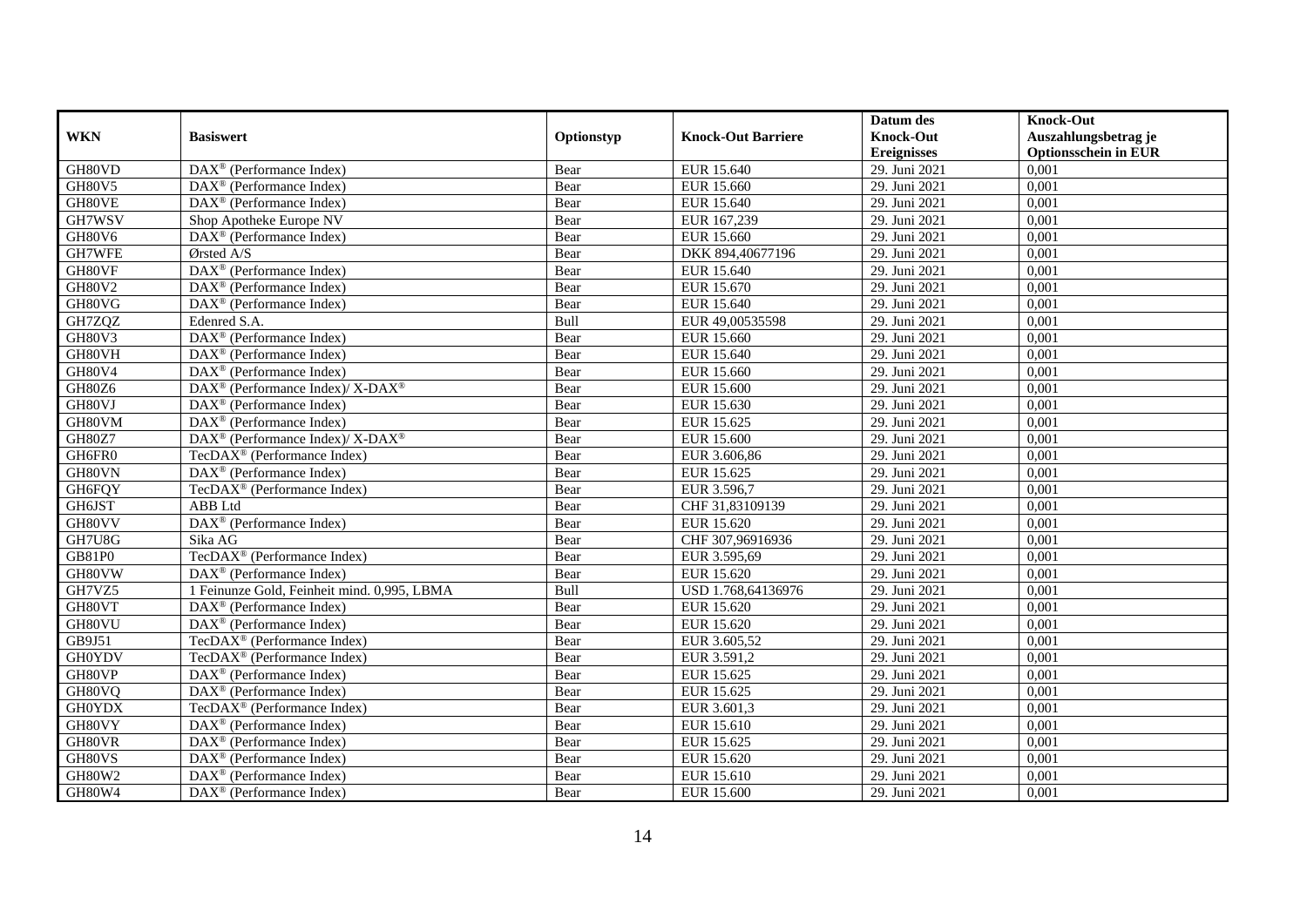| WKN | Basiswert | Optionstyp | Knock-Out Barriere | Datum des Knock-Out Ereignisses | Knock-Out Auszahlungsbetrag je Optionsschein in EUR |
|---|---|---|---|---|---|
| GH80VD | DAX® (Performance Index) | Bear | EUR 15.640 | 29. Juni 2021 | 0,001 |
| GH80V5 | DAX® (Performance Index) | Bear | EUR 15.660 | 29. Juni 2021 | 0,001 |
| GH80VE | DAX® (Performance Index) | Bear | EUR 15.640 | 29. Juni 2021 | 0,001 |
| GH7WSV | Shop Apotheke Europe NV | Bear | EUR 167,239 | 29. Juni 2021 | 0,001 |
| GH80V6 | DAX® (Performance Index) | Bear | EUR 15.660 | 29. Juni 2021 | 0,001 |
| GH7WFE | Ørsted A/S | Bear | DKK 894,40677196 | 29. Juni 2021 | 0,001 |
| GH80VF | DAX® (Performance Index) | Bear | EUR 15.640 | 29. Juni 2021 | 0,001 |
| GH80V2 | DAX® (Performance Index) | Bear | EUR 15.670 | 29. Juni 2021 | 0,001 |
| GH80VG | DAX® (Performance Index) | Bear | EUR 15.640 | 29. Juni 2021 | 0,001 |
| GH7ZQZ | Edenred S.A. | Bull | EUR 49,00535598 | 29. Juni 2021 | 0,001 |
| GH80V3 | DAX® (Performance Index) | Bear | EUR 15.660 | 29. Juni 2021 | 0,001 |
| GH80VH | DAX® (Performance Index) | Bear | EUR 15.640 | 29. Juni 2021 | 0,001 |
| GH80V4 | DAX® (Performance Index) | Bear | EUR 15.660 | 29. Juni 2021 | 0,001 |
| GH80Z6 | DAX® (Performance Index)/ X-DAX® | Bear | EUR 15.600 | 29. Juni 2021 | 0,001 |
| GH80VJ | DAX® (Performance Index) | Bear | EUR 15.630 | 29. Juni 2021 | 0,001 |
| GH80VM | DAX® (Performance Index) | Bear | EUR 15.625 | 29. Juni 2021 | 0,001 |
| GH80Z7 | DAX® (Performance Index)/ X-DAX® | Bear | EUR 15.600 | 29. Juni 2021 | 0,001 |
| GH6FR0 | TecDAX® (Performance Index) | Bear | EUR 3.606,86 | 29. Juni 2021 | 0,001 |
| GH80VN | DAX® (Performance Index) | Bear | EUR 15.625 | 29. Juni 2021 | 0,001 |
| GH6FQY | TecDAX® (Performance Index) | Bear | EUR 3.596,7 | 29. Juni 2021 | 0,001 |
| GH6JST | ABB Ltd | Bear | CHF 31,83109139 | 29. Juni 2021 | 0,001 |
| GH80VV | DAX® (Performance Index) | Bear | EUR 15.620 | 29. Juni 2021 | 0,001 |
| GH7U8G | Sika AG | Bear | CHF 307,96916936 | 29. Juni 2021 | 0,001 |
| GB81P0 | TecDAX® (Performance Index) | Bear | EUR 3.595,69 | 29. Juni 2021 | 0,001 |
| GH80VW | DAX® (Performance Index) | Bear | EUR 15.620 | 29. Juni 2021 | 0,001 |
| GH7VZ5 | 1 Feinunze Gold, Feinheit mind. 0,995, LBMA | Bull | USD 1.768,64136976 | 29. Juni 2021 | 0,001 |
| GH80VT | DAX® (Performance Index) | Bear | EUR 15.620 | 29. Juni 2021 | 0,001 |
| GH80VU | DAX® (Performance Index) | Bear | EUR 15.620 | 29. Juni 2021 | 0,001 |
| GB9J51 | TecDAX® (Performance Index) | Bear | EUR 3.605,52 | 29. Juni 2021 | 0,001 |
| GH0YDV | TecDAX® (Performance Index) | Bear | EUR 3.591,2 | 29. Juni 2021 | 0,001 |
| GH80VP | DAX® (Performance Index) | Bear | EUR 15.625 | 29. Juni 2021 | 0,001 |
| GH80VQ | DAX® (Performance Index) | Bear | EUR 15.625 | 29. Juni 2021 | 0,001 |
| GH0YDX | TecDAX® (Performance Index) | Bear | EUR 3.601,3 | 29. Juni 2021 | 0,001 |
| GH80VY | DAX® (Performance Index) | Bear | EUR 15.610 | 29. Juni 2021 | 0,001 |
| GH80VR | DAX® (Performance Index) | Bear | EUR 15.625 | 29. Juni 2021 | 0,001 |
| GH80VS | DAX® (Performance Index) | Bear | EUR 15.620 | 29. Juni 2021 | 0,001 |
| GH80W2 | DAX® (Performance Index) | Bear | EUR 15.610 | 29. Juni 2021 | 0,001 |
| GH80W4 | DAX® (Performance Index) | Bear | EUR 15.600 | 29. Juni 2021 | 0,001 |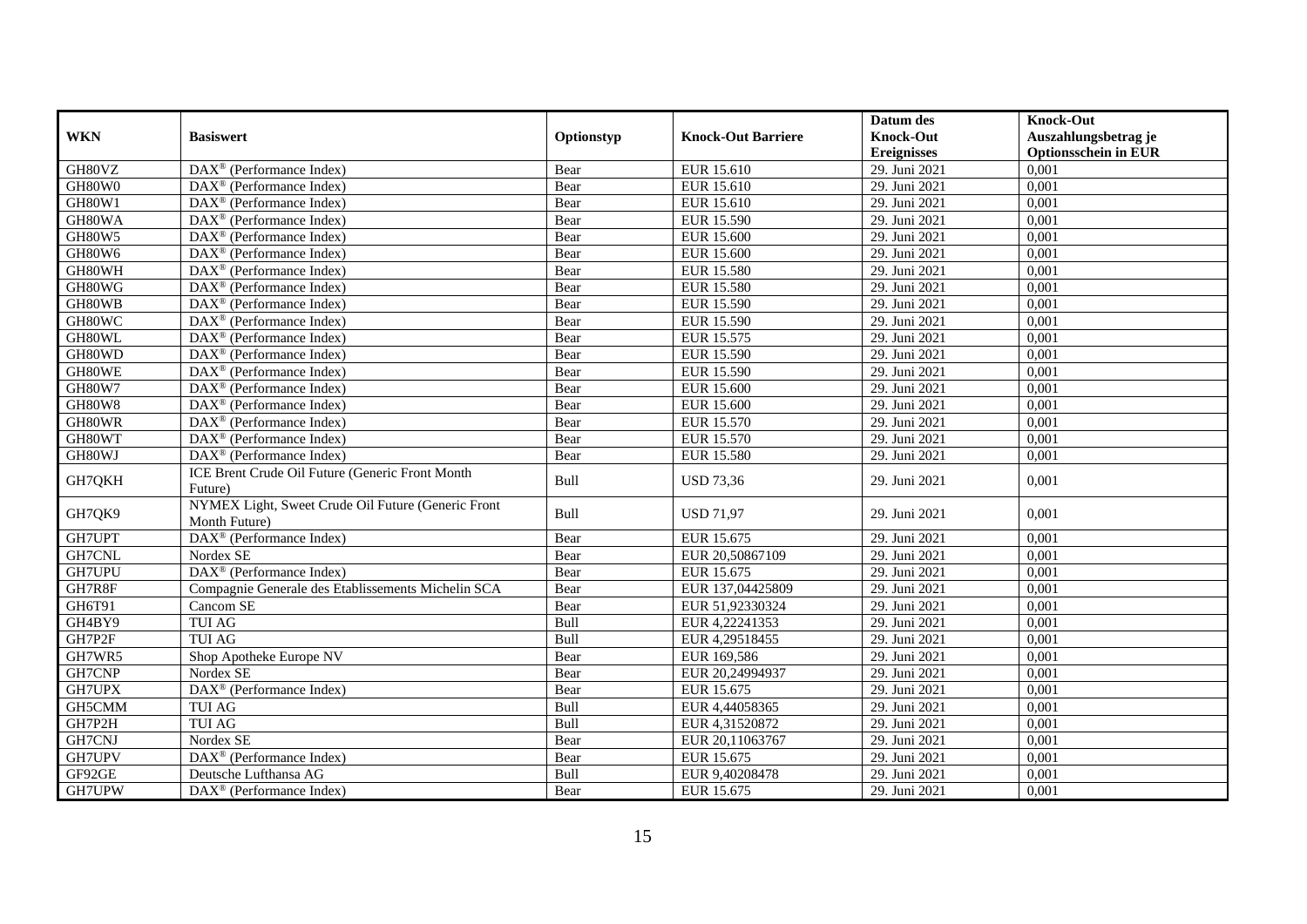| WKN | Basiswert | Optionstyp | Knock-Out Barriere | Datum des Knock-Out Ereignisses | Knock-Out Auszahlungsbetrag je Optionsschein in EUR |
|---|---|---|---|---|---|
| GH80VZ | DAX® (Performance Index) | Bear | EUR 15.610 | 29. Juni 2021 | 0,001 |
| GH80W0 | DAX® (Performance Index) | Bear | EUR 15.610 | 29. Juni 2021 | 0,001 |
| GH80W1 | DAX® (Performance Index) | Bear | EUR 15.610 | 29. Juni 2021 | 0,001 |
| GH80WA | DAX® (Performance Index) | Bear | EUR 15.590 | 29. Juni 2021 | 0,001 |
| GH80W5 | DAX® (Performance Index) | Bear | EUR 15.600 | 29. Juni 2021 | 0,001 |
| GH80W6 | DAX® (Performance Index) | Bear | EUR 15.600 | 29. Juni 2021 | 0,001 |
| GH80WH | DAX® (Performance Index) | Bear | EUR 15.580 | 29. Juni 2021 | 0,001 |
| GH80WG | DAX® (Performance Index) | Bear | EUR 15.580 | 29. Juni 2021 | 0,001 |
| GH80WB | DAX® (Performance Index) | Bear | EUR 15.590 | 29. Juni 2021 | 0,001 |
| GH80WC | DAX® (Performance Index) | Bear | EUR 15.590 | 29. Juni 2021 | 0,001 |
| GH80WL | DAX® (Performance Index) | Bear | EUR 15.575 | 29. Juni 2021 | 0,001 |
| GH80WD | DAX® (Performance Index) | Bear | EUR 15.590 | 29. Juni 2021 | 0,001 |
| GH80WE | DAX® (Performance Index) | Bear | EUR 15.590 | 29. Juni 2021 | 0,001 |
| GH80W7 | DAX® (Performance Index) | Bear | EUR 15.600 | 29. Juni 2021 | 0,001 |
| GH80W8 | DAX® (Performance Index) | Bear | EUR 15.600 | 29. Juni 2021 | 0,001 |
| GH80WR | DAX® (Performance Index) | Bear | EUR 15.570 | 29. Juni 2021 | 0,001 |
| GH80WT | DAX® (Performance Index) | Bear | EUR 15.570 | 29. Juni 2021 | 0,001 |
| GH80WJ | DAX® (Performance Index) | Bear | EUR 15.580 | 29. Juni 2021 | 0,001 |
| GH7QKH | ICE Brent Crude Oil Future (Generic Front Month Future) | Bull | USD 73,36 | 29. Juni 2021 | 0,001 |
| GH7QK9 | NYMEX Light, Sweet Crude Oil Future (Generic Front Month Future) | Bull | USD 71,97 | 29. Juni 2021 | 0,001 |
| GH7UPT | DAX® (Performance Index) | Bear | EUR 15.675 | 29. Juni 2021 | 0,001 |
| GH7CNL | Nordex SE | Bear | EUR 20,50867109 | 29. Juni 2021 | 0,001 |
| GH7UPU | DAX® (Performance Index) | Bear | EUR 15.675 | 29. Juni 2021 | 0,001 |
| GH7R8F | Compagnie Generale des Etablissements Michelin SCA | Bear | EUR 137,04425809 | 29. Juni 2021 | 0,001 |
| GH6T91 | Cancom SE | Bear | EUR 51,92330324 | 29. Juni 2021 | 0,001 |
| GH4BY9 | TUI AG | Bull | EUR 4,22241353 | 29. Juni 2021 | 0,001 |
| GH7P2F | TUI AG | Bull | EUR 4,29518455 | 29. Juni 2021 | 0,001 |
| GH7WR5 | Shop Apotheke Europe NV | Bear | EUR 169,586 | 29. Juni 2021 | 0,001 |
| GH7CNP | Nordex SE | Bear | EUR 20,24994937 | 29. Juni 2021 | 0,001 |
| GH7UPX | DAX® (Performance Index) | Bear | EUR 15.675 | 29. Juni 2021 | 0,001 |
| GH5CMM | TUI AG | Bull | EUR 4,44058365 | 29. Juni 2021 | 0,001 |
| GH7P2H | TUI AG | Bull | EUR 4,31520872 | 29. Juni 2021 | 0,001 |
| GH7CNJ | Nordex SE | Bear | EUR 20,11063767 | 29. Juni 2021 | 0,001 |
| GH7UPV | DAX® (Performance Index) | Bear | EUR 15.675 | 29. Juni 2021 | 0,001 |
| GF92GE | Deutsche Lufthansa AG | Bull | EUR 9,40208478 | 29. Juni 2021 | 0,001 |
| GH7UPW | DAX® (Performance Index) | Bear | EUR 15.675 | 29. Juni 2021 | 0,001 |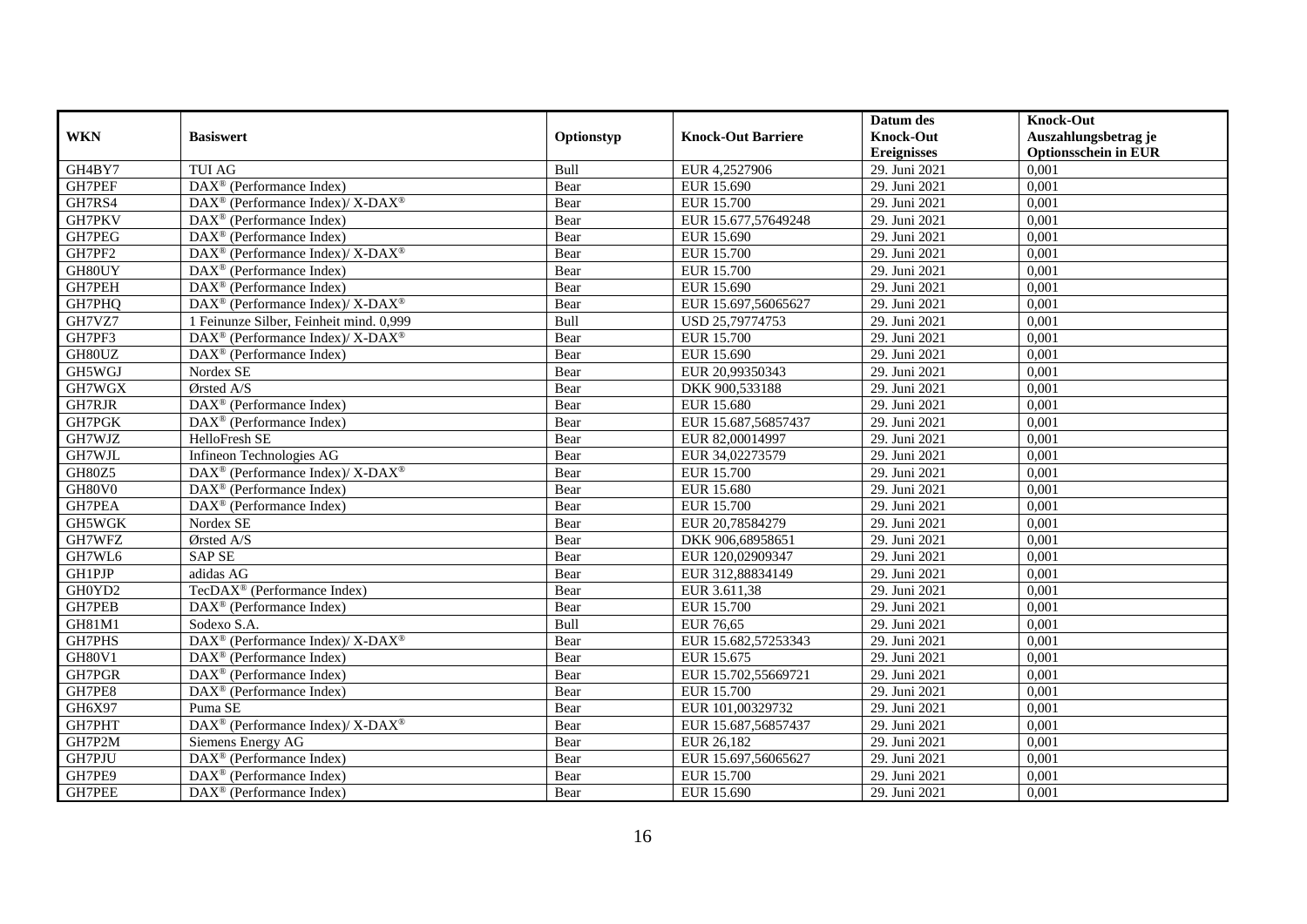| WKN | Basiswert | Optionstyp | Knock-Out Barriere | Datum des Knock-Out Ereignisses | Knock-Out Auszahlungsbetrag je Optionsschein in EUR |
|---|---|---|---|---|---|
| GH4BY7 | TUI AG | Bull | EUR 4,2527906 | 29. Juni 2021 | 0,001 |
| GH7PEF | DAX® (Performance Index) | Bear | EUR 15.690 | 29. Juni 2021 | 0,001 |
| GH7RS4 | DAX® (Performance Index)/ X-DAX® | Bear | EUR 15.700 | 29. Juni 2021 | 0,001 |
| GH7PKV | DAX® (Performance Index) | Bear | EUR 15.677,57649248 | 29. Juni 2021 | 0,001 |
| GH7PEG | DAX® (Performance Index) | Bear | EUR 15.690 | 29. Juni 2021 | 0,001 |
| GH7PF2 | DAX® (Performance Index)/ X-DAX® | Bear | EUR 15.700 | 29. Juni 2021 | 0,001 |
| GH80UY | DAX® (Performance Index) | Bear | EUR 15.700 | 29. Juni 2021 | 0,001 |
| GH7PEH | DAX® (Performance Index) | Bear | EUR 15.690 | 29. Juni 2021 | 0,001 |
| GH7PHQ | DAX® (Performance Index)/ X-DAX® | Bear | EUR 15.697,56065627 | 29. Juni 2021 | 0,001 |
| GH7VZ7 | 1 Feinunze Silber, Feinheit mind. 0,999 | Bull | USD 25,79774753 | 29. Juni 2021 | 0,001 |
| GH7PF3 | DAX® (Performance Index)/ X-DAX® | Bear | EUR 15.700 | 29. Juni 2021 | 0,001 |
| GH80UZ | DAX® (Performance Index) | Bear | EUR 15.690 | 29. Juni 2021 | 0,001 |
| GH5WGJ | Nordex SE | Bear | EUR 20,99350343 | 29. Juni 2021 | 0,001 |
| GH7WGX | Ørsted A/S | Bear | DKK 900,533188 | 29. Juni 2021 | 0,001 |
| GH7RJR | DAX® (Performance Index) | Bear | EUR 15.680 | 29. Juni 2021 | 0,001 |
| GH7PGK | DAX® (Performance Index) | Bear | EUR 15.687,56857437 | 29. Juni 2021 | 0,001 |
| GH7WJZ | HelloFresh SE | Bear | EUR 82,00014997 | 29. Juni 2021 | 0,001 |
| GH7WJL | Infineon Technologies AG | Bear | EUR 34,02273579 | 29. Juni 2021 | 0,001 |
| GH80Z5 | DAX® (Performance Index)/ X-DAX® | Bear | EUR 15.700 | 29. Juni 2021 | 0,001 |
| GH80V0 | DAX® (Performance Index) | Bear | EUR 15.680 | 29. Juni 2021 | 0,001 |
| GH7PEA | DAX® (Performance Index) | Bear | EUR 15.700 | 29. Juni 2021 | 0,001 |
| GH5WGK | Nordex SE | Bear | EUR 20,78584279 | 29. Juni 2021 | 0,001 |
| GH7WFZ | Ørsted A/S | Bear | DKK 906,68958651 | 29. Juni 2021 | 0,001 |
| GH7WL6 | SAP SE | Bear | EUR 120,02909347 | 29. Juni 2021 | 0,001 |
| GH1PJP | adidas AG | Bear | EUR 312,88834149 | 29. Juni 2021 | 0,001 |
| GH0YD2 | TecDAX® (Performance Index) | Bear | EUR 3.611,38 | 29. Juni 2021 | 0,001 |
| GH7PEB | DAX® (Performance Index) | Bear | EUR 15.700 | 29. Juni 2021 | 0,001 |
| GH81M1 | Sodexo S.A. | Bull | EUR 76,65 | 29. Juni 2021 | 0,001 |
| GH7PHS | DAX® (Performance Index)/ X-DAX® | Bear | EUR 15.682,57253343 | 29. Juni 2021 | 0,001 |
| GH80V1 | DAX® (Performance Index) | Bear | EUR 15.675 | 29. Juni 2021 | 0,001 |
| GH7PGR | DAX® (Performance Index) | Bear | EUR 15.702,55669721 | 29. Juni 2021 | 0,001 |
| GH7PE8 | DAX® (Performance Index) | Bear | EUR 15.700 | 29. Juni 2021 | 0,001 |
| GH6X97 | Puma SE | Bear | EUR 101,00329732 | 29. Juni 2021 | 0,001 |
| GH7PHT | DAX® (Performance Index)/ X-DAX® | Bear | EUR 15.687,56857437 | 29. Juni 2021 | 0,001 |
| GH7P2M | Siemens Energy AG | Bear | EUR 26,182 | 29. Juni 2021 | 0,001 |
| GH7PJU | DAX® (Performance Index) | Bear | EUR 15.697,56065627 | 29. Juni 2021 | 0,001 |
| GH7PE9 | DAX® (Performance Index) | Bear | EUR 15.700 | 29. Juni 2021 | 0,001 |
| GH7PEE | DAX® (Performance Index) | Bear | EUR 15.690 | 29. Juni 2021 | 0,001 |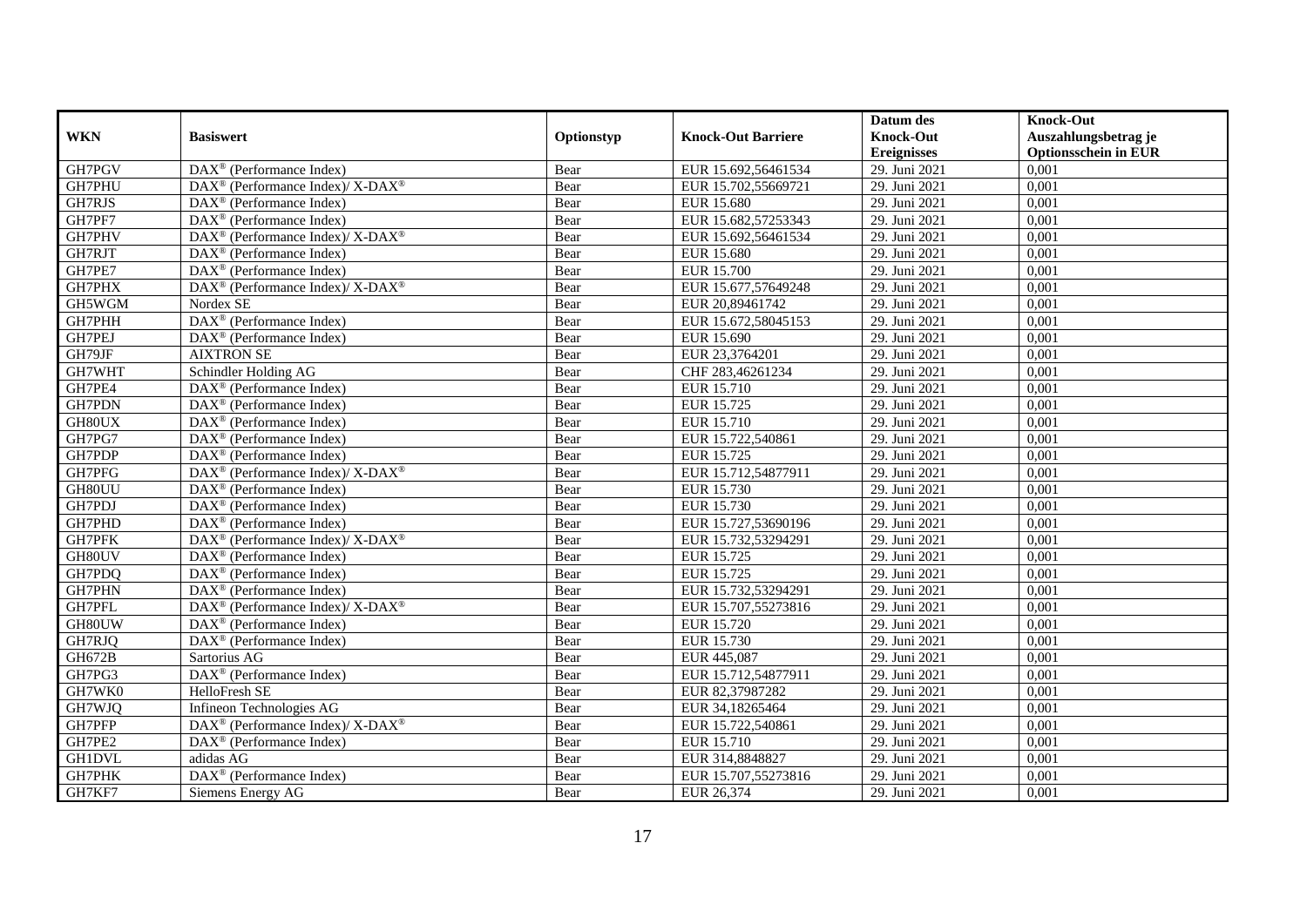| WKN | Basiswert | Optionstyp | Knock-Out Barriere | Datum des Knock-Out Ereignisses | Knock-Out Auszahlungsbetrag je Optionsschein in EUR |
|---|---|---|---|---|---|
| GH7PGV | DAX® (Performance Index) | Bear | EUR 15.692,56461534 | 29. Juni 2021 | 0,001 |
| GH7PHU | DAX® (Performance Index)/ X-DAX® | Bear | EUR 15.702,55669721 | 29. Juni 2021 | 0,001 |
| GH7RJS | DAX® (Performance Index) | Bear | EUR 15.680 | 29. Juni 2021 | 0,001 |
| GH7PF7 | DAX® (Performance Index) | Bear | EUR 15.682,57253343 | 29. Juni 2021 | 0,001 |
| GH7PHV | DAX® (Performance Index)/ X-DAX® | Bear | EUR 15.692,56461534 | 29. Juni 2021 | 0,001 |
| GH7RJT | DAX® (Performance Index) | Bear | EUR 15.680 | 29. Juni 2021 | 0,001 |
| GH7PE7 | DAX® (Performance Index) | Bear | EUR 15.700 | 29. Juni 2021 | 0,001 |
| GH7PHX | DAX® (Performance Index)/ X-DAX® | Bear | EUR 15.677,57649248 | 29. Juni 2021 | 0,001 |
| GH5WGM | Nordex SE | Bear | EUR 20,89461742 | 29. Juni 2021 | 0,001 |
| GH7PHH | DAX® (Performance Index) | Bear | EUR 15.672,58045153 | 29. Juni 2021 | 0,001 |
| GH7PEJ | DAX® (Performance Index) | Bear | EUR 15.690 | 29. Juni 2021 | 0,001 |
| GH79JF | AIXTRON SE | Bear | EUR 23,3764201 | 29. Juni 2021 | 0,001 |
| GH7WHT | Schindler Holding AG | Bear | CHF 283,46261234 | 29. Juni 2021 | 0,001 |
| GH7PE4 | DAX® (Performance Index) | Bear | EUR 15.710 | 29. Juni 2021 | 0,001 |
| GH7PDN | DAX® (Performance Index) | Bear | EUR 15.725 | 29. Juni 2021 | 0,001 |
| GH80UX | DAX® (Performance Index) | Bear | EUR 15.710 | 29. Juni 2021 | 0,001 |
| GH7PG7 | DAX® (Performance Index) | Bear | EUR 15.722,540861 | 29. Juni 2021 | 0,001 |
| GH7PDP | DAX® (Performance Index) | Bear | EUR 15.725 | 29. Juni 2021 | 0,001 |
| GH7PFG | DAX® (Performance Index)/ X-DAX® | Bear | EUR 15.712,54877911 | 29. Juni 2021 | 0,001 |
| GH80UU | DAX® (Performance Index) | Bear | EUR 15.730 | 29. Juni 2021 | 0,001 |
| GH7PDJ | DAX® (Performance Index) | Bear | EUR 15.730 | 29. Juni 2021 | 0,001 |
| GH7PHD | DAX® (Performance Index) | Bear | EUR 15.727,53690196 | 29. Juni 2021 | 0,001 |
| GH7PFK | DAX® (Performance Index)/ X-DAX® | Bear | EUR 15.732,53294291 | 29. Juni 2021 | 0,001 |
| GH80UV | DAX® (Performance Index) | Bear | EUR 15.725 | 29. Juni 2021 | 0,001 |
| GH7PDQ | DAX® (Performance Index) | Bear | EUR 15.725 | 29. Juni 2021 | 0,001 |
| GH7PHN | DAX® (Performance Index) | Bear | EUR 15.732,53294291 | 29. Juni 2021 | 0,001 |
| GH7PFL | DAX® (Performance Index)/ X-DAX® | Bear | EUR 15.707,55273816 | 29. Juni 2021 | 0,001 |
| GH80UW | DAX® (Performance Index) | Bear | EUR 15.720 | 29. Juni 2021 | 0,001 |
| GH7RJQ | DAX® (Performance Index) | Bear | EUR 15.730 | 29. Juni 2021 | 0,001 |
| GH672B | Sartorius AG | Bear | EUR 445,087 | 29. Juni 2021 | 0,001 |
| GH7PG3 | DAX® (Performance Index) | Bear | EUR 15.712,54877911 | 29. Juni 2021 | 0,001 |
| GH7WK0 | HelloFresh SE | Bear | EUR 82,37987282 | 29. Juni 2021 | 0,001 |
| GH7WJQ | Infineon Technologies AG | Bear | EUR 34,18265464 | 29. Juni 2021 | 0,001 |
| GH7PFP | DAX® (Performance Index)/ X-DAX® | Bear | EUR 15.722,540861 | 29. Juni 2021 | 0,001 |
| GH7PE2 | DAX® (Performance Index) | Bear | EUR 15.710 | 29. Juni 2021 | 0,001 |
| GH1DVL | adidas AG | Bear | EUR 314,8848827 | 29. Juni 2021 | 0,001 |
| GH7PHK | DAX® (Performance Index) | Bear | EUR 15.707,55273816 | 29. Juni 2021 | 0,001 |
| GH7KF7 | Siemens Energy AG | Bear | EUR 26,374 | 29. Juni 2021 | 0,001 |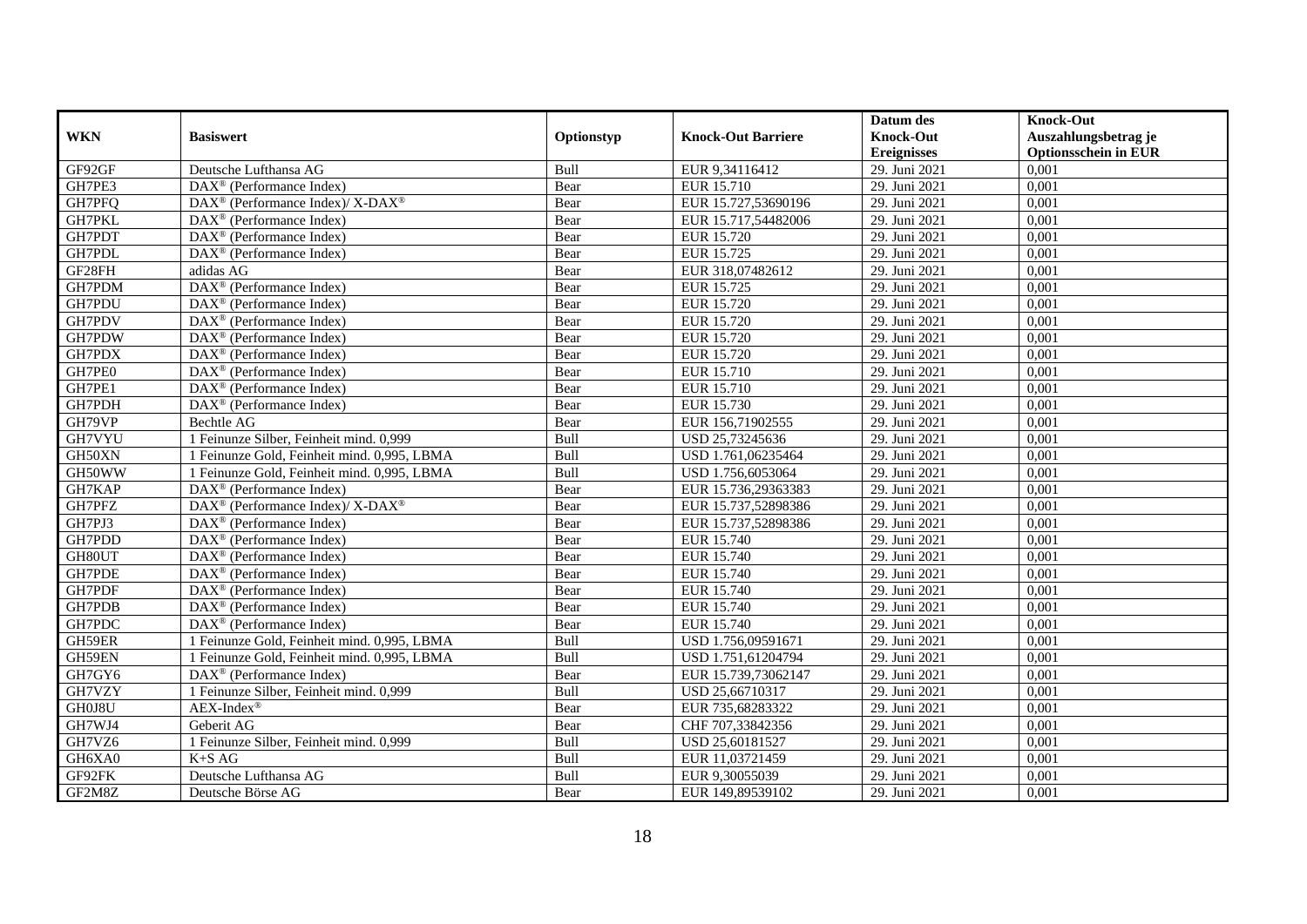| WKN | Basiswert | Optionstyp | Knock-Out Barriere | Datum des Knock-Out Ereignisses | Knock-Out Auszahlungsbetrag je Optionsschein in EUR |
|---|---|---|---|---|---|
| GF92GF | Deutsche Lufthansa AG | Bull | EUR 9,34116412 | 29. Juni 2021 | 0,001 |
| GH7PE3 | DAX® (Performance Index) | Bear | EUR 15.710 | 29. Juni 2021 | 0,001 |
| GH7PFQ | DAX® (Performance Index)/ X-DAX® | Bear | EUR 15.727,53690196 | 29. Juni 2021 | 0,001 |
| GH7PKL | DAX® (Performance Index) | Bear | EUR 15.717,54482006 | 29. Juni 2021 | 0,001 |
| GH7PDT | DAX® (Performance Index) | Bear | EUR 15.720 | 29. Juni 2021 | 0,001 |
| GH7PDL | DAX® (Performance Index) | Bear | EUR 15.725 | 29. Juni 2021 | 0,001 |
| GF28FH | adidas AG | Bear | EUR 318,07482612 | 29. Juni 2021 | 0,001 |
| GH7PDM | DAX® (Performance Index) | Bear | EUR 15.725 | 29. Juni 2021 | 0,001 |
| GH7PDU | DAX® (Performance Index) | Bear | EUR 15.720 | 29. Juni 2021 | 0,001 |
| GH7PDV | DAX® (Performance Index) | Bear | EUR 15.720 | 29. Juni 2021 | 0,001 |
| GH7PDW | DAX® (Performance Index) | Bear | EUR 15.720 | 29. Juni 2021 | 0,001 |
| GH7PDX | DAX® (Performance Index) | Bear | EUR 15.720 | 29. Juni 2021 | 0,001 |
| GH7PE0 | DAX® (Performance Index) | Bear | EUR 15.710 | 29. Juni 2021 | 0,001 |
| GH7PE1 | DAX® (Performance Index) | Bear | EUR 15.710 | 29. Juni 2021 | 0,001 |
| GH7PDH | DAX® (Performance Index) | Bear | EUR 15.730 | 29. Juni 2021 | 0,001 |
| GH79VP | Bechtle AG | Bear | EUR 156,71902555 | 29. Juni 2021 | 0,001 |
| GH7VYU | 1 Feinunze Silber, Feinheit mind. 0,999 | Bull | USD 25,73245636 | 29. Juni 2021 | 0,001 |
| GH50XN | 1 Feinunze Gold, Feinheit mind. 0,995, LBMA | Bull | USD 1.761,06235464 | 29. Juni 2021 | 0,001 |
| GH50WW | 1 Feinunze Gold, Feinheit mind. 0,995, LBMA | Bull | USD 1.756,6053064 | 29. Juni 2021 | 0,001 |
| GH7KAP | DAX® (Performance Index) | Bear | EUR 15.736,29363383 | 29. Juni 2021 | 0,001 |
| GH7PFZ | DAX® (Performance Index)/ X-DAX® | Bear | EUR 15.737,52898386 | 29. Juni 2021 | 0,001 |
| GH7PJ3 | DAX® (Performance Index) | Bear | EUR 15.737,52898386 | 29. Juni 2021 | 0,001 |
| GH7PDD | DAX® (Performance Index) | Bear | EUR 15.740 | 29. Juni 2021 | 0,001 |
| GH80UT | DAX® (Performance Index) | Bear | EUR 15.740 | 29. Juni 2021 | 0,001 |
| GH7PDE | DAX® (Performance Index) | Bear | EUR 15.740 | 29. Juni 2021 | 0,001 |
| GH7PDF | DAX® (Performance Index) | Bear | EUR 15.740 | 29. Juni 2021 | 0,001 |
| GH7PDB | DAX® (Performance Index) | Bear | EUR 15.740 | 29. Juni 2021 | 0,001 |
| GH7PDC | DAX® (Performance Index) | Bear | EUR 15.740 | 29. Juni 2021 | 0,001 |
| GH59ER | 1 Feinunze Gold, Feinheit mind. 0,995, LBMA | Bull | USD 1.756,09591671 | 29. Juni 2021 | 0,001 |
| GH59EN | 1 Feinunze Gold, Feinheit mind. 0,995, LBMA | Bull | USD 1.751,61204794 | 29. Juni 2021 | 0,001 |
| GH7GY6 | DAX® (Performance Index) | Bear | EUR 15.739,73062147 | 29. Juni 2021 | 0,001 |
| GH7VZY | 1 Feinunze Silber, Feinheit mind. 0,999 | Bull | USD 25,66710317 | 29. Juni 2021 | 0,001 |
| GH0J8U | AEX-Index® | Bear | EUR 735,68283322 | 29. Juni 2021 | 0,001 |
| GH7WJ4 | Geberit AG | Bear | CHF 707,33842356 | 29. Juni 2021 | 0,001 |
| GH7VZ6 | 1 Feinunze Silber, Feinheit mind. 0,999 | Bull | USD 25,60181527 | 29. Juni 2021 | 0,001 |
| GH6XA0 | K+S AG | Bull | EUR 11,03721459 | 29. Juni 2021 | 0,001 |
| GF92FK | Deutsche Lufthansa AG | Bull | EUR 9,30055039 | 29. Juni 2021 | 0,001 |
| GF2M8Z | Deutsche Börse AG | Bear | EUR 149,89539102 | 29. Juni 2021 | 0,001 |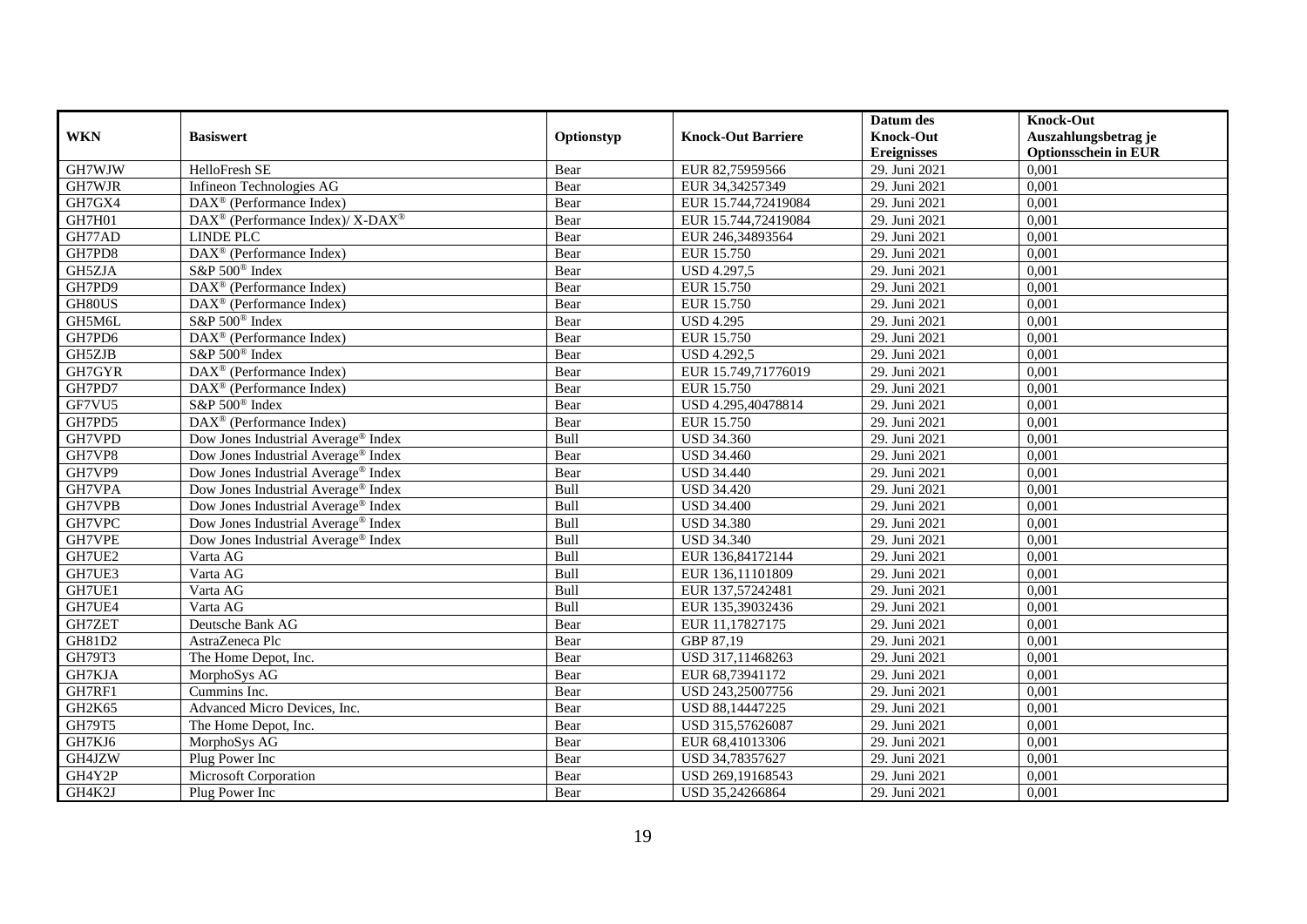| WKN | Basiswert | Optionstyp | Knock-Out Barriere | Datum des Knock-Out Ereignisses | Knock-Out Auszahlungsbetrag je Optionsschein in EUR |
|---|---|---|---|---|---|
| GH7WJW | HelloFresh SE | Bear | EUR 82,75959566 | 29. Juni 2021 | 0,001 |
| GH7WJR | Infineon Technologies AG | Bear | EUR 34,34257349 | 29. Juni 2021 | 0,001 |
| GH7GX4 | DAX® (Performance Index) | Bear | EUR 15.744,72419084 | 29. Juni 2021 | 0,001 |
| GH7H01 | DAX® (Performance Index)/ X-DAX® | Bear | EUR 15.744,72419084 | 29. Juni 2021 | 0,001 |
| GH77AD | LINDE PLC | Bear | EUR 246,34893564 | 29. Juni 2021 | 0,001 |
| GH7PD8 | DAX® (Performance Index) | Bear | EUR 15.750 | 29. Juni 2021 | 0,001 |
| GH5ZJA | S&P 500® Index | Bear | USD 4.297,5 | 29. Juni 2021 | 0,001 |
| GH7PD9 | DAX® (Performance Index) | Bear | EUR 15.750 | 29. Juni 2021 | 0,001 |
| GH80US | DAX® (Performance Index) | Bear | EUR 15.750 | 29. Juni 2021 | 0,001 |
| GH5M6L | S&P 500® Index | Bear | USD 4.295 | 29. Juni 2021 | 0,001 |
| GH7PD6 | DAX® (Performance Index) | Bear | EUR 15.750 | 29. Juni 2021 | 0,001 |
| GH5ZJB | S&P 500® Index | Bear | USD 4.292,5 | 29. Juni 2021 | 0,001 |
| GH7GYR | DAX® (Performance Index) | Bear | EUR 15.749,71776019 | 29. Juni 2021 | 0,001 |
| GH7PD7 | DAX® (Performance Index) | Bear | EUR 15.750 | 29. Juni 2021 | 0,001 |
| GF7VU5 | S&P 500® Index | Bear | USD 4.295,40478814 | 29. Juni 2021 | 0,001 |
| GH7PD5 | DAX® (Performance Index) | Bear | EUR 15.750 | 29. Juni 2021 | 0,001 |
| GH7VPD | Dow Jones Industrial Average® Index | Bull | USD 34.360 | 29. Juni 2021 | 0,001 |
| GH7VP8 | Dow Jones Industrial Average® Index | Bear | USD 34.460 | 29. Juni 2021 | 0,001 |
| GH7VP9 | Dow Jones Industrial Average® Index | Bear | USD 34.440 | 29. Juni 2021 | 0,001 |
| GH7VPA | Dow Jones Industrial Average® Index | Bull | USD 34.420 | 29. Juni 2021 | 0,001 |
| GH7VPB | Dow Jones Industrial Average® Index | Bull | USD 34.400 | 29. Juni 2021 | 0,001 |
| GH7VPC | Dow Jones Industrial Average® Index | Bull | USD 34.380 | 29. Juni 2021 | 0,001 |
| GH7VPE | Dow Jones Industrial Average® Index | Bull | USD 34.340 | 29. Juni 2021 | 0,001 |
| GH7UE2 | Varta AG | Bull | EUR 136,84172144 | 29. Juni 2021 | 0,001 |
| GH7UE3 | Varta AG | Bull | EUR 136,11101809 | 29. Juni 2021 | 0,001 |
| GH7UE1 | Varta AG | Bull | EUR 137,57242481 | 29. Juni 2021 | 0,001 |
| GH7UE4 | Varta AG | Bull | EUR 135,39032436 | 29. Juni 2021 | 0,001 |
| GH7ZET | Deutsche Bank AG | Bear | EUR 11,17827175 | 29. Juni 2021 | 0,001 |
| GH81D2 | AstraZeneca Plc | Bear | GBP 87,19 | 29. Juni 2021 | 0,001 |
| GH79T3 | The Home Depot, Inc. | Bear | USD 317,11468263 | 29. Juni 2021 | 0,001 |
| GH7KJA | MorphoSys AG | Bear | EUR 68,73941172 | 29. Juni 2021 | 0,001 |
| GH7RF1 | Cummins Inc. | Bear | USD 243,25007756 | 29. Juni 2021 | 0,001 |
| GH2K65 | Advanced Micro Devices, Inc. | Bear | USD 88,14447225 | 29. Juni 2021 | 0,001 |
| GH79T5 | The Home Depot, Inc. | Bear | USD 315,57626087 | 29. Juni 2021 | 0,001 |
| GH7KJ6 | MorphoSys AG | Bear | EUR 68,41013306 | 29. Juni 2021 | 0,001 |
| GH4JZW | Plug Power Inc | Bear | USD 34,78357627 | 29. Juni 2021 | 0,001 |
| GH4Y2P | Microsoft Corporation | Bear | USD 269,19168543 | 29. Juni 2021 | 0,001 |
| GH4K2J | Plug Power Inc | Bear | USD 35,24266864 | 29. Juni 2021 | 0,001 |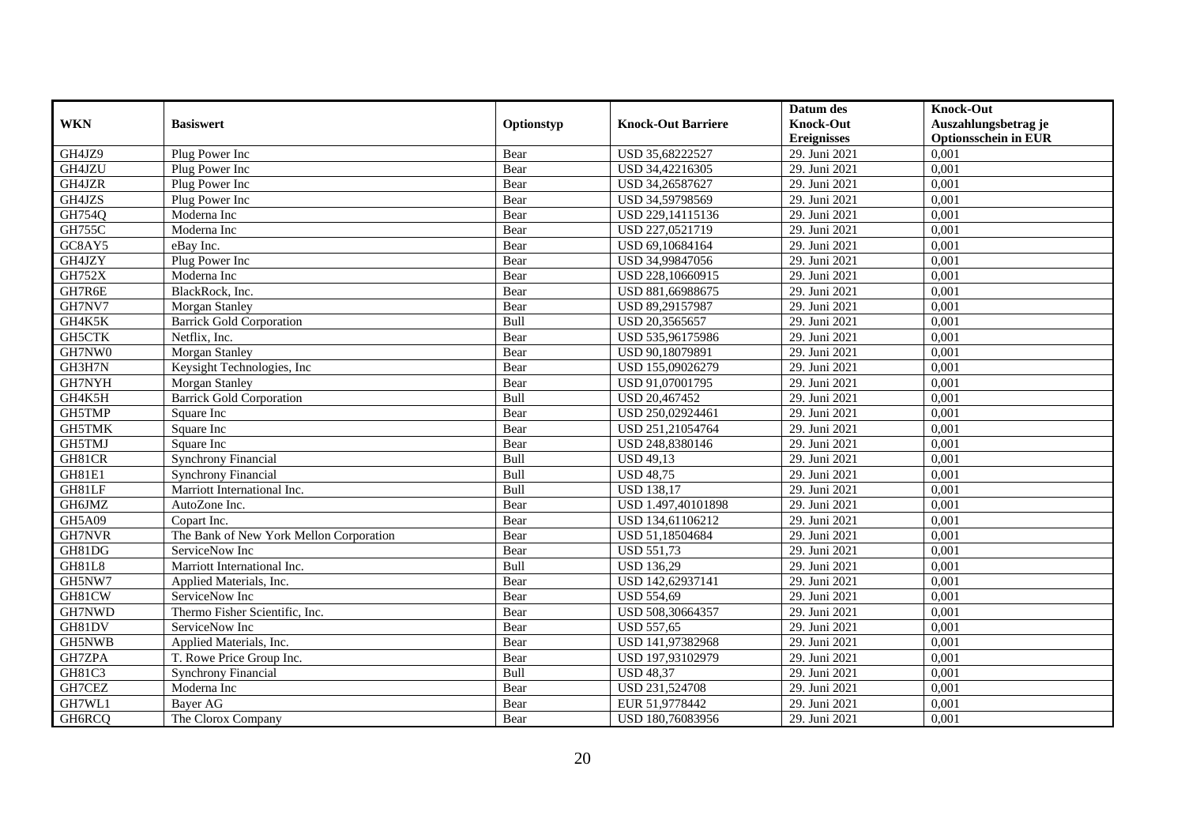| WKN | Basiswert | Optionstyp | Knock-Out Barriere | Datum des Knock-Out Ereignisses | Knock-Out Auszahlungsbetrag je Optionsschein in EUR |
|---|---|---|---|---|---|
| GH4JZ9 | Plug Power Inc | Bear | USD 35,68222527 | 29. Juni 2021 | 0,001 |
| GH4JZU | Plug Power Inc | Bear | USD 34,42216305 | 29. Juni 2021 | 0,001 |
| GH4JZR | Plug Power Inc | Bear | USD 34,26587627 | 29. Juni 2021 | 0,001 |
| GH4JZS | Plug Power Inc | Bear | USD 34,59798569 | 29. Juni 2021 | 0,001 |
| GH754Q | Moderna Inc | Bear | USD 229,14115136 | 29. Juni 2021 | 0,001 |
| GH755C | Moderna Inc | Bear | USD 227,0521719 | 29. Juni 2021 | 0,001 |
| GC8AY5 | eBay Inc. | Bear | USD 69,10684164 | 29. Juni 2021 | 0,001 |
| GH4JZY | Plug Power Inc | Bear | USD 34,99847056 | 29. Juni 2021 | 0,001 |
| GH752X | Moderna Inc | Bear | USD 228,10660915 | 29. Juni 2021 | 0,001 |
| GH7R6E | BlackRock, Inc. | Bear | USD 881,66988675 | 29. Juni 2021 | 0,001 |
| GH7NV7 | Morgan Stanley | Bear | USD 89,29157987 | 29. Juni 2021 | 0,001 |
| GH4K5K | Barrick Gold Corporation | Bull | USD 20,3565657 | 29. Juni 2021 | 0,001 |
| GH5CTK | Netflix, Inc. | Bear | USD 535,96175986 | 29. Juni 2021 | 0,001 |
| GH7NW0 | Morgan Stanley | Bear | USD 90,18079891 | 29. Juni 2021 | 0,001 |
| GH3H7N | Keysight Technologies, Inc | Bear | USD 155,09026279 | 29. Juni 2021 | 0,001 |
| GH7NYH | Morgan Stanley | Bear | USD 91,07001795 | 29. Juni 2021 | 0,001 |
| GH4K5H | Barrick Gold Corporation | Bull | USD 20,467452 | 29. Juni 2021 | 0,001 |
| GH5TMP | Square Inc | Bear | USD 250,02924461 | 29. Juni 2021 | 0,001 |
| GH5TMK | Square Inc | Bear | USD 251,21054764 | 29. Juni 2021 | 0,001 |
| GH5TMJ | Square Inc | Bear | USD 248,8380146 | 29. Juni 2021 | 0,001 |
| GH81CR | Synchrony Financial | Bull | USD 49,13 | 29. Juni 2021 | 0,001 |
| GH81E1 | Synchrony Financial | Bull | USD 48,75 | 29. Juni 2021 | 0,001 |
| GH81LF | Marriott International Inc. | Bull | USD 138,17 | 29. Juni 2021 | 0,001 |
| GH6JMZ | AutoZone Inc. | Bear | USD 1.497,40101898 | 29. Juni 2021 | 0,001 |
| GH5A09 | Copart Inc. | Bear | USD 134,61106212 | 29. Juni 2021 | 0,001 |
| GH7NVR | The Bank of New York Mellon Corporation | Bear | USD 51,18504684 | 29. Juni 2021 | 0,001 |
| GH81DG | ServiceNow Inc | Bear | USD 551,73 | 29. Juni 2021 | 0,001 |
| GH81L8 | Marriott International Inc. | Bull | USD 136,29 | 29. Juni 2021 | 0,001 |
| GH5NW7 | Applied Materials, Inc. | Bear | USD 142,62937141 | 29. Juni 2021 | 0,001 |
| GH81CW | ServiceNow Inc | Bear | USD 554,69 | 29. Juni 2021 | 0,001 |
| GH7NWD | Thermo Fisher Scientific, Inc. | Bear | USD 508,30664357 | 29. Juni 2021 | 0,001 |
| GH81DV | ServiceNow Inc | Bear | USD 557,65 | 29. Juni 2021 | 0,001 |
| GH5NWB | Applied Materials, Inc. | Bear | USD 141,97382968 | 29. Juni 2021 | 0,001 |
| GH7ZPA | T. Rowe Price Group Inc. | Bear | USD 197,93102979 | 29. Juni 2021 | 0,001 |
| GH81C3 | Synchrony Financial | Bull | USD 48,37 | 29. Juni 2021 | 0,001 |
| GH7CEZ | Moderna Inc | Bear | USD 231,524708 | 29. Juni 2021 | 0,001 |
| GH7WL1 | Bayer AG | Bear | EUR 51,9778442 | 29. Juni 2021 | 0,001 |
| GH6RCQ | The Clorox Company | Bear | USD 180,76083956 | 29. Juni 2021 | 0,001 |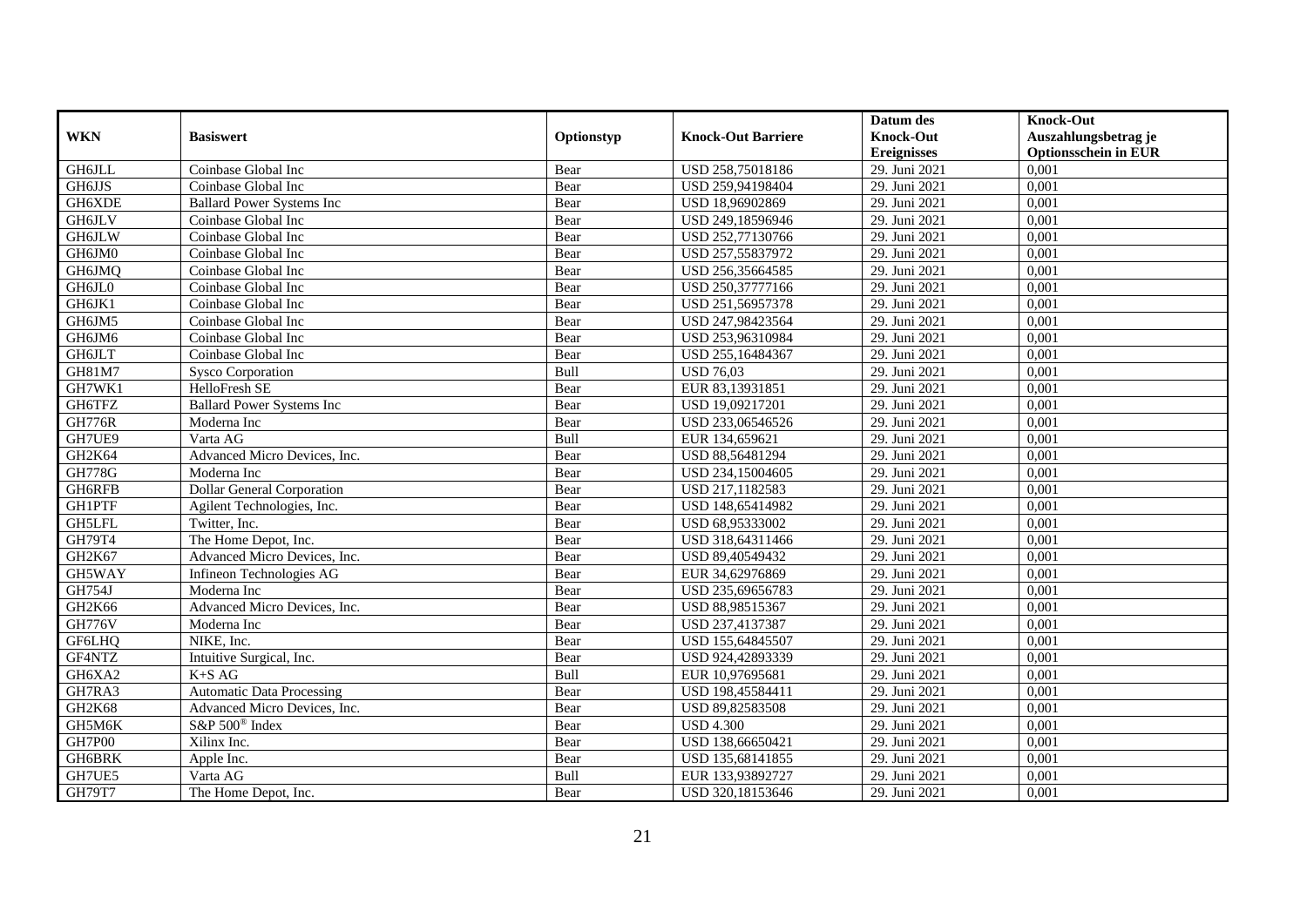| WKN | Basiswert | Optionstyp | Knock-Out Barriere | Datum des Knock-Out Ereignisses | Knock-Out Auszahlungsbetrag je Optionsschein in EUR |
|---|---|---|---|---|---|
| GH6JLL | Coinbase Global Inc | Bear | USD 258,75018186 | 29. Juni 2021 | 0,001 |
| GH6JJS | Coinbase Global Inc | Bear | USD 259,94198404 | 29. Juni 2021 | 0,001 |
| GH6XDE | Ballard Power Systems Inc | Bear | USD 18,96902869 | 29. Juni 2021 | 0,001 |
| GH6JLV | Coinbase Global Inc | Bear | USD 249,18596946 | 29. Juni 2021 | 0,001 |
| GH6JLW | Coinbase Global Inc | Bear | USD 252,77130766 | 29. Juni 2021 | 0,001 |
| GH6JM0 | Coinbase Global Inc | Bear | USD 257,55837972 | 29. Juni 2021 | 0,001 |
| GH6JMQ | Coinbase Global Inc | Bear | USD 256,35664585 | 29. Juni 2021 | 0,001 |
| GH6JL0 | Coinbase Global Inc | Bear | USD 250,37777166 | 29. Juni 2021 | 0,001 |
| GH6JK1 | Coinbase Global Inc | Bear | USD 251,56957378 | 29. Juni 2021 | 0,001 |
| GH6JM5 | Coinbase Global Inc | Bear | USD 247,98423564 | 29. Juni 2021 | 0,001 |
| GH6JM6 | Coinbase Global Inc | Bear | USD 253,96310984 | 29. Juni 2021 | 0,001 |
| GH6JLT | Coinbase Global Inc | Bear | USD 255,16484367 | 29. Juni 2021 | 0,001 |
| GH81M7 | Sysco Corporation | Bull | USD 76,03 | 29. Juni 2021 | 0,001 |
| GH7WK1 | HelloFresh SE | Bear | EUR 83,13931851 | 29. Juni 2021 | 0,001 |
| GH6TFZ | Ballard Power Systems Inc | Bear | USD 19,09217201 | 29. Juni 2021 | 0,001 |
| GH776R | Moderna Inc | Bear | USD 233,06546526 | 29. Juni 2021 | 0,001 |
| GH7UE9 | Varta AG | Bull | EUR 134,659621 | 29. Juni 2021 | 0,001 |
| GH2K64 | Advanced Micro Devices, Inc. | Bear | USD 88,56481294 | 29. Juni 2021 | 0,001 |
| GH778G | Moderna Inc | Bear | USD 234,15004605 | 29. Juni 2021 | 0,001 |
| GH6RFB | Dollar General Corporation | Bear | USD 217,1182583 | 29. Juni 2021 | 0,001 |
| GH1PTF | Agilent Technologies, Inc. | Bear | USD 148,65414982 | 29. Juni 2021 | 0,001 |
| GH5LFL | Twitter, Inc. | Bear | USD 68,95333002 | 29. Juni 2021 | 0,001 |
| GH79T4 | The Home Depot, Inc. | Bear | USD 318,64311466 | 29. Juni 2021 | 0,001 |
| GH2K67 | Advanced Micro Devices, Inc. | Bear | USD 89,40549432 | 29. Juni 2021 | 0,001 |
| GH5WAY | Infineon Technologies AG | Bear | EUR 34,62976869 | 29. Juni 2021 | 0,001 |
| GH754J | Moderna Inc | Bear | USD 235,69656783 | 29. Juni 2021 | 0,001 |
| GH2K66 | Advanced Micro Devices, Inc. | Bear | USD 88,98515367 | 29. Juni 2021 | 0,001 |
| GH776V | Moderna Inc | Bear | USD 237,4137387 | 29. Juni 2021 | 0,001 |
| GF6LHQ | NIKE, Inc. | Bear | USD 155,64845507 | 29. Juni 2021 | 0,001 |
| GF4NTZ | Intuitive Surgical, Inc. | Bear | USD 924,42893339 | 29. Juni 2021 | 0,001 |
| GH6XA2 | K+S AG | Bull | EUR 10,97695681 | 29. Juni 2021 | 0,001 |
| GH7RA3 | Automatic Data Processing | Bear | USD 198,45584411 | 29. Juni 2021 | 0,001 |
| GH2K68 | Advanced Micro Devices, Inc. | Bear | USD 89,82583508 | 29. Juni 2021 | 0,001 |
| GH5M6K | S&P 500® Index | Bear | USD 4.300 | 29. Juni 2021 | 0,001 |
| GH7P00 | Xilinx Inc. | Bear | USD 138,66650421 | 29. Juni 2021 | 0,001 |
| GH6BRK | Apple Inc. | Bear | USD 135,68141855 | 29. Juni 2021 | 0,001 |
| GH7UE5 | Varta AG | Bull | EUR 133,93892727 | 29. Juni 2021 | 0,001 |
| GH79T7 | The Home Depot, Inc. | Bear | USD 320,18153646 | 29. Juni 2021 | 0,001 |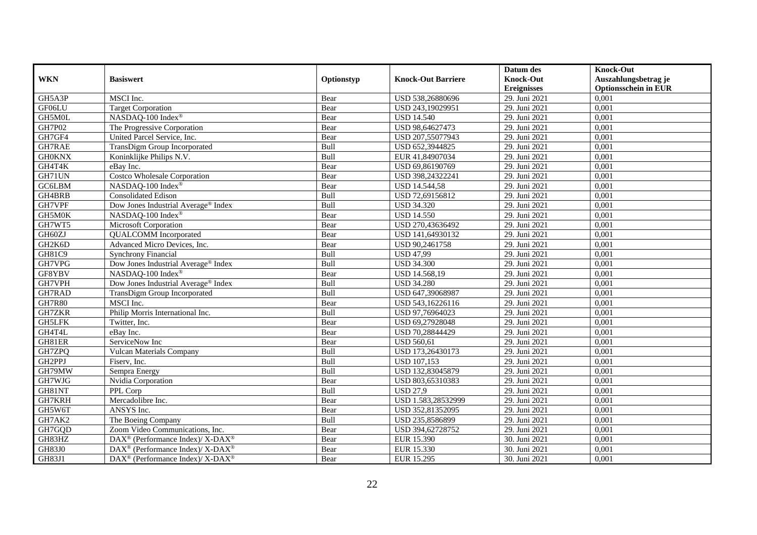| WKN | Basiswert | Optionstyp | Knock-Out Barriere | Datum des Knock-Out Ereignisses | Knock-Out Auszahlungsbetrag je Optionsschein in EUR |
|---|---|---|---|---|---|
| GH5A3P | MSCI Inc. | Bear | USD 538,26880696 | 29. Juni 2021 | 0,001 |
| GF06LU | Target Corporation | Bear | USD 243,19029951 | 29. Juni 2021 | 0,001 |
| GH5M0L | NASDAQ-100 Index® | Bear | USD 14.540 | 29. Juni 2021 | 0,001 |
| GH7P02 | The Progressive Corporation | Bear | USD 98,64627473 | 29. Juni 2021 | 0,001 |
| GH7GF4 | United Parcel Service, Inc. | Bear | USD 207,55077943 | 29. Juni 2021 | 0,001 |
| GH7RAE | TransDigm Group Incorporated | Bull | USD 652,3944825 | 29. Juni 2021 | 0,001 |
| GH0KNX | Koninklijke Philips N.V. | Bull | EUR 41,84907034 | 29. Juni 2021 | 0,001 |
| GH4T4K | eBay Inc. | Bear | USD 69,86190769 | 29. Juni 2021 | 0,001 |
| GH71UN | Costco Wholesale Corporation | Bear | USD 398,24322241 | 29. Juni 2021 | 0,001 |
| GC6LBM | NASDAQ-100 Index® | Bear | USD 14.544,58 | 29. Juni 2021 | 0,001 |
| GH4BRB | Consolidated Edison | Bull | USD 72,69156812 | 29. Juni 2021 | 0,001 |
| GH7VPF | Dow Jones Industrial Average® Index | Bull | USD 34.320 | 29. Juni 2021 | 0,001 |
| GH5M0K | NASDAQ-100 Index® | Bear | USD 14.550 | 29. Juni 2021 | 0,001 |
| GH7WT5 | Microsoft Corporation | Bear | USD 270,43636492 | 29. Juni 2021 | 0,001 |
| GH60ZJ | QUALCOMM Incorporated | Bear | USD 141,64930132 | 29. Juni 2021 | 0,001 |
| GH2K6D | Advanced Micro Devices, Inc. | Bear | USD 90,2461758 | 29. Juni 2021 | 0,001 |
| GH81C9 | Synchrony Financial | Bull | USD 47,99 | 29. Juni 2021 | 0,001 |
| GH7VPG | Dow Jones Industrial Average® Index | Bull | USD 34.300 | 29. Juni 2021 | 0,001 |
| GF8YBV | NASDAQ-100 Index® | Bear | USD 14.568,19 | 29. Juni 2021 | 0,001 |
| GH7VPH | Dow Jones Industrial Average® Index | Bull | USD 34.280 | 29. Juni 2021 | 0,001 |
| GH7RAD | TransDigm Group Incorporated | Bull | USD 647,39068987 | 29. Juni 2021 | 0,001 |
| GH7R80 | MSCI Inc. | Bear | USD 543,16226116 | 29. Juni 2021 | 0,001 |
| GH7ZKR | Philip Morris International Inc. | Bull | USD 97,76964023 | 29. Juni 2021 | 0,001 |
| GH5LFK | Twitter, Inc. | Bear | USD 69,27928048 | 29. Juni 2021 | 0,001 |
| GH4T4L | eBay Inc. | Bear | USD 70,28844429 | 29. Juni 2021 | 0,001 |
| GH81ER | ServiceNow Inc | Bear | USD 560,61 | 29. Juni 2021 | 0,001 |
| GH7ZPQ | Vulcan Materials Company | Bull | USD 173,26430173 | 29. Juni 2021 | 0,001 |
| GH2PPJ | Fiserv, Inc. | Bull | USD 107,153 | 29. Juni 2021 | 0,001 |
| GH79MW | Sempra Energy | Bull | USD 132,83045879 | 29. Juni 2021 | 0,001 |
| GH7WJG | Nvidia Corporation | Bear | USD 803,65310383 | 29. Juni 2021 | 0,001 |
| GH81NT | PPL Corp | Bull | USD 27,9 | 29. Juni 2021 | 0,001 |
| GH7KRH | Mercadolibre Inc. | Bear | USD 1.583,28532999 | 29. Juni 2021 | 0,001 |
| GH5W6T | ANSYS Inc. | Bear | USD 352,81352095 | 29. Juni 2021 | 0,001 |
| GH7AK2 | The Boeing Company | Bull | USD 235,8586899 | 29. Juni 2021 | 0,001 |
| GH7GQD | Zoom Video Communications, Inc. | Bear | USD 394,62728752 | 29. Juni 2021 | 0,001 |
| GH83HZ | DAX® (Performance Index)/ X-DAX® | Bear | EUR 15.390 | 30. Juni 2021 | 0,001 |
| GH83J0 | DAX® (Performance Index)/ X-DAX® | Bear | EUR 15.330 | 30. Juni 2021 | 0,001 |
| GH83J1 | DAX® (Performance Index)/ X-DAX® | Bear | EUR 15.295 | 30. Juni 2021 | 0,001 |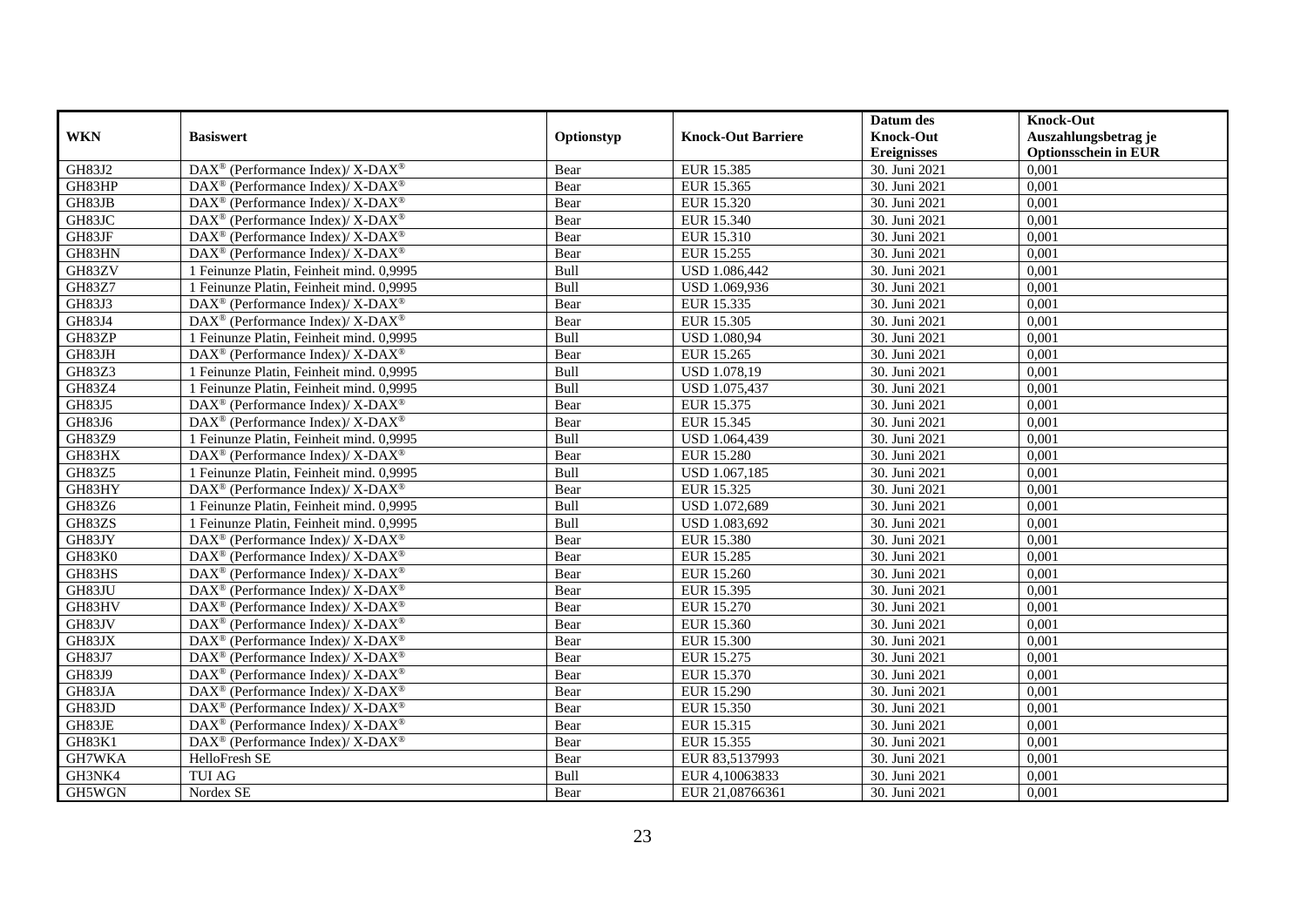| WKN | Basiswert | Optionstyp | Knock-Out Barriere | Datum des Knock-Out Ereignisses | Knock-Out Auszahlungsbetrag je Optionsschein in EUR |
|---|---|---|---|---|---|
| GH83J2 | DAX® (Performance Index)/ X-DAX® | Bear | EUR 15.385 | 30. Juni 2021 | 0,001 |
| GH83HP | DAX® (Performance Index)/ X-DAX® | Bear | EUR 15.365 | 30. Juni 2021 | 0,001 |
| GH83JB | DAX® (Performance Index)/ X-DAX® | Bear | EUR 15.320 | 30. Juni 2021 | 0,001 |
| GH83JC | DAX® (Performance Index)/ X-DAX® | Bear | EUR 15.340 | 30. Juni 2021 | 0,001 |
| GH83JF | DAX® (Performance Index)/ X-DAX® | Bear | EUR 15.310 | 30. Juni 2021 | 0,001 |
| GH83HN | DAX® (Performance Index)/ X-DAX® | Bear | EUR 15.255 | 30. Juni 2021 | 0,001 |
| GH83ZV | 1 Feinunze Platin, Feinheit mind. 0,9995 | Bull | USD 1.086,442 | 30. Juni 2021 | 0,001 |
| GH83Z7 | 1 Feinunze Platin, Feinheit mind. 0,9995 | Bull | USD 1.069,936 | 30. Juni 2021 | 0,001 |
| GH83J3 | DAX® (Performance Index)/ X-DAX® | Bear | EUR 15.335 | 30. Juni 2021 | 0,001 |
| GH83J4 | DAX® (Performance Index)/ X-DAX® | Bear | EUR 15.305 | 30. Juni 2021 | 0,001 |
| GH83ZP | 1 Feinunze Platin, Feinheit mind. 0,9995 | Bull | USD 1.080,94 | 30. Juni 2021 | 0,001 |
| GH83JH | DAX® (Performance Index)/ X-DAX® | Bear | EUR 15.265 | 30. Juni 2021 | 0,001 |
| GH83Z3 | 1 Feinunze Platin, Feinheit mind. 0,9995 | Bull | USD 1.078,19 | 30. Juni 2021 | 0,001 |
| GH83Z4 | 1 Feinunze Platin, Feinheit mind. 0,9995 | Bull | USD 1.075,437 | 30. Juni 2021 | 0,001 |
| GH83J5 | DAX® (Performance Index)/ X-DAX® | Bear | EUR 15.375 | 30. Juni 2021 | 0,001 |
| GH83J6 | DAX® (Performance Index)/ X-DAX® | Bear | EUR 15.345 | 30. Juni 2021 | 0,001 |
| GH83Z9 | 1 Feinunze Platin, Feinheit mind. 0,9995 | Bull | USD 1.064,439 | 30. Juni 2021 | 0,001 |
| GH83HX | DAX® (Performance Index)/ X-DAX® | Bear | EUR 15.280 | 30. Juni 2021 | 0,001 |
| GH83Z5 | 1 Feinunze Platin, Feinheit mind. 0,9995 | Bull | USD 1.067,185 | 30. Juni 2021 | 0,001 |
| GH83HY | DAX® (Performance Index)/ X-DAX® | Bear | EUR 15.325 | 30. Juni 2021 | 0,001 |
| GH83Z6 | 1 Feinunze Platin, Feinheit mind. 0,9995 | Bull | USD 1.072,689 | 30. Juni 2021 | 0,001 |
| GH83ZS | 1 Feinunze Platin, Feinheit mind. 0,9995 | Bull | USD 1.083,692 | 30. Juni 2021 | 0,001 |
| GH83JY | DAX® (Performance Index)/ X-DAX® | Bear | EUR 15.380 | 30. Juni 2021 | 0,001 |
| GH83K0 | DAX® (Performance Index)/ X-DAX® | Bear | EUR 15.285 | 30. Juni 2021 | 0,001 |
| GH83HS | DAX® (Performance Index)/ X-DAX® | Bear | EUR 15.260 | 30. Juni 2021 | 0,001 |
| GH83JU | DAX® (Performance Index)/ X-DAX® | Bear | EUR 15.395 | 30. Juni 2021 | 0,001 |
| GH83HV | DAX® (Performance Index)/ X-DAX® | Bear | EUR 15.270 | 30. Juni 2021 | 0,001 |
| GH83JV | DAX® (Performance Index)/ X-DAX® | Bear | EUR 15.360 | 30. Juni 2021 | 0,001 |
| GH83JX | DAX® (Performance Index)/ X-DAX® | Bear | EUR 15.300 | 30. Juni 2021 | 0,001 |
| GH83J7 | DAX® (Performance Index)/ X-DAX® | Bear | EUR 15.275 | 30. Juni 2021 | 0,001 |
| GH83J9 | DAX® (Performance Index)/ X-DAX® | Bear | EUR 15.370 | 30. Juni 2021 | 0,001 |
| GH83JA | DAX® (Performance Index)/ X-DAX® | Bear | EUR 15.290 | 30. Juni 2021 | 0,001 |
| GH83JD | DAX® (Performance Index)/ X-DAX® | Bear | EUR 15.350 | 30. Juni 2021 | 0,001 |
| GH83JE | DAX® (Performance Index)/ X-DAX® | Bear | EUR 15.315 | 30. Juni 2021 | 0,001 |
| GH83K1 | DAX® (Performance Index)/ X-DAX® | Bear | EUR 15.355 | 30. Juni 2021 | 0,001 |
| GH7WKA | HelloFresh SE | Bear | EUR 83,5137993 | 30. Juni 2021 | 0,001 |
| GH3NK4 | TUI AG | Bull | EUR 4,10063833 | 30. Juni 2021 | 0,001 |
| GH5WGN | Nordex SE | Bear | EUR 21,08766361 | 30. Juni 2021 | 0,001 |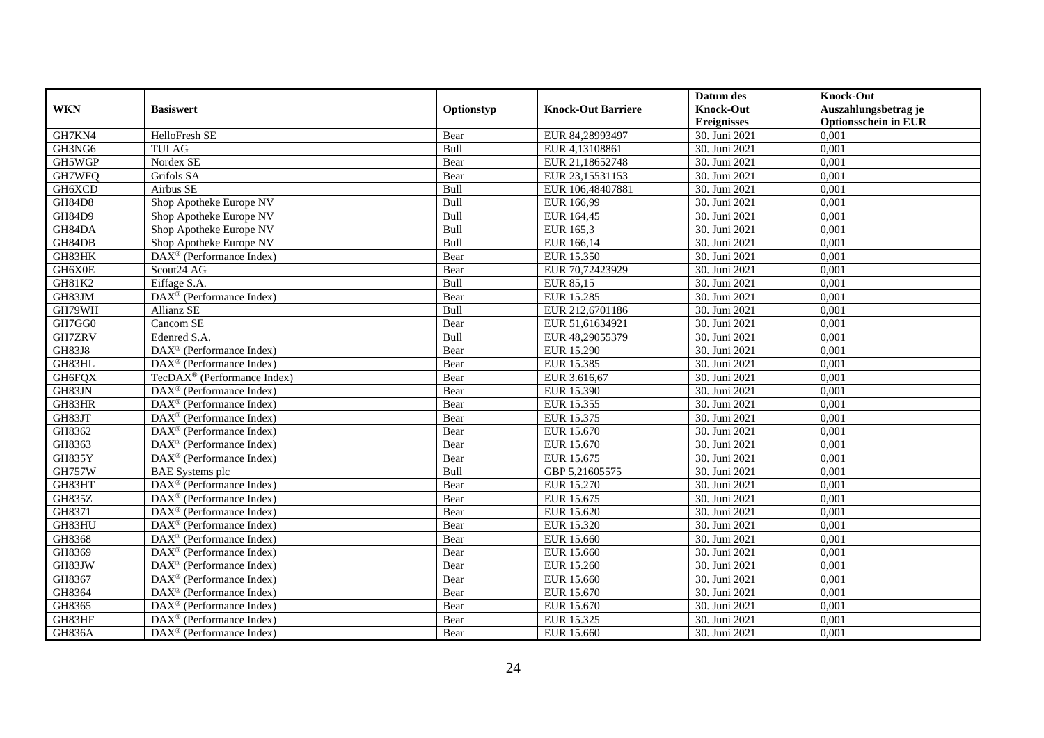| WKN | Basiswert | Optionstyp | Knock-Out Barriere | Datum des Knock-Out Ereignisses | Knock-Out Auszahlungsbetrag je Optionsschein in EUR |
|---|---|---|---|---|---|
| GH7KN4 | HelloFresh SE | Bear | EUR 84,28993497 | 30. Juni 2021 | 0,001 |
| GH3NG6 | TUI AG | Bull | EUR 4,13108861 | 30. Juni 2021 | 0,001 |
| GH5WGP | Nordex SE | Bear | EUR 21,18652748 | 30. Juni 2021 | 0,001 |
| GH7WFQ | Grifols SA | Bear | EUR 23,15531153 | 30. Juni 2021 | 0,001 |
| GH6XCD | Airbus SE | Bull | EUR 106,48407881 | 30. Juni 2021 | 0,001 |
| GH84D8 | Shop Apotheke Europe NV | Bull | EUR 166,99 | 30. Juni 2021 | 0,001 |
| GH84D9 | Shop Apotheke Europe NV | Bull | EUR 164,45 | 30. Juni 2021 | 0,001 |
| GH84DA | Shop Apotheke Europe NV | Bull | EUR 165,3 | 30. Juni 2021 | 0,001 |
| GH84DB | Shop Apotheke Europe NV | Bull | EUR 166,14 | 30. Juni 2021 | 0,001 |
| GH83HK | DAX® (Performance Index) | Bear | EUR 15.350 | 30. Juni 2021 | 0,001 |
| GH6X0E | Scout24 AG | Bear | EUR 70,72423929 | 30. Juni 2021 | 0,001 |
| GH81K2 | Eiffage S.A. | Bull | EUR 85,15 | 30. Juni 2021 | 0,001 |
| GH83JM | DAX® (Performance Index) | Bear | EUR 15.285 | 30. Juni 2021 | 0,001 |
| GH79WH | Allianz SE | Bull | EUR 212,6701186 | 30. Juni 2021 | 0,001 |
| GH7GG0 | Cancom SE | Bear | EUR 51,61634921 | 30. Juni 2021 | 0,001 |
| GH7ZRV | Edenred S.A. | Bull | EUR 48,29055379 | 30. Juni 2021 | 0,001 |
| GH83J8 | DAX® (Performance Index) | Bear | EUR 15.290 | 30. Juni 2021 | 0,001 |
| GH83HL | DAX® (Performance Index) | Bear | EUR 15.385 | 30. Juni 2021 | 0,001 |
| GH6FQX | TecDAX® (Performance Index) | Bear | EUR 3.616,67 | 30. Juni 2021 | 0,001 |
| GH83JN | DAX® (Performance Index) | Bear | EUR 15.390 | 30. Juni 2021 | 0,001 |
| GH83HR | DAX® (Performance Index) | Bear | EUR 15.355 | 30. Juni 2021 | 0,001 |
| GH83JT | DAX® (Performance Index) | Bear | EUR 15.375 | 30. Juni 2021 | 0,001 |
| GH8362 | DAX® (Performance Index) | Bear | EUR 15.670 | 30. Juni 2021 | 0,001 |
| GH8363 | DAX® (Performance Index) | Bear | EUR 15.670 | 30. Juni 2021 | 0,001 |
| GH835Y | DAX® (Performance Index) | Bear | EUR 15.675 | 30. Juni 2021 | 0,001 |
| GH757W | BAE Systems plc | Bull | GBP 5,21605575 | 30. Juni 2021 | 0,001 |
| GH83HT | DAX® (Performance Index) | Bear | EUR 15.270 | 30. Juni 2021 | 0,001 |
| GH835Z | DAX® (Performance Index) | Bear | EUR 15.675 | 30. Juni 2021 | 0,001 |
| GH8371 | DAX® (Performance Index) | Bear | EUR 15.620 | 30. Juni 2021 | 0,001 |
| GH83HU | DAX® (Performance Index) | Bear | EUR 15.320 | 30. Juni 2021 | 0,001 |
| GH8368 | DAX® (Performance Index) | Bear | EUR 15.660 | 30. Juni 2021 | 0,001 |
| GH8369 | DAX® (Performance Index) | Bear | EUR 15.660 | 30. Juni 2021 | 0,001 |
| GH83JW | DAX® (Performance Index) | Bear | EUR 15.260 | 30. Juni 2021 | 0,001 |
| GH8367 | DAX® (Performance Index) | Bear | EUR 15.660 | 30. Juni 2021 | 0,001 |
| GH8364 | DAX® (Performance Index) | Bear | EUR 15.670 | 30. Juni 2021 | 0,001 |
| GH8365 | DAX® (Performance Index) | Bear | EUR 15.670 | 30. Juni 2021 | 0,001 |
| GH83HF | DAX® (Performance Index) | Bear | EUR 15.325 | 30. Juni 2021 | 0,001 |
| GH836A | DAX® (Performance Index) | Bear | EUR 15.660 | 30. Juni 2021 | 0,001 |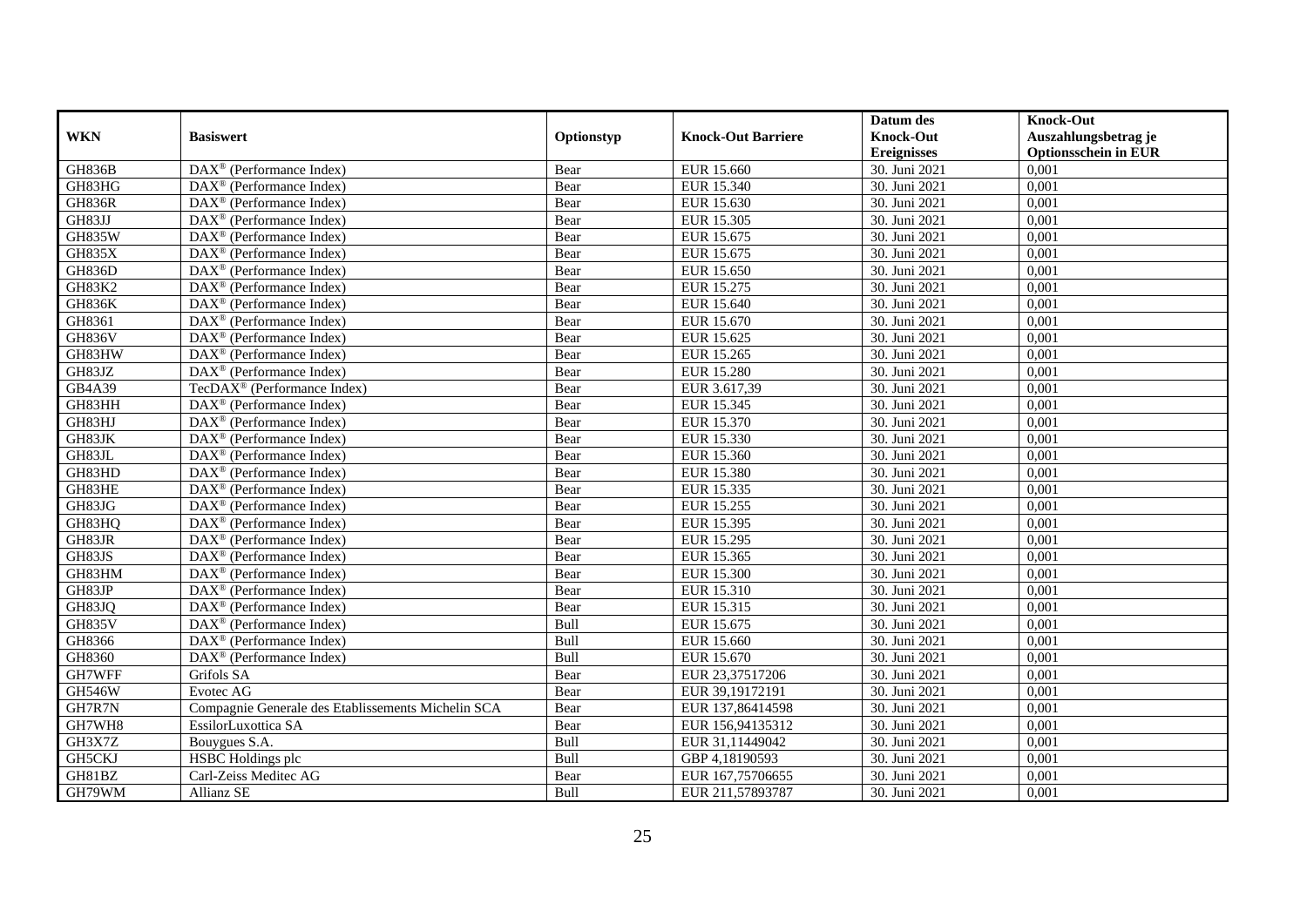| WKN | Basiswert | Optionstyp | Knock-Out Barriere | Datum des Knock-Out Ereignisses | Knock-Out Auszahlungsbetrag je Optionsschein in EUR |
|---|---|---|---|---|---|
| GH836B | DAX® (Performance Index) | Bear | EUR 15.660 | 30. Juni 2021 | 0,001 |
| GH83HG | DAX® (Performance Index) | Bear | EUR 15.340 | 30. Juni 2021 | 0,001 |
| GH836R | DAX® (Performance Index) | Bear | EUR 15.630 | 30. Juni 2021 | 0,001 |
| GH83JJ | DAX® (Performance Index) | Bear | EUR 15.305 | 30. Juni 2021 | 0,001 |
| GH835W | DAX® (Performance Index) | Bear | EUR 15.675 | 30. Juni 2021 | 0,001 |
| GH835X | DAX® (Performance Index) | Bear | EUR 15.675 | 30. Juni 2021 | 0,001 |
| GH836D | DAX® (Performance Index) | Bear | EUR 15.650 | 30. Juni 2021 | 0,001 |
| GH83K2 | DAX® (Performance Index) | Bear | EUR 15.275 | 30. Juni 2021 | 0,001 |
| GH836K | DAX® (Performance Index) | Bear | EUR 15.640 | 30. Juni 2021 | 0,001 |
| GH8361 | DAX® (Performance Index) | Bear | EUR 15.670 | 30. Juni 2021 | 0,001 |
| GH836V | DAX® (Performance Index) | Bear | EUR 15.625 | 30. Juni 2021 | 0,001 |
| GH83HW | DAX® (Performance Index) | Bear | EUR 15.265 | 30. Juni 2021 | 0,001 |
| GH83JZ | DAX® (Performance Index) | Bear | EUR 15.280 | 30. Juni 2021 | 0,001 |
| GB4A39 | TecDAX® (Performance Index) | Bear | EUR 3.617,39 | 30. Juni 2021 | 0,001 |
| GH83HH | DAX® (Performance Index) | Bear | EUR 15.345 | 30. Juni 2021 | 0,001 |
| GH83HJ | DAX® (Performance Index) | Bear | EUR 15.370 | 30. Juni 2021 | 0,001 |
| GH83JK | DAX® (Performance Index) | Bear | EUR 15.330 | 30. Juni 2021 | 0,001 |
| GH83JL | DAX® (Performance Index) | Bear | EUR 15.360 | 30. Juni 2021 | 0,001 |
| GH83HD | DAX® (Performance Index) | Bear | EUR 15.380 | 30. Juni 2021 | 0,001 |
| GH83HE | DAX® (Performance Index) | Bear | EUR 15.335 | 30. Juni 2021 | 0,001 |
| GH83JG | DAX® (Performance Index) | Bear | EUR 15.255 | 30. Juni 2021 | 0,001 |
| GH83HQ | DAX® (Performance Index) | Bear | EUR 15.395 | 30. Juni 2021 | 0,001 |
| GH83JR | DAX® (Performance Index) | Bear | EUR 15.295 | 30. Juni 2021 | 0,001 |
| GH83JS | DAX® (Performance Index) | Bear | EUR 15.365 | 30. Juni 2021 | 0,001 |
| GH83HM | DAX® (Performance Index) | Bear | EUR 15.300 | 30. Juni 2021 | 0,001 |
| GH83JP | DAX® (Performance Index) | Bear | EUR 15.310 | 30. Juni 2021 | 0,001 |
| GH83JQ | DAX® (Performance Index) | Bear | EUR 15.315 | 30. Juni 2021 | 0,001 |
| GH835V | DAX® (Performance Index) | Bull | EUR 15.675 | 30. Juni 2021 | 0,001 |
| GH8366 | DAX® (Performance Index) | Bull | EUR 15.660 | 30. Juni 2021 | 0,001 |
| GH8360 | DAX® (Performance Index) | Bull | EUR 15.670 | 30. Juni 2021 | 0,001 |
| GH7WFF | Grifols SA | Bear | EUR 23,37517206 | 30. Juni 2021 | 0,001 |
| GH546W | Evotec AG | Bear | EUR 39,19172191 | 30. Juni 2021 | 0,001 |
| GH7R7N | Compagnie Generale des Etablissements Michelin SCA | Bear | EUR 137,86414598 | 30. Juni 2021 | 0,001 |
| GH7WH8 | EssilorLuxottica SA | Bear | EUR 156,94135312 | 30. Juni 2021 | 0,001 |
| GH3X7Z | Bouygues S.A. | Bull | EUR 31,11449042 | 30. Juni 2021 | 0,001 |
| GH5CKJ | HSBC Holdings plc | Bull | GBP 4,18190593 | 30. Juni 2021 | 0,001 |
| GH81BZ | Carl-Zeiss Meditec AG | Bear | EUR 167,75706655 | 30. Juni 2021 | 0,001 |
| GH79WM | Allianz SE | Bull | EUR 211,57893787 | 30. Juni 2021 | 0,001 |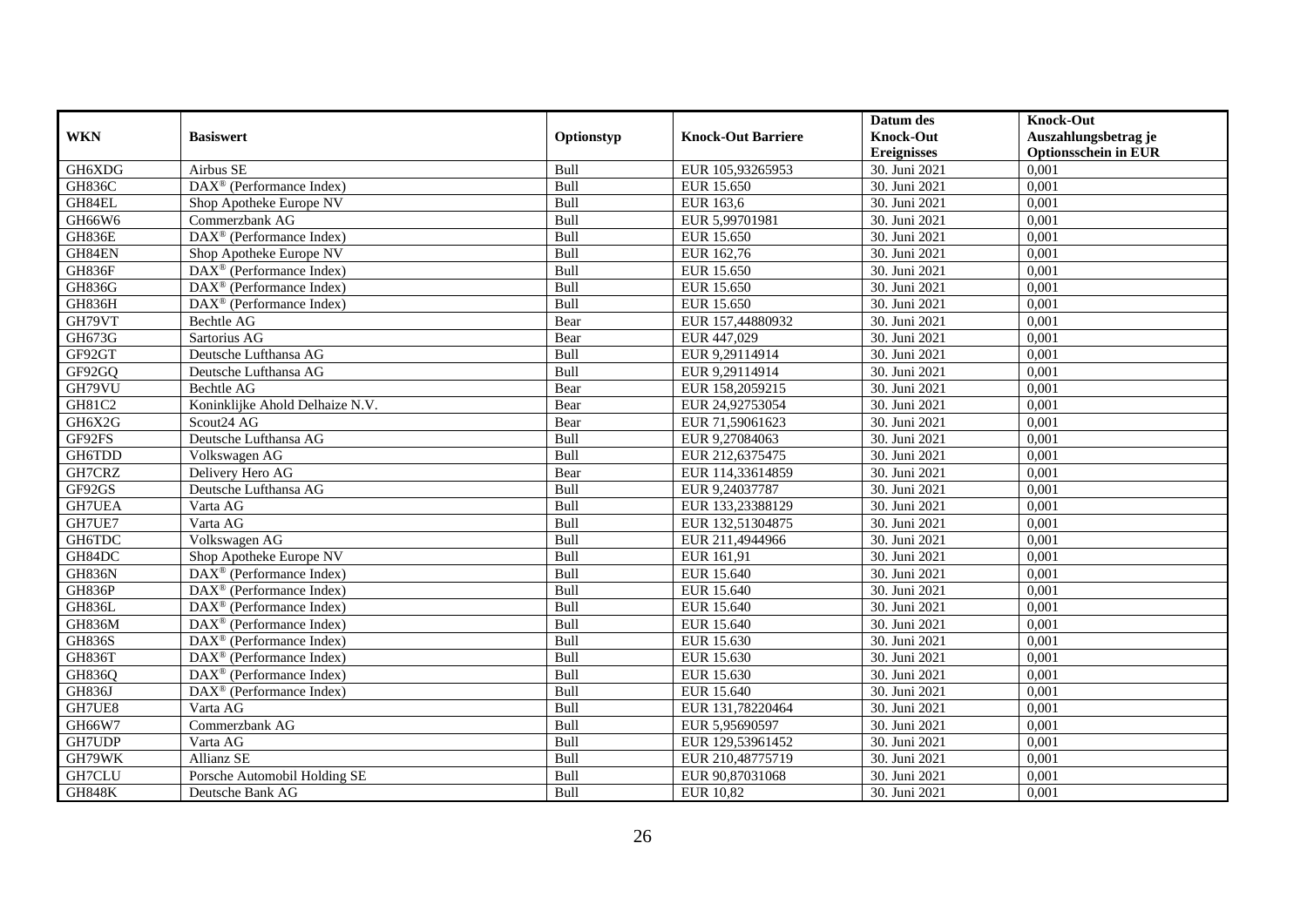| WKN | Basiswert | Optionstyp | Knock-Out Barriere | Datum des Knock-Out Ereignisses | Knock-Out Auszahlungsbetrag je Optionsschein in EUR |
|---|---|---|---|---|---|
| GH6XDG | Airbus SE | Bull | EUR 105,93265953 | 30. Juni 2021 | 0,001 |
| GH836C | DAX® (Performance Index) | Bull | EUR 15.650 | 30. Juni 2021 | 0,001 |
| GH84EL | Shop Apotheke Europe NV | Bull | EUR 163,6 | 30. Juni 2021 | 0,001 |
| GH66W6 | Commerzbank AG | Bull | EUR 5,99701981 | 30. Juni 2021 | 0,001 |
| GH836E | DAX® (Performance Index) | Bull | EUR 15.650 | 30. Juni 2021 | 0,001 |
| GH84EN | Shop Apotheke Europe NV | Bull | EUR 162,76 | 30. Juni 2021 | 0,001 |
| GH836F | DAX® (Performance Index) | Bull | EUR 15.650 | 30. Juni 2021 | 0,001 |
| GH836G | DAX® (Performance Index) | Bull | EUR 15.650 | 30. Juni 2021 | 0,001 |
| GH836H | DAX® (Performance Index) | Bull | EUR 15.650 | 30. Juni 2021 | 0,001 |
| GH79VT | Bechtle AG | Bear | EUR 157,44880932 | 30. Juni 2021 | 0,001 |
| GH673G | Sartorius AG | Bear | EUR 447,029 | 30. Juni 2021 | 0,001 |
| GF92GT | Deutsche Lufthansa AG | Bull | EUR 9,29114914 | 30. Juni 2021 | 0,001 |
| GF92GQ | Deutsche Lufthansa AG | Bull | EUR 9,29114914 | 30. Juni 2021 | 0,001 |
| GH79VU | Bechtle AG | Bear | EUR 158,2059215 | 30. Juni 2021 | 0,001 |
| GH81C2 | Koninklijke Ahold Delhaize N.V. | Bear | EUR 24,92753054 | 30. Juni 2021 | 0,001 |
| GH6X2G | Scout24 AG | Bear | EUR 71,59061623 | 30. Juni 2021 | 0,001 |
| GF92FS | Deutsche Lufthansa AG | Bull | EUR 9,27084063 | 30. Juni 2021 | 0,001 |
| GH6TDD | Volkswagen AG | Bull | EUR 212,6375475 | 30. Juni 2021 | 0,001 |
| GH7CRZ | Delivery Hero AG | Bear | EUR 114,33614859 | 30. Juni 2021 | 0,001 |
| GF92GS | Deutsche Lufthansa AG | Bull | EUR 9,24037787 | 30. Juni 2021 | 0,001 |
| GH7UEA | Varta AG | Bull | EUR 133,23388129 | 30. Juni 2021 | 0,001 |
| GH7UE7 | Varta AG | Bull | EUR 132,51304875 | 30. Juni 2021 | 0,001 |
| GH6TDC | Volkswagen AG | Bull | EUR 211,4944966 | 30. Juni 2021 | 0,001 |
| GH84DC | Shop Apotheke Europe NV | Bull | EUR 161,91 | 30. Juni 2021 | 0,001 |
| GH836N | DAX® (Performance Index) | Bull | EUR 15.640 | 30. Juni 2021 | 0,001 |
| GH836P | DAX® (Performance Index) | Bull | EUR 15.640 | 30. Juni 2021 | 0,001 |
| GH836L | DAX® (Performance Index) | Bull | EUR 15.640 | 30. Juni 2021 | 0,001 |
| GH836M | DAX® (Performance Index) | Bull | EUR 15.640 | 30. Juni 2021 | 0,001 |
| GH836S | DAX® (Performance Index) | Bull | EUR 15.630 | 30. Juni 2021 | 0,001 |
| GH836T | DAX® (Performance Index) | Bull | EUR 15.630 | 30. Juni 2021 | 0,001 |
| GH836Q | DAX® (Performance Index) | Bull | EUR 15.630 | 30. Juni 2021 | 0,001 |
| GH836J | DAX® (Performance Index) | Bull | EUR 15.640 | 30. Juni 2021 | 0,001 |
| GH7UE8 | Varta AG | Bull | EUR 131,78220464 | 30. Juni 2021 | 0,001 |
| GH66W7 | Commerzbank AG | Bull | EUR 5,95690597 | 30. Juni 2021 | 0,001 |
| GH7UDP | Varta AG | Bull | EUR 129,53961452 | 30. Juni 2021 | 0,001 |
| GH79WK | Allianz SE | Bull | EUR 210,48775719 | 30. Juni 2021 | 0,001 |
| GH7CLU | Porsche Automobil Holding SE | Bull | EUR 90,87031068 | 30. Juni 2021 | 0,001 |
| GH848K | Deutsche Bank AG | Bull | EUR 10,82 | 30. Juni 2021 | 0,001 |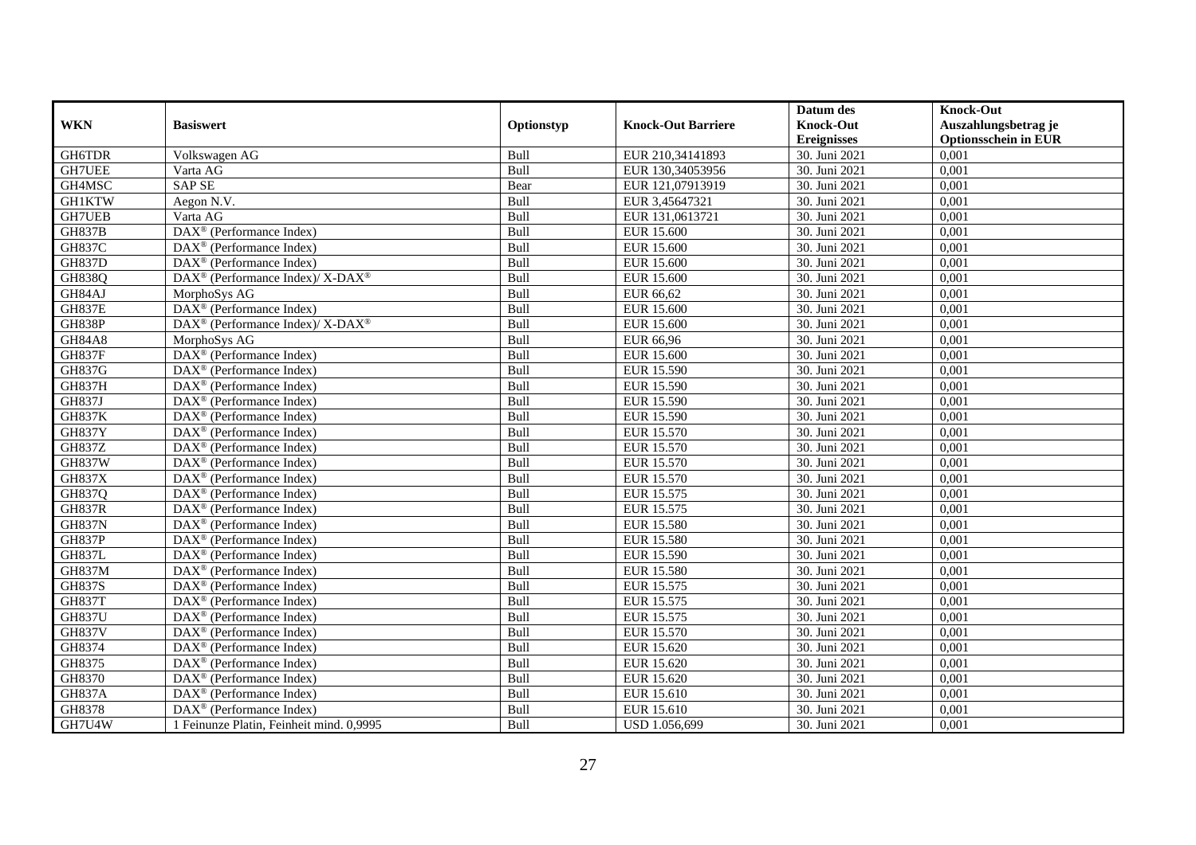| WKN | Basiswert | Optionstyp | Knock-Out Barriere | Datum des Knock-Out Ereignisses | Knock-Out Auszahlungsbetrag je Optionsschein in EUR |
|---|---|---|---|---|---|
| GH6TDR | Volkswagen AG | Bull | EUR 210,34141893 | 30. Juni 2021 | 0,001 |
| GH7UEE | Varta AG | Bull | EUR 130,34053956 | 30. Juni 2021 | 0,001 |
| GH4MSC | SAP SE | Bear | EUR 121,07913919 | 30. Juni 2021 | 0,001 |
| GH1KTW | Aegon N.V. | Bull | EUR 3,45647321 | 30. Juni 2021 | 0,001 |
| GH7UEB | Varta AG | Bull | EUR 131,0613721 | 30. Juni 2021 | 0,001 |
| GH837B | DAX® (Performance Index) | Bull | EUR 15.600 | 30. Juni 2021 | 0,001 |
| GH837C | DAX® (Performance Index) | Bull | EUR 15.600 | 30. Juni 2021 | 0,001 |
| GH837D | DAX® (Performance Index) | Bull | EUR 15.600 | 30. Juni 2021 | 0,001 |
| GH838Q | DAX® (Performance Index)/ X-DAX® | Bull | EUR 15.600 | 30. Juni 2021 | 0,001 |
| GH84AJ | MorphoSys AG | Bull | EUR 66,62 | 30. Juni 2021 | 0,001 |
| GH837E | DAX® (Performance Index) | Bull | EUR 15.600 | 30. Juni 2021 | 0,001 |
| GH838P | DAX® (Performance Index)/ X-DAX® | Bull | EUR 15.600 | 30. Juni 2021 | 0,001 |
| GH84A8 | MorphoSys AG | Bull | EUR 66,96 | 30. Juni 2021 | 0,001 |
| GH837F | DAX® (Performance Index) | Bull | EUR 15.600 | 30. Juni 2021 | 0,001 |
| GH837G | DAX® (Performance Index) | Bull | EUR 15.590 | 30. Juni 2021 | 0,001 |
| GH837H | DAX® (Performance Index) | Bull | EUR 15.590 | 30. Juni 2021 | 0,001 |
| GH837J | DAX® (Performance Index) | Bull | EUR 15.590 | 30. Juni 2021 | 0,001 |
| GH837K | DAX® (Performance Index) | Bull | EUR 15.590 | 30. Juni 2021 | 0,001 |
| GH837Y | DAX® (Performance Index) | Bull | EUR 15.570 | 30. Juni 2021 | 0,001 |
| GH837Z | DAX® (Performance Index) | Bull | EUR 15.570 | 30. Juni 2021 | 0,001 |
| GH837W | DAX® (Performance Index) | Bull | EUR 15.570 | 30. Juni 2021 | 0,001 |
| GH837X | DAX® (Performance Index) | Bull | EUR 15.570 | 30. Juni 2021 | 0,001 |
| GH837Q | DAX® (Performance Index) | Bull | EUR 15.575 | 30. Juni 2021 | 0,001 |
| GH837R | DAX® (Performance Index) | Bull | EUR 15.575 | 30. Juni 2021 | 0,001 |
| GH837N | DAX® (Performance Index) | Bull | EUR 15.580 | 30. Juni 2021 | 0,001 |
| GH837P | DAX® (Performance Index) | Bull | EUR 15.580 | 30. Juni 2021 | 0,001 |
| GH837L | DAX® (Performance Index) | Bull | EUR 15.590 | 30. Juni 2021 | 0,001 |
| GH837M | DAX® (Performance Index) | Bull | EUR 15.580 | 30. Juni 2021 | 0,001 |
| GH837S | DAX® (Performance Index) | Bull | EUR 15.575 | 30. Juni 2021 | 0,001 |
| GH837T | DAX® (Performance Index) | Bull | EUR 15.575 | 30. Juni 2021 | 0,001 |
| GH837U | DAX® (Performance Index) | Bull | EUR 15.575 | 30. Juni 2021 | 0,001 |
| GH837V | DAX® (Performance Index) | Bull | EUR 15.570 | 30. Juni 2021 | 0,001 |
| GH8374 | DAX® (Performance Index) | Bull | EUR 15.620 | 30. Juni 2021 | 0,001 |
| GH8375 | DAX® (Performance Index) | Bull | EUR 15.620 | 30. Juni 2021 | 0,001 |
| GH8370 | DAX® (Performance Index) | Bull | EUR 15.620 | 30. Juni 2021 | 0,001 |
| GH837A | DAX® (Performance Index) | Bull | EUR 15.610 | 30. Juni 2021 | 0,001 |
| GH8378 | DAX® (Performance Index) | Bull | EUR 15.610 | 30. Juni 2021 | 0,001 |
| GH7U4W | 1 Feinunze Platin, Feinheit mind. 0,9995 | Bull | USD 1.056,699 | 30. Juni 2021 | 0,001 |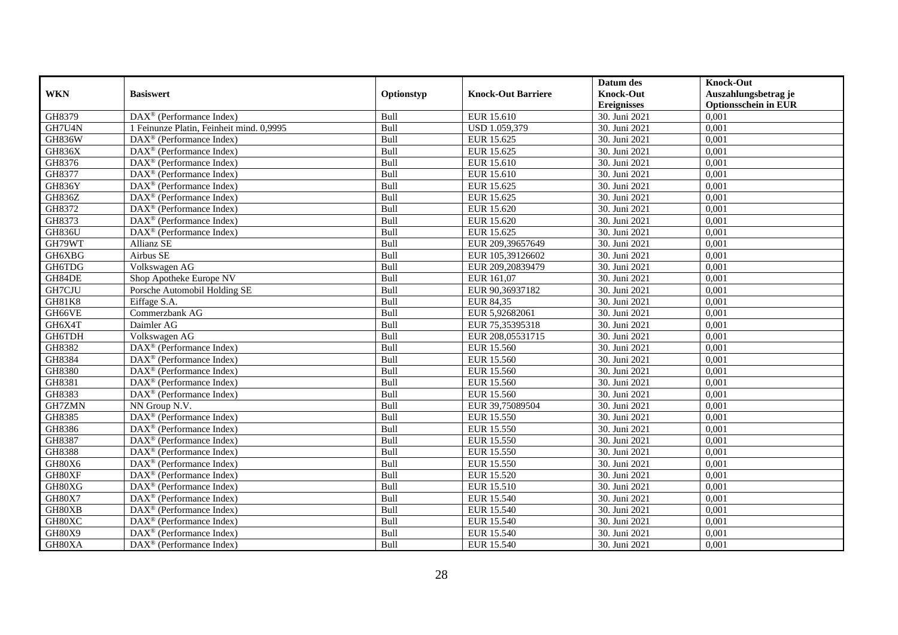| WKN | Basiswert | Optionstyp | Knock-Out Barriere | Datum des Knock-Out Ereignisses | Knock-Out Auszahlungsbetrag je Optionsschein in EUR |
|---|---|---|---|---|---|
| GH8379 | DAX® (Performance Index) | Bull | EUR 15.610 | 30. Juni 2021 | 0,001 |
| GH7U4N | 1 Feinunze Platin, Feinheit mind. 0,9995 | Bull | USD 1.059,379 | 30. Juni 2021 | 0,001 |
| GH836W | DAX® (Performance Index) | Bull | EUR 15.625 | 30. Juni 2021 | 0,001 |
| GH836X | DAX® (Performance Index) | Bull | EUR 15.625 | 30. Juni 2021 | 0,001 |
| GH8376 | DAX® (Performance Index) | Bull | EUR 15.610 | 30. Juni 2021 | 0,001 |
| GH8377 | DAX® (Performance Index) | Bull | EUR 15.610 | 30. Juni 2021 | 0,001 |
| GH836Y | DAX® (Performance Index) | Bull | EUR 15.625 | 30. Juni 2021 | 0,001 |
| GH836Z | DAX® (Performance Index) | Bull | EUR 15.625 | 30. Juni 2021 | 0,001 |
| GH8372 | DAX® (Performance Index) | Bull | EUR 15.620 | 30. Juni 2021 | 0,001 |
| GH8373 | DAX® (Performance Index) | Bull | EUR 15.620 | 30. Juni 2021 | 0,001 |
| GH836U | DAX® (Performance Index) | Bull | EUR 15.625 | 30. Juni 2021 | 0,001 |
| GH79WT | Allianz SE | Bull | EUR 209,39657649 | 30. Juni 2021 | 0,001 |
| GH6XBG | Airbus SE | Bull | EUR 105,39126602 | 30. Juni 2021 | 0,001 |
| GH6TDG | Volkswagen AG | Bull | EUR 209,20839479 | 30. Juni 2021 | 0,001 |
| GH84DE | Shop Apotheke Europe NV | Bull | EUR 161,07 | 30. Juni 2021 | 0,001 |
| GH7CJU | Porsche Automobil Holding SE | Bull | EUR 90,36937182 | 30. Juni 2021 | 0,001 |
| GH81K8 | Eiffage S.A. | Bull | EUR 84,35 | 30. Juni 2021 | 0,001 |
| GH66VE | Commerzbank AG | Bull | EUR 5,92682061 | 30. Juni 2021 | 0,001 |
| GH6X4T | Daimler AG | Bull | EUR 75,35395318 | 30. Juni 2021 | 0,001 |
| GH6TDH | Volkswagen AG | Bull | EUR 208,05531715 | 30. Juni 2021 | 0,001 |
| GH8382 | DAX® (Performance Index) | Bull | EUR 15.560 | 30. Juni 2021 | 0,001 |
| GH8384 | DAX® (Performance Index) | Bull | EUR 15.560 | 30. Juni 2021 | 0,001 |
| GH8380 | DAX® (Performance Index) | Bull | EUR 15.560 | 30. Juni 2021 | 0,001 |
| GH8381 | DAX® (Performance Index) | Bull | EUR 15.560 | 30. Juni 2021 | 0,001 |
| GH8383 | DAX® (Performance Index) | Bull | EUR 15.560 | 30. Juni 2021 | 0,001 |
| GH7ZMN | NN Group N.V. | Bull | EUR 39,75089504 | 30. Juni 2021 | 0,001 |
| GH8385 | DAX® (Performance Index) | Bull | EUR 15.550 | 30. Juni 2021 | 0,001 |
| GH8386 | DAX® (Performance Index) | Bull | EUR 15.550 | 30. Juni 2021 | 0,001 |
| GH8387 | DAX® (Performance Index) | Bull | EUR 15.550 | 30. Juni 2021 | 0,001 |
| GH8388 | DAX® (Performance Index) | Bull | EUR 15.550 | 30. Juni 2021 | 0,001 |
| GH80X6 | DAX® (Performance Index) | Bull | EUR 15.550 | 30. Juni 2021 | 0,001 |
| GH80XF | DAX® (Performance Index) | Bull | EUR 15.520 | 30. Juni 2021 | 0,001 |
| GH80XG | DAX® (Performance Index) | Bull | EUR 15.510 | 30. Juni 2021 | 0,001 |
| GH80X7 | DAX® (Performance Index) | Bull | EUR 15.540 | 30. Juni 2021 | 0,001 |
| GH80XB | DAX® (Performance Index) | Bull | EUR 15.540 | 30. Juni 2021 | 0,001 |
| GH80XC | DAX® (Performance Index) | Bull | EUR 15.540 | 30. Juni 2021 | 0,001 |
| GH80X9 | DAX® (Performance Index) | Bull | EUR 15.540 | 30. Juni 2021 | 0,001 |
| GH80XA | DAX® (Performance Index) | Bull | EUR 15.540 | 30. Juni 2021 | 0,001 |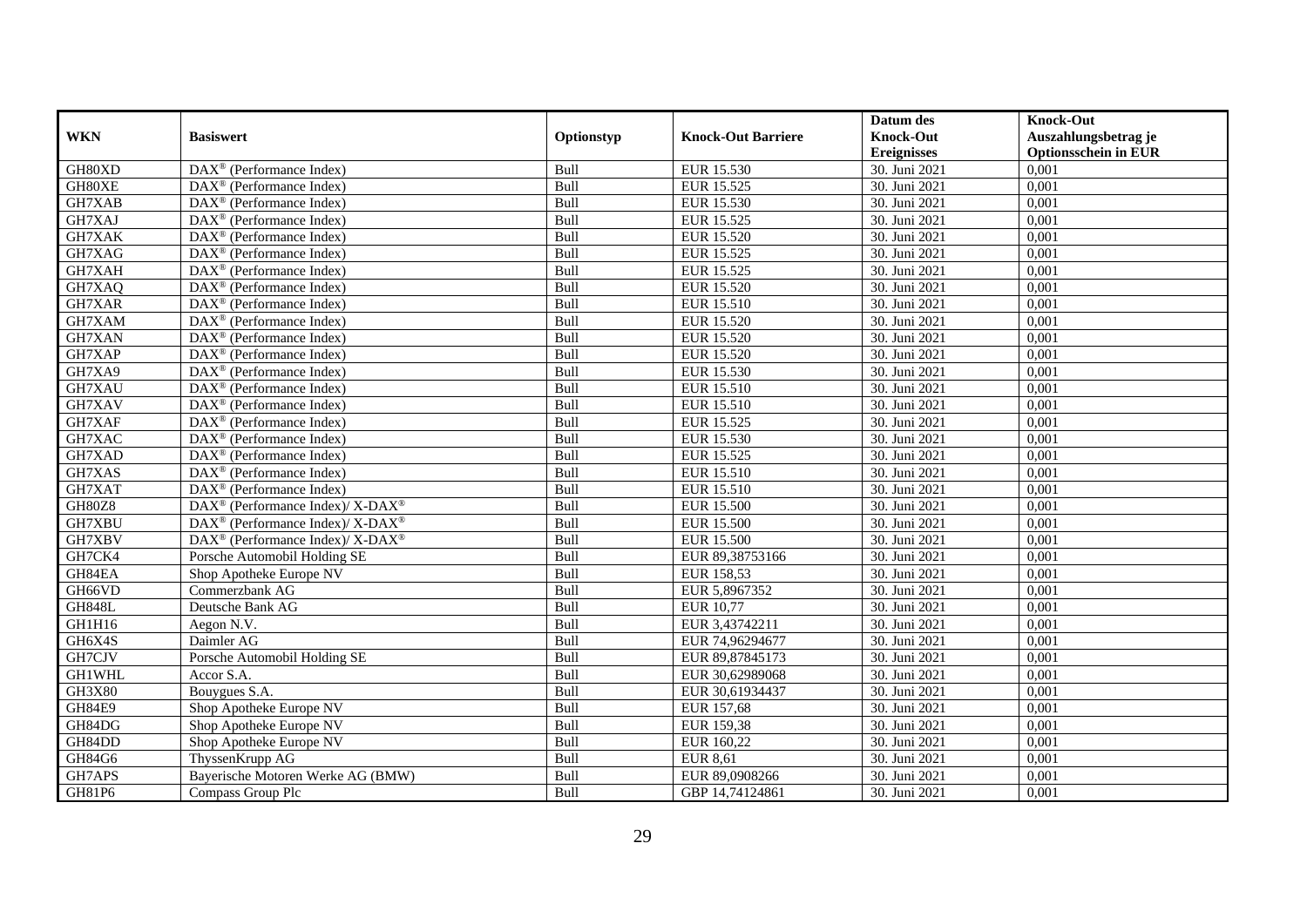| WKN | Basiswert | Optionstyp | Knock-Out Barriere | Datum des Knock-Out Ereignisses | Knock-Out Auszahlungsbetrag je Optionsschein in EUR |
|---|---|---|---|---|---|
| GH80XD | DAX® (Performance Index) | Bull | EUR 15.530 | 30. Juni 2021 | 0,001 |
| GH80XE | DAX® (Performance Index) | Bull | EUR 15.525 | 30. Juni 2021 | 0,001 |
| GH7XAB | DAX® (Performance Index) | Bull | EUR 15.530 | 30. Juni 2021 | 0,001 |
| GH7XAJ | DAX® (Performance Index) | Bull | EUR 15.525 | 30. Juni 2021 | 0,001 |
| GH7XAK | DAX® (Performance Index) | Bull | EUR 15.520 | 30. Juni 2021 | 0,001 |
| GH7XAG | DAX® (Performance Index) | Bull | EUR 15.525 | 30. Juni 2021 | 0,001 |
| GH7XAH | DAX® (Performance Index) | Bull | EUR 15.525 | 30. Juni 2021 | 0,001 |
| GH7XAQ | DAX® (Performance Index) | Bull | EUR 15.520 | 30. Juni 2021 | 0,001 |
| GH7XAR | DAX® (Performance Index) | Bull | EUR 15.510 | 30. Juni 2021 | 0,001 |
| GH7XAM | DAX® (Performance Index) | Bull | EUR 15.520 | 30. Juni 2021 | 0,001 |
| GH7XAN | DAX® (Performance Index) | Bull | EUR 15.520 | 30. Juni 2021 | 0,001 |
| GH7XAP | DAX® (Performance Index) | Bull | EUR 15.520 | 30. Juni 2021 | 0,001 |
| GH7XA9 | DAX® (Performance Index) | Bull | EUR 15.530 | 30. Juni 2021 | 0,001 |
| GH7XAU | DAX® (Performance Index) | Bull | EUR 15.510 | 30. Juni 2021 | 0,001 |
| GH7XAV | DAX® (Performance Index) | Bull | EUR 15.510 | 30. Juni 2021 | 0,001 |
| GH7XAF | DAX® (Performance Index) | Bull | EUR 15.525 | 30. Juni 2021 | 0,001 |
| GH7XAC | DAX® (Performance Index) | Bull | EUR 15.530 | 30. Juni 2021 | 0,001 |
| GH7XAD | DAX® (Performance Index) | Bull | EUR 15.525 | 30. Juni 2021 | 0,001 |
| GH7XAS | DAX® (Performance Index) | Bull | EUR 15.510 | 30. Juni 2021 | 0,001 |
| GH7XAT | DAX® (Performance Index) | Bull | EUR 15.510 | 30. Juni 2021 | 0,001 |
| GH80Z8 | DAX® (Performance Index)/ X-DAX® | Bull | EUR 15.500 | 30. Juni 2021 | 0,001 |
| GH7XBU | DAX® (Performance Index)/ X-DAX® | Bull | EUR 15.500 | 30. Juni 2021 | 0,001 |
| GH7XBV | DAX® (Performance Index)/ X-DAX® | Bull | EUR 15.500 | 30. Juni 2021 | 0,001 |
| GH7CK4 | Porsche Automobil Holding SE | Bull | EUR 89,38753166 | 30. Juni 2021 | 0,001 |
| GH84EA | Shop Apotheke Europe NV | Bull | EUR 158,53 | 30. Juni 2021 | 0,001 |
| GH66VD | Commerzbank AG | Bull | EUR 5,8967352 | 30. Juni 2021 | 0,001 |
| GH848L | Deutsche Bank AG | Bull | EUR 10,77 | 30. Juni 2021 | 0,001 |
| GH1H16 | Aegon N.V. | Bull | EUR 3,43742211 | 30. Juni 2021 | 0,001 |
| GH6X4S | Daimler AG | Bull | EUR 74,96294677 | 30. Juni 2021 | 0,001 |
| GH7CJV | Porsche Automobil Holding SE | Bull | EUR 89,87845173 | 30. Juni 2021 | 0,001 |
| GH1WHL | Accor S.A. | Bull | EUR 30,62989068 | 30. Juni 2021 | 0,001 |
| GH3X80 | Bouygues S.A. | Bull | EUR 30,61934437 | 30. Juni 2021 | 0,001 |
| GH84E9 | Shop Apotheke Europe NV | Bull | EUR 157,68 | 30. Juni 2021 | 0,001 |
| GH84DG | Shop Apotheke Europe NV | Bull | EUR 159,38 | 30. Juni 2021 | 0,001 |
| GH84DD | Shop Apotheke Europe NV | Bull | EUR 160,22 | 30. Juni 2021 | 0,001 |
| GH84G6 | ThyssenKrupp AG | Bull | EUR 8,61 | 30. Juni 2021 | 0,001 |
| GH7APS | Bayerische Motoren Werke AG (BMW) | Bull | EUR 89,0908266 | 30. Juni 2021 | 0,001 |
| GH81P6 | Compass Group Plc | Bull | GBP 14,74124861 | 30. Juni 2021 | 0,001 |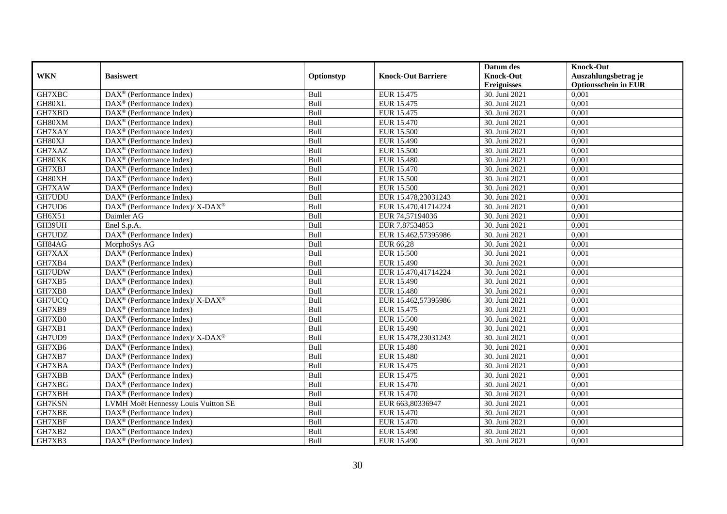| WKN | Basiswert | Optionstyp | Knock-Out Barriere | Datum des Knock-Out Ereignisses | Knock-Out Auszahlungsbetrag je Optionsschein in EUR |
|---|---|---|---|---|---|
| GH7XBC | DAX® (Performance Index) | Bull | EUR 15.475 | 30. Juni 2021 | 0,001 |
| GH80XL | DAX® (Performance Index) | Bull | EUR 15.475 | 30. Juni 2021 | 0,001 |
| GH7XBD | DAX® (Performance Index) | Bull | EUR 15.475 | 30. Juni 2021 | 0,001 |
| GH80XM | DAX® (Performance Index) | Bull | EUR 15.470 | 30. Juni 2021 | 0,001 |
| GH7XAY | DAX® (Performance Index) | Bull | EUR 15.500 | 30. Juni 2021 | 0,001 |
| GH80XJ | DAX® (Performance Index) | Bull | EUR 15.490 | 30. Juni 2021 | 0,001 |
| GH7XAZ | DAX® (Performance Index) | Bull | EUR 15.500 | 30. Juni 2021 | 0,001 |
| GH80XK | DAX® (Performance Index) | Bull | EUR 15.480 | 30. Juni 2021 | 0,001 |
| GH7XBJ | DAX® (Performance Index) | Bull | EUR 15.470 | 30. Juni 2021 | 0,001 |
| GH80XH | DAX® (Performance Index) | Bull | EUR 15.500 | 30. Juni 2021 | 0,001 |
| GH7XAW | DAX® (Performance Index) | Bull | EUR 15.500 | 30. Juni 2021 | 0,001 |
| GH7UDU | DAX® (Performance Index) | Bull | EUR 15.478,23031243 | 30. Juni 2021 | 0,001 |
| GH7UD6 | DAX® (Performance Index)/ X-DAX® | Bull | EUR 15.470,41714224 | 30. Juni 2021 | 0,001 |
| GH6X51 | Daimler AG | Bull | EUR 74,57194036 | 30. Juni 2021 | 0,001 |
| GH39UH | Enel S.p.A. | Bull | EUR 7,87534853 | 30. Juni 2021 | 0,001 |
| GH7UDZ | DAX® (Performance Index) | Bull | EUR 15.462,57395986 | 30. Juni 2021 | 0,001 |
| GH84AG | MorphoSys AG | Bull | EUR 66,28 | 30. Juni 2021 | 0,001 |
| GH7XAX | DAX® (Performance Index) | Bull | EUR 15.500 | 30. Juni 2021 | 0,001 |
| GH7XB4 | DAX® (Performance Index) | Bull | EUR 15.490 | 30. Juni 2021 | 0,001 |
| GH7UDW | DAX® (Performance Index) | Bull | EUR 15.470,41714224 | 30. Juni 2021 | 0,001 |
| GH7XB5 | DAX® (Performance Index) | Bull | EUR 15.490 | 30. Juni 2021 | 0,001 |
| GH7XB8 | DAX® (Performance Index) | Bull | EUR 15.480 | 30. Juni 2021 | 0,001 |
| GH7UCQ | DAX® (Performance Index)/ X-DAX® | Bull | EUR 15.462,57395986 | 30. Juni 2021 | 0,001 |
| GH7XB9 | DAX® (Performance Index) | Bull | EUR 15.475 | 30. Juni 2021 | 0,001 |
| GH7XB0 | DAX® (Performance Index) | Bull | EUR 15.500 | 30. Juni 2021 | 0,001 |
| GH7XB1 | DAX® (Performance Index) | Bull | EUR 15.490 | 30. Juni 2021 | 0,001 |
| GH7UD9 | DAX® (Performance Index)/ X-DAX® | Bull | EUR 15.478,23031243 | 30. Juni 2021 | 0,001 |
| GH7XB6 | DAX® (Performance Index) | Bull | EUR 15.480 | 30. Juni 2021 | 0,001 |
| GH7XB7 | DAX® (Performance Index) | Bull | EUR 15.480 | 30. Juni 2021 | 0,001 |
| GH7XBA | DAX® (Performance Index) | Bull | EUR 15.475 | 30. Juni 2021 | 0,001 |
| GH7XBB | DAX® (Performance Index) | Bull | EUR 15.475 | 30. Juni 2021 | 0,001 |
| GH7XBG | DAX® (Performance Index) | Bull | EUR 15.470 | 30. Juni 2021 | 0,001 |
| GH7XBH | DAX® (Performance Index) | Bull | EUR 15.470 | 30. Juni 2021 | 0,001 |
| GH7KSN | LVMH Moët Hennessy Louis Vuitton SE | Bull | EUR 663,80336947 | 30. Juni 2021 | 0,001 |
| GH7XBE | DAX® (Performance Index) | Bull | EUR 15.470 | 30. Juni 2021 | 0,001 |
| GH7XBF | DAX® (Performance Index) | Bull | EUR 15.470 | 30. Juni 2021 | 0,001 |
| GH7XB2 | DAX® (Performance Index) | Bull | EUR 15.490 | 30. Juni 2021 | 0,001 |
| GH7XB3 | DAX® (Performance Index) | Bull | EUR 15.490 | 30. Juni 2021 | 0,001 |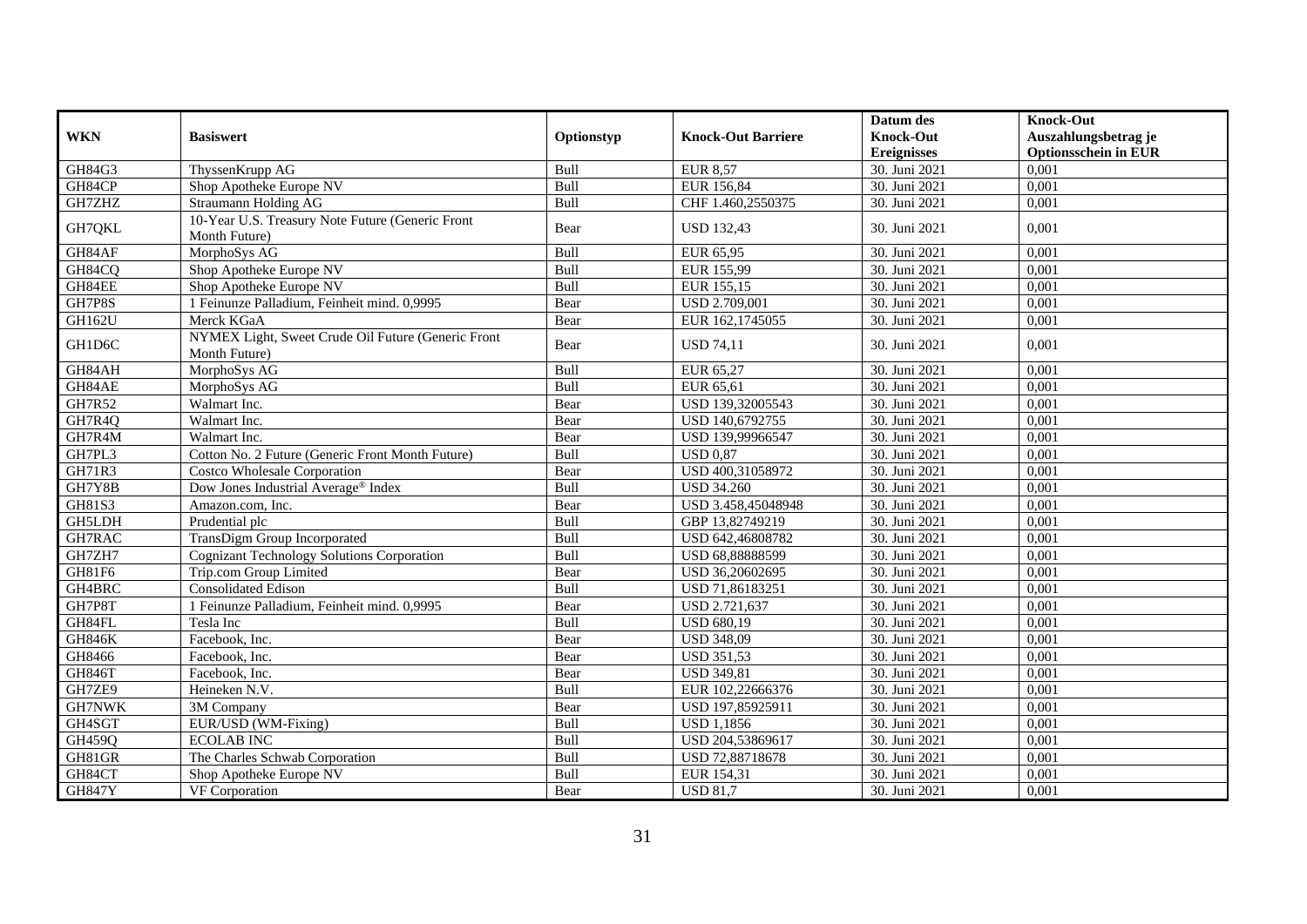| WKN | Basiswert | Optionstyp | Knock-Out Barriere | Datum des Knock-Out Ereignisses | Knock-Out Auszahlungsbetrag je Optionsschein in EUR |
|---|---|---|---|---|---|
| GH84G3 | ThyssenKrupp AG | Bull | EUR 8,57 | 30. Juni 2021 | 0,001 |
| GH84CP | Shop Apotheke Europe NV | Bull | EUR 156,84 | 30. Juni 2021 | 0,001 |
| GH7ZHZ | Straumann Holding AG | Bull | CHF 1.460,2550375 | 30. Juni 2021 | 0,001 |
| GH7QKL | 10-Year U.S. Treasury Note Future (Generic Front Month Future) | Bear | USD 132,43 | 30. Juni 2021 | 0,001 |
| GH84AF | MorphoSys AG | Bull | EUR 65,95 | 30. Juni 2021 | 0,001 |
| GH84CQ | Shop Apotheke Europe NV | Bull | EUR 155,99 | 30. Juni 2021 | 0,001 |
| GH84EE | Shop Apotheke Europe NV | Bull | EUR 155,15 | 30. Juni 2021 | 0,001 |
| GH7P8S | 1 Feinunze Palladium, Feinheit mind. 0,9995 | Bear | USD 2.709,001 | 30. Juni 2021 | 0,001 |
| GH162U | Merck KGaA | Bear | EUR 162,1745055 | 30. Juni 2021 | 0,001 |
| GH1D6C | NYMEX Light, Sweet Crude Oil Future (Generic Front Month Future) | Bear | USD 74,11 | 30. Juni 2021 | 0,001 |
| GH84AH | MorphoSys AG | Bull | EUR 65,27 | 30. Juni 2021 | 0,001 |
| GH84AE | MorphoSys AG | Bull | EUR 65,61 | 30. Juni 2021 | 0,001 |
| GH7R52 | Walmart Inc. | Bear | USD 139,32005543 | 30. Juni 2021 | 0,001 |
| GH7R4Q | Walmart Inc. | Bear | USD 140,6792755 | 30. Juni 2021 | 0,001 |
| GH7R4M | Walmart Inc. | Bear | USD 139,99966547 | 30. Juni 2021 | 0,001 |
| GH7PL3 | Cotton No. 2 Future (Generic Front Month Future) | Bull | USD 0,87 | 30. Juni 2021 | 0,001 |
| GH71R3 | Costco Wholesale Corporation | Bear | USD 400,31058972 | 30. Juni 2021 | 0,001 |
| GH7Y8B | Dow Jones Industrial Average® Index | Bull | USD 34.260 | 30. Juni 2021 | 0,001 |
| GH81S3 | Amazon.com, Inc. | Bear | USD 3.458,45048948 | 30. Juni 2021 | 0,001 |
| GH5LDH | Prudential plc | Bull | GBP 13,82749219 | 30. Juni 2021 | 0,001 |
| GH7RAC | TransDigm Group Incorporated | Bull | USD 642,46808782 | 30. Juni 2021 | 0,001 |
| GH7ZH7 | Cognizant Technology Solutions Corporation | Bull | USD 68,88888599 | 30. Juni 2021 | 0,001 |
| GH81F6 | Trip.com Group Limited | Bear | USD 36,20602695 | 30. Juni 2021 | 0,001 |
| GH4BRC | Consolidated Edison | Bull | USD 71,86183251 | 30. Juni 2021 | 0,001 |
| GH7P8T | 1 Feinunze Palladium, Feinheit mind. 0,9995 | Bear | USD 2.721,637 | 30. Juni 2021 | 0,001 |
| GH84FL | Tesla Inc | Bull | USD 680,19 | 30. Juni 2021 | 0,001 |
| GH846K | Facebook, Inc. | Bear | USD 348,09 | 30. Juni 2021 | 0,001 |
| GH8466 | Facebook, Inc. | Bear | USD 351,53 | 30. Juni 2021 | 0,001 |
| GH846T | Facebook, Inc. | Bear | USD 349,81 | 30. Juni 2021 | 0,001 |
| GH7ZE9 | Heineken N.V. | Bull | EUR 102,22666376 | 30. Juni 2021 | 0,001 |
| GH7NWK | 3M Company | Bear | USD 197,85925911 | 30. Juni 2021 | 0,001 |
| GH4SGT | EUR/USD (WM-Fixing) | Bull | USD 1,1856 | 30. Juni 2021 | 0,001 |
| GH459Q | ECOLAB INC | Bull | USD 204,53869617 | 30. Juni 2021 | 0,001 |
| GH81GR | The Charles Schwab Corporation | Bull | USD 72,88718678 | 30. Juni 2021 | 0,001 |
| GH84CT | Shop Apotheke Europe NV | Bull | EUR 154,31 | 30. Juni 2021 | 0,001 |
| GH847Y | VF Corporation | Bear | USD 81,7 | 30. Juni 2021 | 0,001 |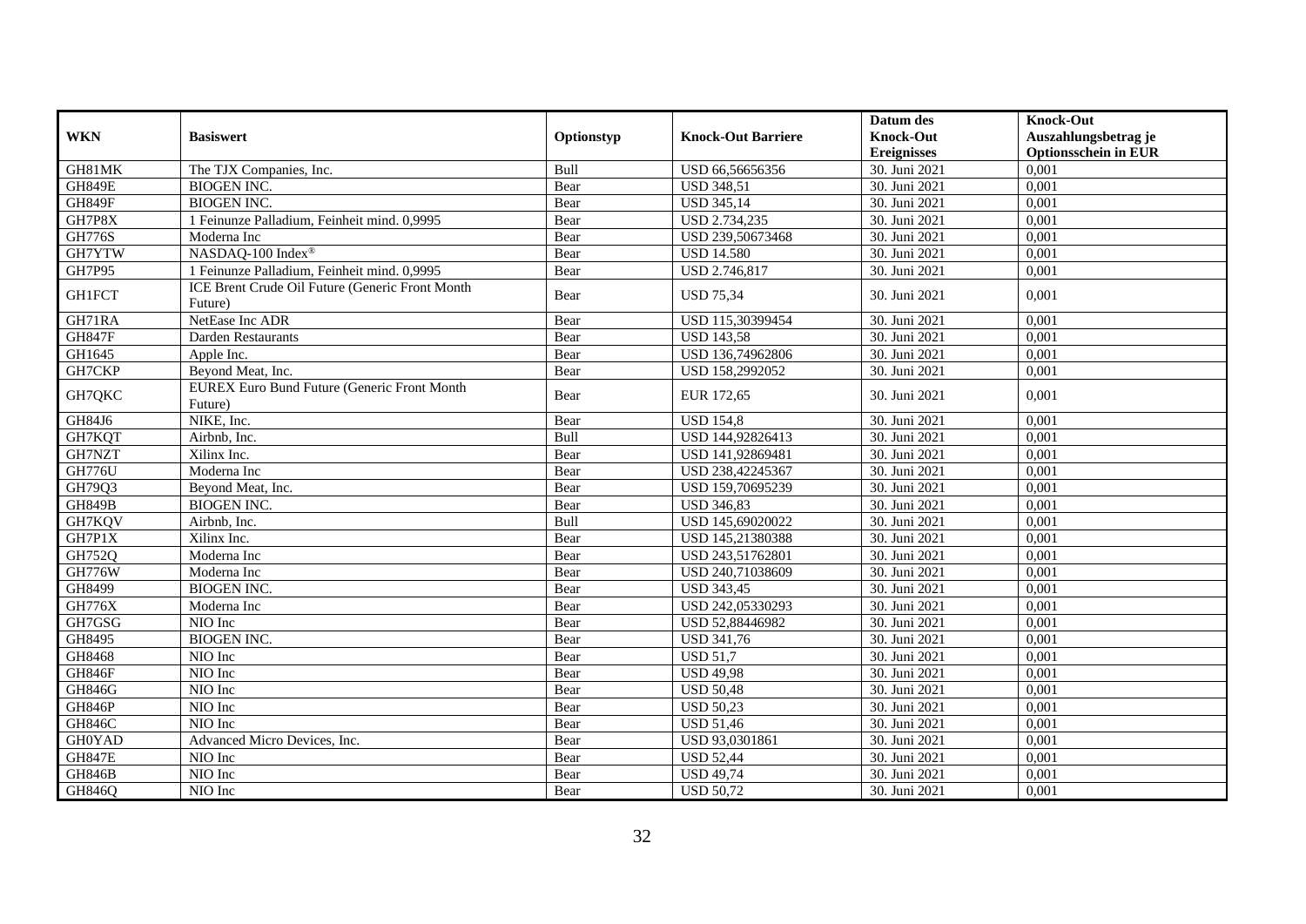| WKN | Basiswert | Optionstyp | Knock-Out Barriere | Datum des Knock-Out Ereignisses | Knock-Out Auszahlungsbetrag je Optionsschein in EUR |
|---|---|---|---|---|---|
| GH81MK | The TJX Companies, Inc. | Bull | USD 66,56656356 | 30. Juni 2021 | 0,001 |
| GH849E | BIOGEN INC. | Bear | USD 348,51 | 30. Juni 2021 | 0,001 |
| GH849F | BIOGEN INC. | Bear | USD 345,14 | 30. Juni 2021 | 0,001 |
| GH7P8X | 1 Feinunze Palladium, Feinheit mind. 0,9995 | Bear | USD 2.734,235 | 30. Juni 2021 | 0,001 |
| GH776S | Moderna Inc | Bear | USD 239,50673468 | 30. Juni 2021 | 0,001 |
| GH7YTW | NASDAQ-100 Index® | Bear | USD 14.580 | 30. Juni 2021 | 0,001 |
| GH7P95 | 1 Feinunze Palladium, Feinheit mind. 0,9995 | Bear | USD 2.746,817 | 30. Juni 2021 | 0,001 |
| GH1FCT | ICE Brent Crude Oil Future (Generic Front Month Future) | Bear | USD 75,34 | 30. Juni 2021 | 0,001 |
| GH71RA | NetEase Inc ADR | Bear | USD 115,30399454 | 30. Juni 2021 | 0,001 |
| GH847F | Darden Restaurants | Bear | USD 143,58 | 30. Juni 2021 | 0,001 |
| GH1645 | Apple Inc. | Bear | USD 136,74962806 | 30. Juni 2021 | 0,001 |
| GH7CKP | Beyond Meat, Inc. | Bear | USD 158,2992052 | 30. Juni 2021 | 0,001 |
| GH7QKC | EUREX Euro Bund Future (Generic Front Month Future) | Bear | EUR 172,65 | 30. Juni 2021 | 0,001 |
| GH84J6 | NIKE, Inc. | Bear | USD 154,8 | 30. Juni 2021 | 0,001 |
| GH7KQT | Airbnb, Inc. | Bull | USD 144,92826413 | 30. Juni 2021 | 0,001 |
| GH7NZT | Xilinx Inc. | Bear | USD 141,92869481 | 30. Juni 2021 | 0,001 |
| GH776U | Moderna Inc | Bear | USD 238,42245367 | 30. Juni 2021 | 0,001 |
| GH79Q3 | Beyond Meat, Inc. | Bear | USD 159,70695239 | 30. Juni 2021 | 0,001 |
| GH849B | BIOGEN INC. | Bear | USD 346,83 | 30. Juni 2021 | 0,001 |
| GH7KQV | Airbnb, Inc. | Bull | USD 145,69020022 | 30. Juni 2021 | 0,001 |
| GH7P1X | Xilinx Inc. | Bear | USD 145,21380388 | 30. Juni 2021 | 0,001 |
| GH752Q | Moderna Inc | Bear | USD 243,51762801 | 30. Juni 2021 | 0,001 |
| GH776W | Moderna Inc | Bear | USD 240,71038609 | 30. Juni 2021 | 0,001 |
| GH8499 | BIOGEN INC. | Bear | USD 343,45 | 30. Juni 2021 | 0,001 |
| GH776X | Moderna Inc | Bear | USD 242,05330293 | 30. Juni 2021 | 0,001 |
| GH7GSG | NIO Inc | Bear | USD 52,88446982 | 30. Juni 2021 | 0,001 |
| GH8495 | BIOGEN INC. | Bear | USD 341,76 | 30. Juni 2021 | 0,001 |
| GH8468 | NIO Inc | Bear | USD 51,7 | 30. Juni 2021 | 0,001 |
| GH846F | NIO Inc | Bear | USD 49,98 | 30. Juni 2021 | 0,001 |
| GH846G | NIO Inc | Bear | USD 50,48 | 30. Juni 2021 | 0,001 |
| GH846P | NIO Inc | Bear | USD 50,23 | 30. Juni 2021 | 0,001 |
| GH846C | NIO Inc | Bear | USD 51,46 | 30. Juni 2021 | 0,001 |
| GH0YAD | Advanced Micro Devices, Inc. | Bear | USD 93,0301861 | 30. Juni 2021 | 0,001 |
| GH847E | NIO Inc | Bear | USD 52,44 | 30. Juni 2021 | 0,001 |
| GH846B | NIO Inc | Bear | USD 49,74 | 30. Juni 2021 | 0,001 |
| GH846Q | NIO Inc | Bear | USD 50,72 | 30. Juni 2021 | 0,001 |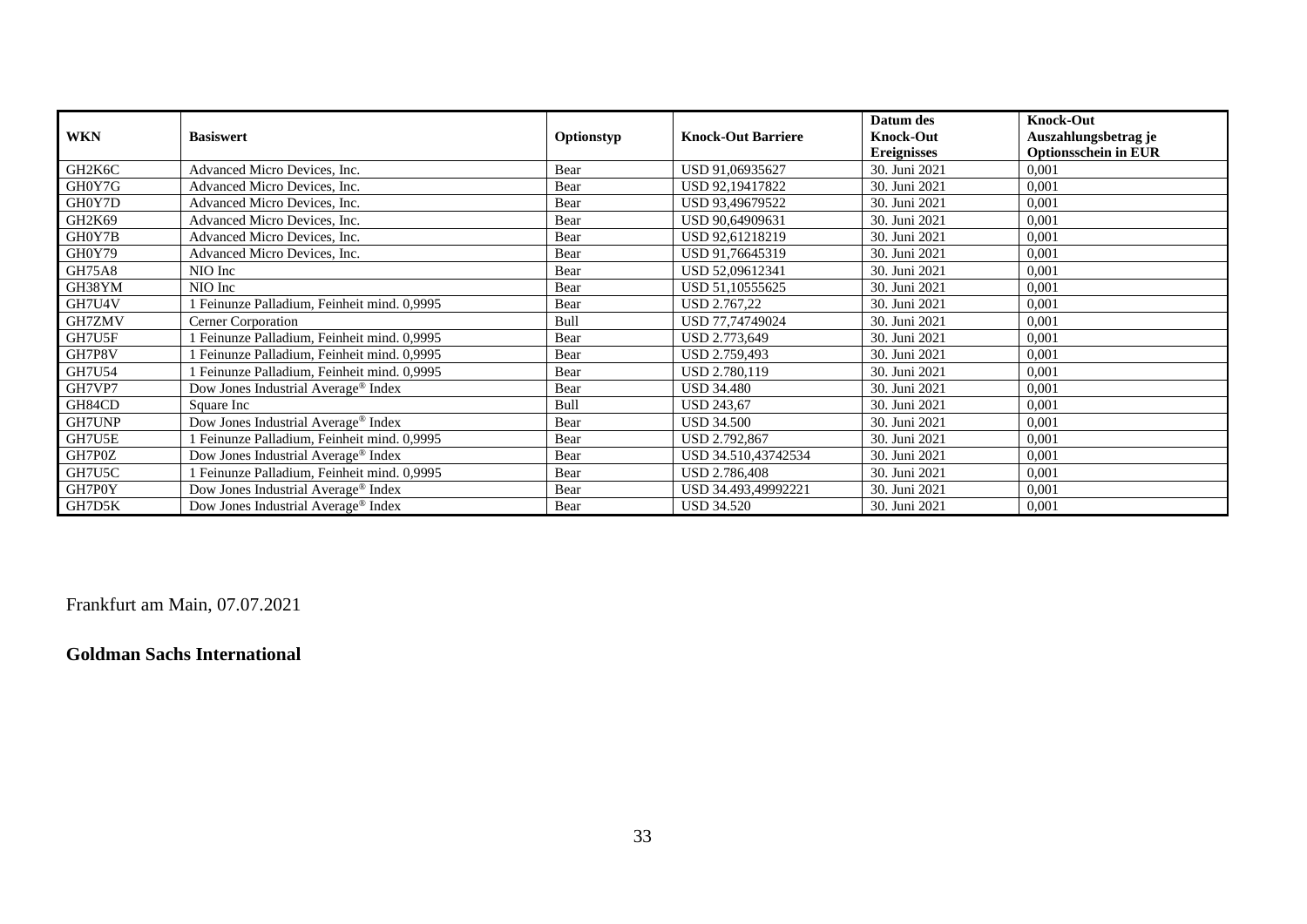| WKN | Basiswert | Optionstyp | Knock-Out Barriere | Datum des Knock-Out Ereignisses | Knock-Out Auszahlungsbetrag je Optionsschein in EUR |
|---|---|---|---|---|---|
| GH2K6C | Advanced Micro Devices, Inc. | Bear | USD 91,06935627 | 30. Juni 2021 | 0,001 |
| GH0Y7G | Advanced Micro Devices, Inc. | Bear | USD 92,19417822 | 30. Juni 2021 | 0,001 |
| GH0Y7D | Advanced Micro Devices, Inc. | Bear | USD 93,49679522 | 30. Juni 2021 | 0,001 |
| GH2K69 | Advanced Micro Devices, Inc. | Bear | USD 90,64909631 | 30. Juni 2021 | 0,001 |
| GH0Y7B | Advanced Micro Devices, Inc. | Bear | USD 92,61218219 | 30. Juni 2021 | 0,001 |
| GH0Y79 | Advanced Micro Devices, Inc. | Bear | USD 91,76645319 | 30. Juni 2021 | 0,001 |
| GH75A8 | NIO Inc | Bear | USD 52,09612341 | 30. Juni 2021 | 0,001 |
| GH38YM | NIO Inc | Bear | USD 51,10555625 | 30. Juni 2021 | 0,001 |
| GH7U4V | 1 Feinunze Palladium, Feinheit mind. 0,9995 | Bear | USD 2.767,22 | 30. Juni 2021 | 0,001 |
| GH7ZMV | Cerner Corporation | Bull | USD 77,74749024 | 30. Juni 2021 | 0,001 |
| GH7U5F | 1 Feinunze Palladium, Feinheit mind. 0,9995 | Bear | USD 2.773,649 | 30. Juni 2021 | 0,001 |
| GH7P8V | 1 Feinunze Palladium, Feinheit mind. 0,9995 | Bear | USD 2.759,493 | 30. Juni 2021 | 0,001 |
| GH7U54 | 1 Feinunze Palladium, Feinheit mind. 0,9995 | Bear | USD 2.780,119 | 30. Juni 2021 | 0,001 |
| GH7VP7 | Dow Jones Industrial Average® Index | Bear | USD 34.480 | 30. Juni 2021 | 0,001 |
| GH84CD | Square Inc | Bull | USD 243,67 | 30. Juni 2021 | 0,001 |
| GH7UNP | Dow Jones Industrial Average® Index | Bear | USD 34.500 | 30. Juni 2021 | 0,001 |
| GH7U5E | 1 Feinunze Palladium, Feinheit mind. 0,9995 | Bear | USD 2.792,867 | 30. Juni 2021 | 0,001 |
| GH7P0Z | Dow Jones Industrial Average® Index | Bear | USD 34.510,43742534 | 30. Juni 2021 | 0,001 |
| GH7U5C | 1 Feinunze Palladium, Feinheit mind. 0,9995 | Bear | USD 2.786,408 | 30. Juni 2021 | 0,001 |
| GH7P0Y | Dow Jones Industrial Average® Index | Bear | USD 34.493,49992221 | 30. Juni 2021 | 0,001 |
| GH7D5K | Dow Jones Industrial Average® Index | Bear | USD 34.520 | 30. Juni 2021 | 0,001 |

Frankfurt am Main, 07.07.2021

**Goldman Sachs International**